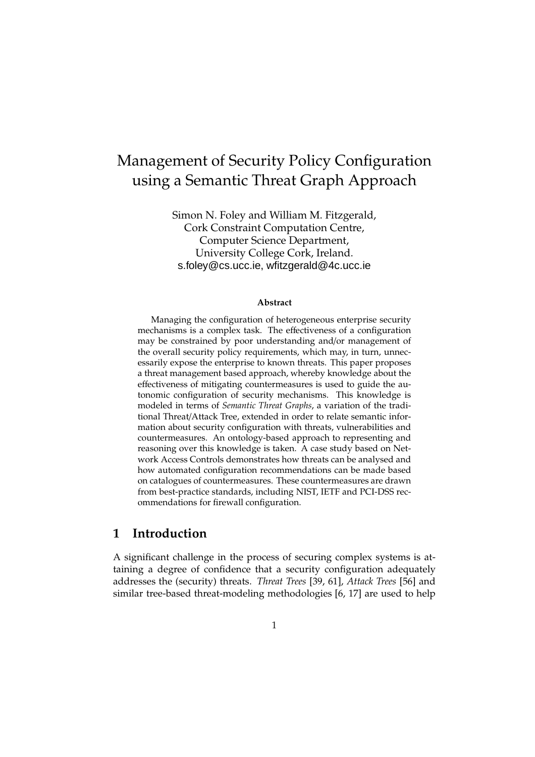# Management of Security Policy Configuration using a Semantic Threat Graph Approach

Simon N. Foley and William M. Fitzgerald,
Cork Constraint Computation Centre,
Computer Science Department,
University College Cork, Ireland.
s.foley@cs.ucc.ie, wfitzgerald@4c.ucc.ie

**Abstract**

Managing the configuration of heterogeneous enterprise security mechanisms is a complex task. The effectiveness of a configuration may be constrained by poor understanding and/or management of the overall security policy requirements, which may, in turn, unnecessarily expose the enterprise to known threats. This paper proposes a threat management based approach, whereby knowledge about the effectiveness of mitigating countermeasures is used to guide the autonomic configuration of security mechanisms. This knowledge is modeled in terms of *Semantic Threat Graphs*, a variation of the traditional Threat/Attack Tree, extended in order to relate semantic information about security configuration with threats, vulnerabilities and countermeasures. An ontology-based approach to representing and reasoning over this knowledge is taken. A case study based on Network Access Controls demonstrates how threats can be analysed and how automated configuration recommendations can be made based on catalogues of countermeasures. These countermeasures are drawn from best-practice standards, including NIST, IETF and PCI-DSS recommendations for firewall configuration.

## 1 Introduction

A significant challenge in the process of securing complex systems is attaining a degree of confidence that a security configuration adequately addresses the (security) threats. *Threat Trees* [39, 61], *Attack Trees* [56] and similar tree-based threat-modeling methodologies [6, 17] are used to help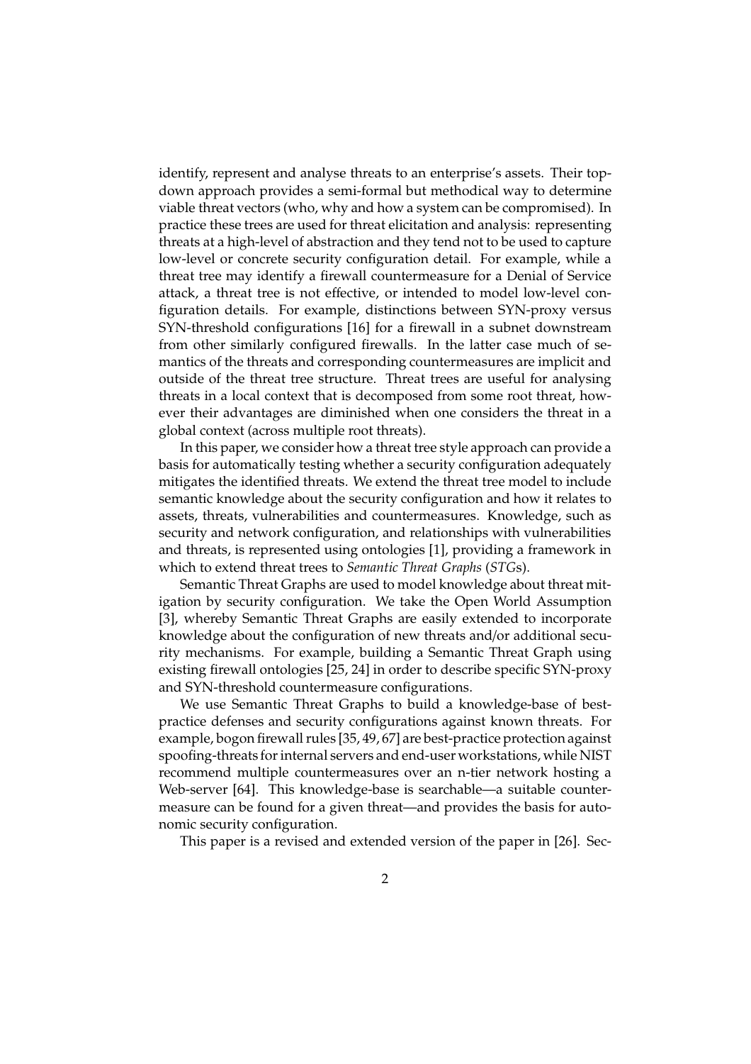identify, represent and analyse threats to an enterprise's assets. Their top-down approach provides a semi-formal but methodical way to determine viable threat vectors (who, why and how a system can be compromised). In practice these trees are used for threat elicitation and analysis: representing threats at a high-level of abstraction and they tend not to be used to capture low-level or concrete security configuration detail. For example, while a threat tree may identify a firewall countermeasure for a Denial of Service attack, a threat tree is not effective, or intended to model low-level configuration details. For example, distinctions between SYN-proxy versus SYN-threshold configurations [16] for a firewall in a subnet downstream from other similarly configured firewalls. In the latter case much of semantics of the threats and corresponding countermeasures are implicit and outside of the threat tree structure. Threat trees are useful for analysing threats in a local context that is decomposed from some root threat, however their advantages are diminished when one considers the threat in a global context (across multiple root threats).

In this paper, we consider how a threat tree style approach can provide a basis for automatically testing whether a security configuration adequately mitigates the identified threats. We extend the threat tree model to include semantic knowledge about the security configuration and how it relates to assets, threats, vulnerabilities and countermeasures. Knowledge, such as security and network configuration, and relationships with vulnerabilities and threats, is represented using ontologies [1], providing a framework in which to extend threat trees to *Semantic Threat Graphs* (*STG*s).

Semantic Threat Graphs are used to model knowledge about threat mitigation by security configuration. We take the Open World Assumption [3], whereby Semantic Threat Graphs are easily extended to incorporate knowledge about the configuration of new threats and/or additional security mechanisms. For example, building a Semantic Threat Graph using existing firewall ontologies [25, 24] in order to describe specific SYN-proxy and SYN-threshold countermeasure configurations.

We use Semantic Threat Graphs to build a knowledge-base of best-practice defenses and security configurations against known threats. For example, bogon firewall rules [35, 49, 67] are best-practice protection against spoofing-threats for internal servers and end-user workstations, while NIST recommend multiple countermeasures over an n-tier network hosting a Web-server [64]. This knowledge-base is searchable—a suitable countermeasure can be found for a given threat—and provides the basis for autonomic security configuration.

This paper is a revised and extended version of the paper in [26]. Sec-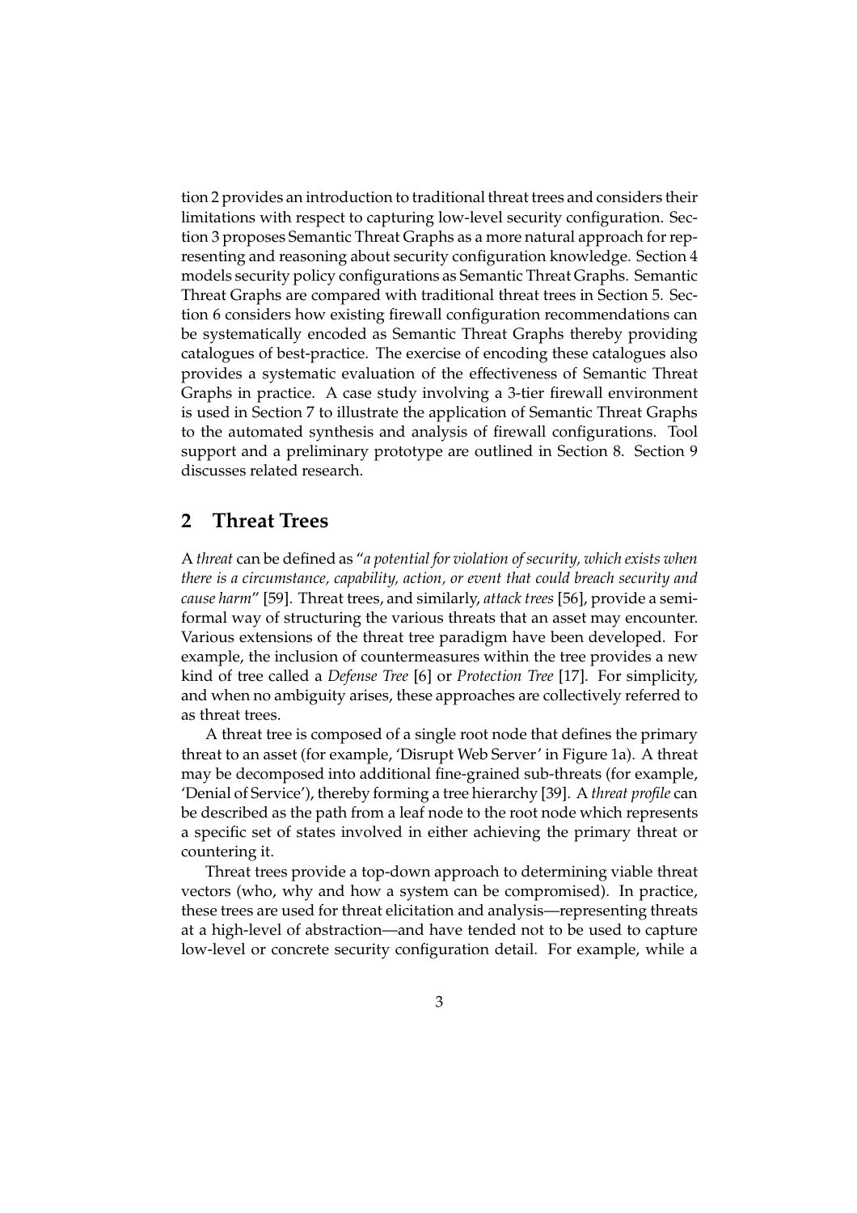tion 2 provides an introduction to traditional threat trees and considers their limitations with respect to capturing low-level security configuration. Section 3 proposes Semantic Threat Graphs as a more natural approach for representing and reasoning about security configuration knowledge. Section 4 models security policy configurations as Semantic Threat Graphs. Semantic Threat Graphs are compared with traditional threat trees in Section 5. Section 6 considers how existing firewall configuration recommendations can be systematically encoded as Semantic Threat Graphs thereby providing catalogues of best-practice. The exercise of encoding these catalogues also provides a systematic evaluation of the effectiveness of Semantic Threat Graphs in practice. A case study involving a 3-tier firewall environment is used in Section 7 to illustrate the application of Semantic Threat Graphs to the automated synthesis and analysis of firewall configurations. Tool support and a preliminary prototype are outlined in Section 8. Section 9 discusses related research.

## 2 Threat Trees

A *threat* can be defined as "*a potential for violation of security, which exists when there is a circumstance, capability, action, or event that could breach security and cause harm*" [59]. Threat trees, and similarly, *attack trees* [56], provide a semi-formal way of structuring the various threats that an asset may encounter. Various extensions of the threat tree paradigm have been developed. For example, the inclusion of countermeasures within the tree provides a new kind of tree called a *Defense Tree* [6] or *Protection Tree* [17]. For simplicity, and when no ambiguity arises, these approaches are collectively referred to as threat trees.

A threat tree is composed of a single root node that defines the primary threat to an asset (for example, 'Disrupt Web Server' in Figure 1a). A threat may be decomposed into additional fine-grained sub-threats (for example, 'Denial of Service'), thereby forming a tree hierarchy [39]. A *threat profile* can be described as the path from a leaf node to the root node which represents a specific set of states involved in either achieving the primary threat or countering it.

Threat trees provide a top-down approach to determining viable threat vectors (who, why and how a system can be compromised). In practice, these trees are used for threat elicitation and analysis—representing threats at a high-level of abstraction—and have tended not to be used to capture low-level or concrete security configuration detail. For example, while a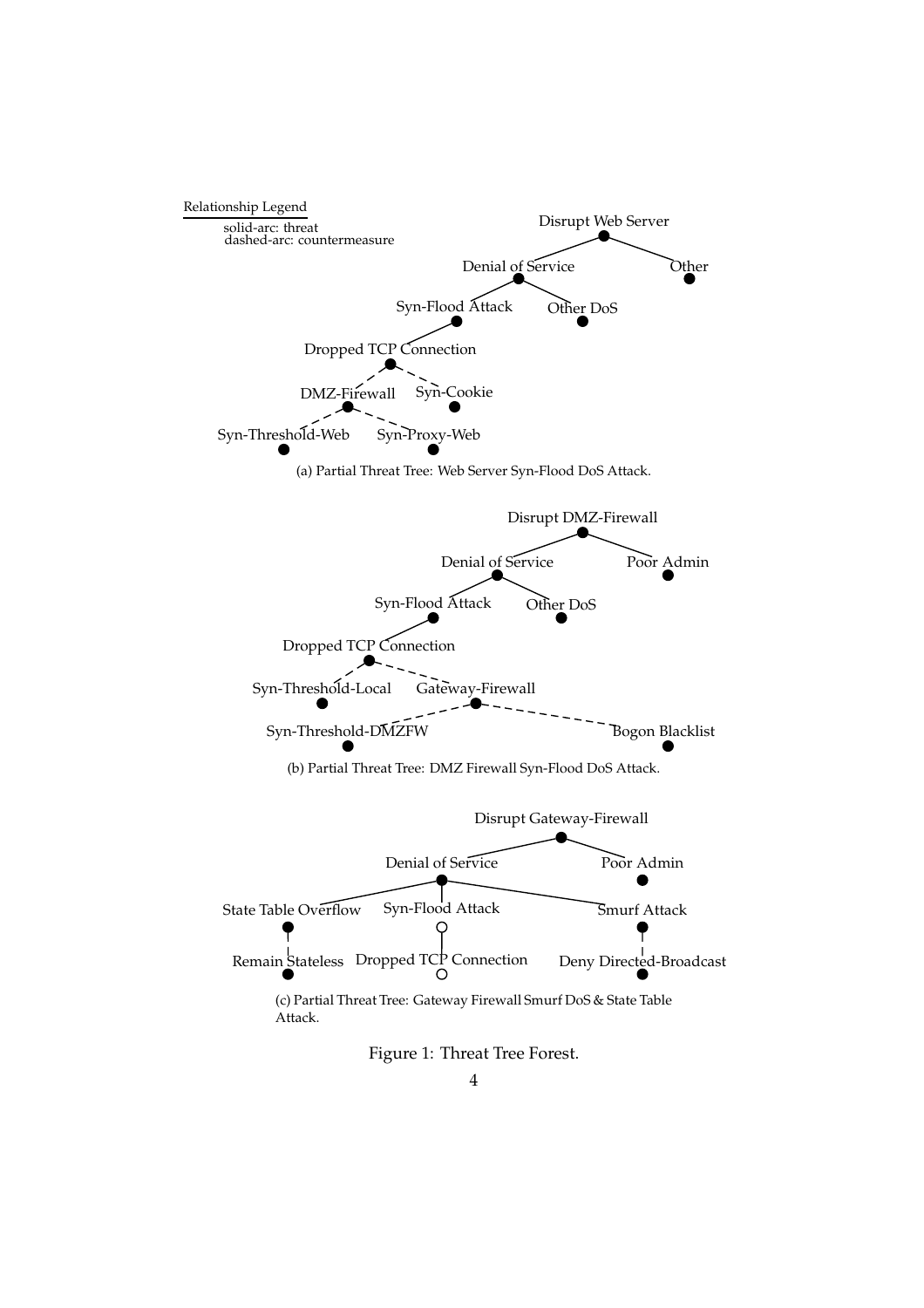Relationship Legend

solid-arc: threat
dashed-arc: countermeasure

Disrupt Web Server

Denial of Service

Other

Syn-Flood Attack

Other DoS

Dropped TCP Connection

DMZ-Firewall

Syn-Cookie

Syn-Threshold-Web

Syn-Proxy-Web

(a) Partial Threat Tree: Web Server Syn-Flood DoS Attack.

Disrupt DMZ-Firewall

Denial of Service

Poor Admin

Syn-Flood Attack

Other DoS

Dropped TCP Connection

Syn-Threshold-Local

Gateway-Firewall

Syn-Threshold-DMZFW

Bogon Blacklist

(b) Partial Threat Tree: DMZ Firewall Syn-Flood DoS Attack.

Disrupt Gateway-Firewall

Denial of Service

Poor Admin

State Table Overflow

Syn-Flood Attack

Smurf Attack

Remain Stateless

Dropped TCP Connection

Deny Directed-Broadcast

(c) Partial Threat Tree: Gateway Firewall Smurf DoS & State Table Attack.

Figure 1: Threat Tree Forest.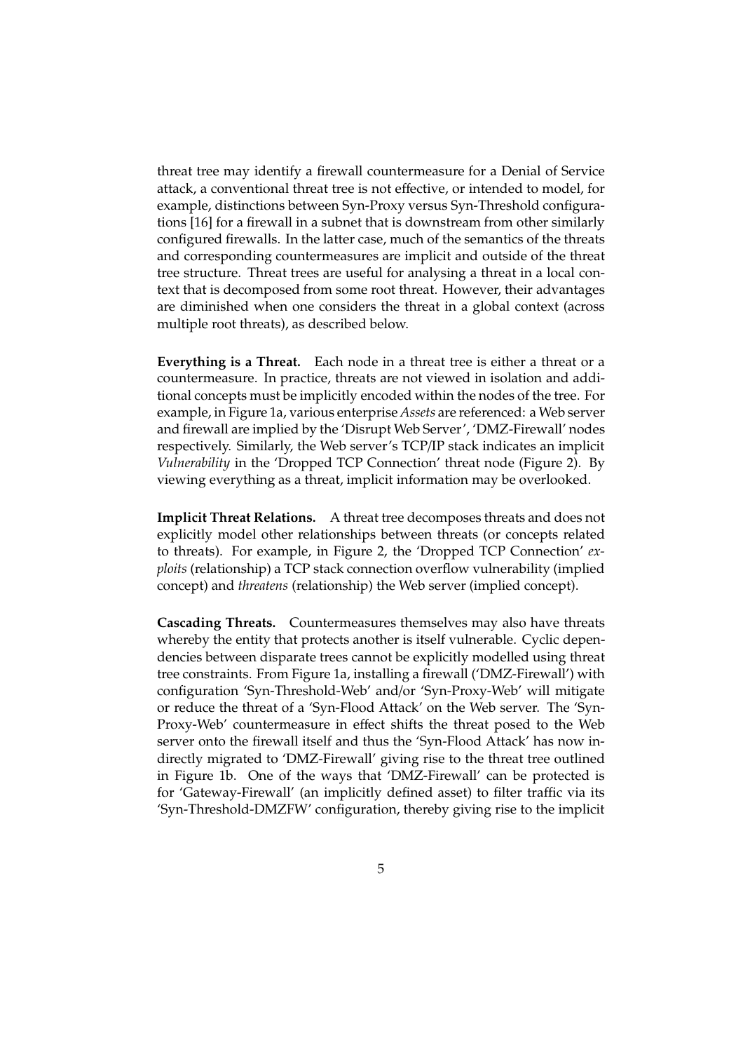threat tree may identify a firewall countermeasure for a Denial of Service attack, a conventional threat tree is not effective, or intended to model, for example, distinctions between Syn-Proxy versus Syn-Threshold configurations [16] for a firewall in a subnet that is downstream from other similarly configured firewalls. In the latter case, much of the semantics of the threats and corresponding countermeasures are implicit and outside of the threat tree structure. Threat trees are useful for analysing a threat in a local context that is decomposed from some root threat. However, their advantages are diminished when one considers the threat in a global context (across multiple root threats), as described below.

**Everything is a Threat.** Each node in a threat tree is either a threat or a countermeasure. In practice, threats are not viewed in isolation and additional concepts must be implicitly encoded within the nodes of the tree. For example, in Figure 1a, various enterprise *Assets* are referenced: a Web server and firewall are implied by the 'Disrupt Web Server', 'DMZ-Firewall' nodes respectively. Similarly, the Web server's TCP/IP stack indicates an implicit *Vulnerability* in the 'Dropped TCP Connection' threat node (Figure 2). By viewing everything as a threat, implicit information may be overlooked.

**Implicit Threat Relations.** A threat tree decomposes threats and does not explicitly model other relationships between threats (or concepts related to threats). For example, in Figure 2, the 'Dropped TCP Connection' *exploits* (relationship) a TCP stack connection overflow vulnerability (implied concept) and *threatens* (relationship) the Web server (implied concept).

**Cascading Threats.** Countermeasures themselves may also have threats whereby the entity that protects another is itself vulnerable. Cyclic dependencies between disparate trees cannot be explicitly modelled using threat tree constraints. From Figure 1a, installing a firewall ('DMZ-Firewall') with configuration 'Syn-Threshold-Web' and/or 'Syn-Proxy-Web' will mitigate or reduce the threat of a 'Syn-Flood Attack' on the Web server. The 'Syn-Proxy-Web' countermeasure in effect shifts the threat posed to the Web server onto the firewall itself and thus the 'Syn-Flood Attack' has now indirectly migrated to 'DMZ-Firewall' giving rise to the threat tree outlined in Figure 1b. One of the ways that 'DMZ-Firewall' can be protected is for 'Gateway-Firewall' (an implicitly defined asset) to filter traffic via its 'Syn-Threshold-DMZFW' configuration, thereby giving rise to the implicit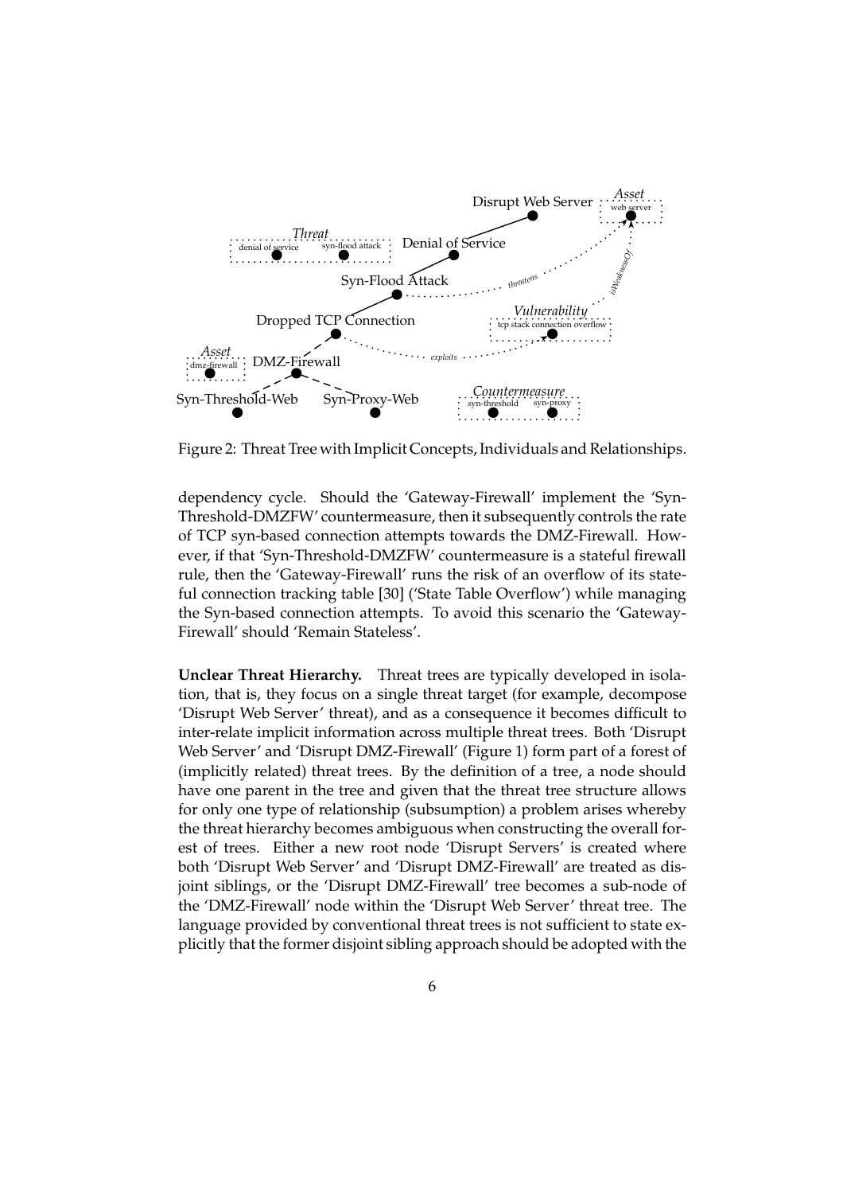Figure 2: Threat Tree with Implicit Concepts, Individuals and Relationships.

dependency cycle. Should the 'Gateway-Firewall' implement the 'Syn-Threshold-DMZFW' countermeasure, then it subsequently controls the rate of TCP syn-based connection attempts towards the DMZ-Firewall. However, if that 'Syn-Threshold-DMZFW' countermeasure is a stateful firewall rule, then the 'Gateway-Firewall' runs the risk of an overflow of its stateful connection tracking table [30] ('State Table Overflow') while managing the Syn-based connection attempts. To avoid this scenario the 'Gateway-Firewall' should 'Remain Stateless'.

**Unclear Threat Hierarchy.** Threat trees are typically developed in isolation, that is, they focus on a single threat target (for example, decompose 'Disrupt Web Server' threat), and as a consequence it becomes difficult to inter-relate implicit information across multiple threat trees. Both 'Disrupt Web Server' and 'Disrupt DMZ-Firewall' (Figure 1) form part of a forest of (implicitly related) threat trees. By the definition of a tree, a node should have one parent in the tree and given that the threat tree structure allows for only one type of relationship (subsumption) a problem arises whereby the threat hierarchy becomes ambiguous when constructing the overall forest of trees. Either a new root node 'Disrupt Servers' is created where both 'Disrupt Web Server' and 'Disrupt DMZ-Firewall' are treated as disjoint siblings, or the 'Disrupt DMZ-Firewall' tree becomes a sub-node of the 'DMZ-Firewall' node within the 'Disrupt Web Server' threat tree. The language provided by conventional threat trees is not sufficient to state explicitly that the former disjoint sibling approach should be adopted with the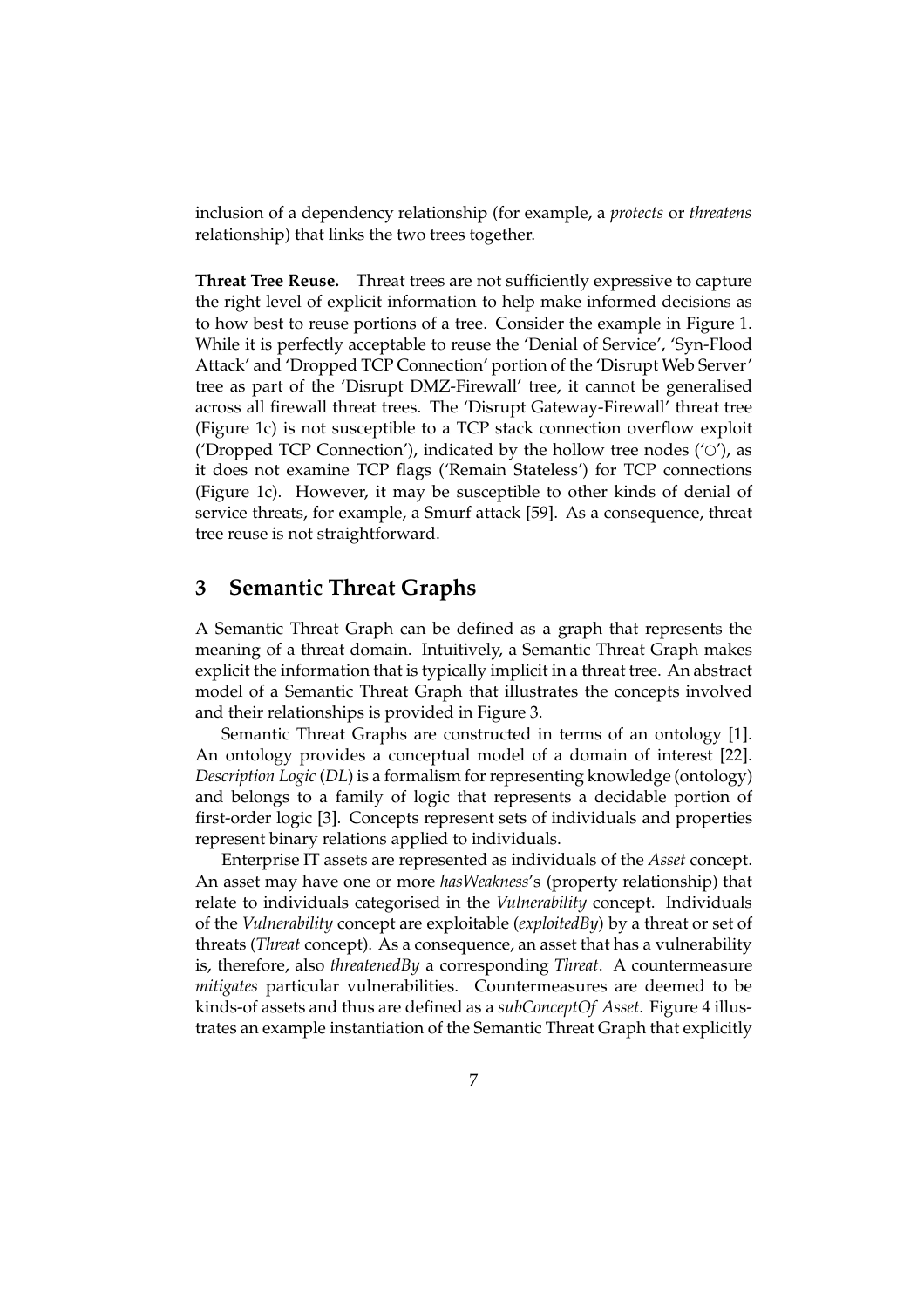inclusion of a dependency relationship (for example, a *protects* or *threatens* relationship) that links the two trees together.

**Threat Tree Reuse.** Threat trees are not sufficiently expressive to capture the right level of explicit information to help make informed decisions as to how best to reuse portions of a tree. Consider the example in Figure 1. While it is perfectly acceptable to reuse the 'Denial of Service', 'Syn-Flood Attack' and 'Dropped TCP Connection' portion of the 'Disrupt Web Server' tree as part of the 'Disrupt DMZ-Firewall' tree, it cannot be generalised across all firewall threat trees. The 'Disrupt Gateway-Firewall' threat tree (Figure 1c) is not susceptible to a TCP stack connection overflow exploit ('Dropped TCP Connection'), indicated by the hollow tree nodes ('○'), as it does not examine TCP flags ('Remain Stateless') for TCP connections (Figure 1c). However, it may be susceptible to other kinds of denial of service threats, for example, a Smurf attack [59]. As a consequence, threat tree reuse is not straightforward.

## 3 Semantic Threat Graphs

A Semantic Threat Graph can be defined as a graph that represents the meaning of a threat domain. Intuitively, a Semantic Threat Graph makes explicit the information that is typically implicit in a threat tree. An abstract model of a Semantic Threat Graph that illustrates the concepts involved and their relationships is provided in Figure 3.

Semantic Threat Graphs are constructed in terms of an ontology [1]. An ontology provides a conceptual model of a domain of interest [22]. *Description Logic* (*DL*) is a formalism for representing knowledge (ontology) and belongs to a family of logic that represents a decidable portion of first-order logic [3]. Concepts represent sets of individuals and properties represent binary relations applied to individuals.

Enterprise IT assets are represented as individuals of the *Asset* concept. An asset may have one or more *hasWeakness*'s (property relationship) that relate to individuals categorised in the *Vulnerability* concept. Individuals of the *Vulnerability* concept are exploitable (*exploitedBy*) by a threat or set of threats (*Threat* concept). As a consequence, an asset that has a vulnerability is, therefore, also *threatenedBy* a corresponding *Threat*. A countermeasure *mitigates* particular vulnerabilities. Countermeasures are deemed to be kinds-of assets and thus are defined as a *subConceptOf Asset*. Figure 4 illustrates an example instantiation of the Semantic Threat Graph that explicitly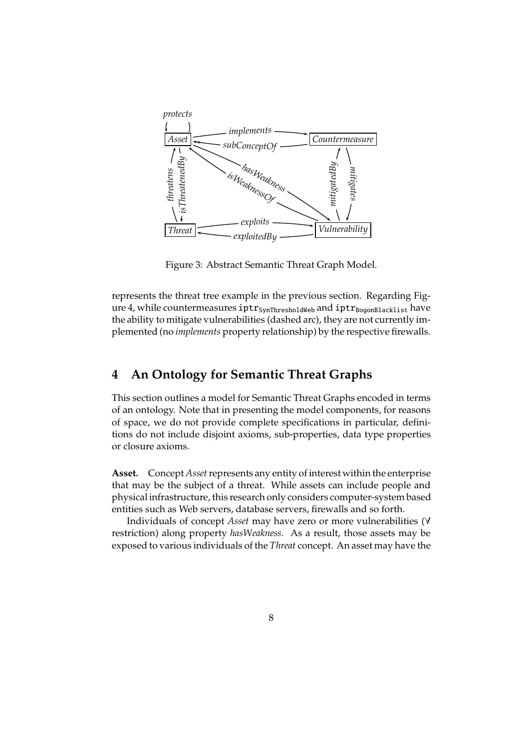Figure 3: Abstract Semantic Threat Graph Model.

represents the threat tree example in the previous section. Regarding Figure 4, while countermeasures $\texttt{iptr}_{\texttt{SynThresholdWeb}}$ and $\texttt{iptr}_{\texttt{BogonBlacklist}}$ have the ability to mitigate vulnerabilities (dashed arc), they are not currently implemented (no *implements* property relationship) by the respective firewalls.

## 4 An Ontology for Semantic Threat Graphs

This section outlines a model for Semantic Threat Graphs encoded in terms of an ontology. Note that in presenting the model components, for reasons of space, we do not provide complete specifications in particular, definitions do not include disjoint axioms, sub-properties, data type properties or closure axioms.

**Asset.** Concept *Asset* represents any entity of interest within the enterprise that may be the subject of a threat. While assets can include people and physical infrastructure, this research only considers computer-system based entities such as Web servers, database servers, firewalls and so forth.

Individuals of concept *Asset* may have zero or more vulnerabilities ($\forall$ restriction) along property *hasWeakness*. As a result, those assets may be exposed to various individuals of the *Threat* concept. An asset may have the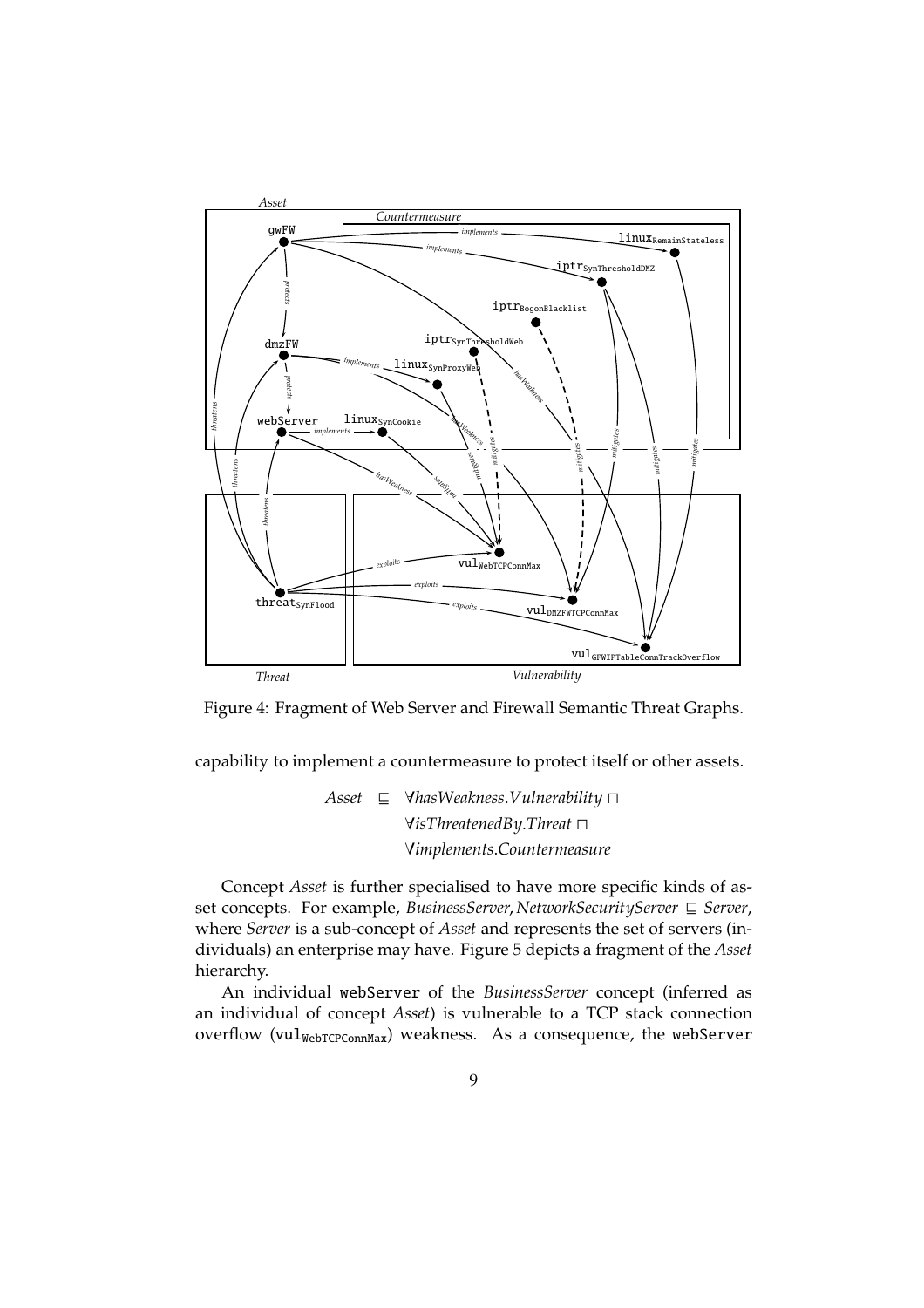Figure 4: Fragment of Web Server and Firewall Semantic Threat Graphs.

capability to implement a countermeasure to protect itself or other assets.

$$
\begin{aligned}
Asset \;\sqsubseteq\; & \forall hasWeakness.Vulnerability \;\sqcap \\
& \forall isThreatenedBy.Threat \;\sqcap \\
& \forall implements.Countermeasure
\end{aligned}
$$

Concept *Asset* is further specialised to have more specific kinds of asset concepts. For example, *BusinessServer*, *NetworkSecurityServer* $\sqsubseteq$ *Server*, where *Server* is a sub-concept of *Asset* and represents the set of servers (individuals) an enterprise may have. Figure 5 depicts a fragment of the *Asset* hierarchy.

An individual webServer of the *BusinessServer* concept (inferred as an individual of concept *Asset*) is vulnerable to a TCP stack connection overflow ($\texttt{vul}_{\texttt{WebTCPConnMax}}$) weakness. As a consequence, the webServer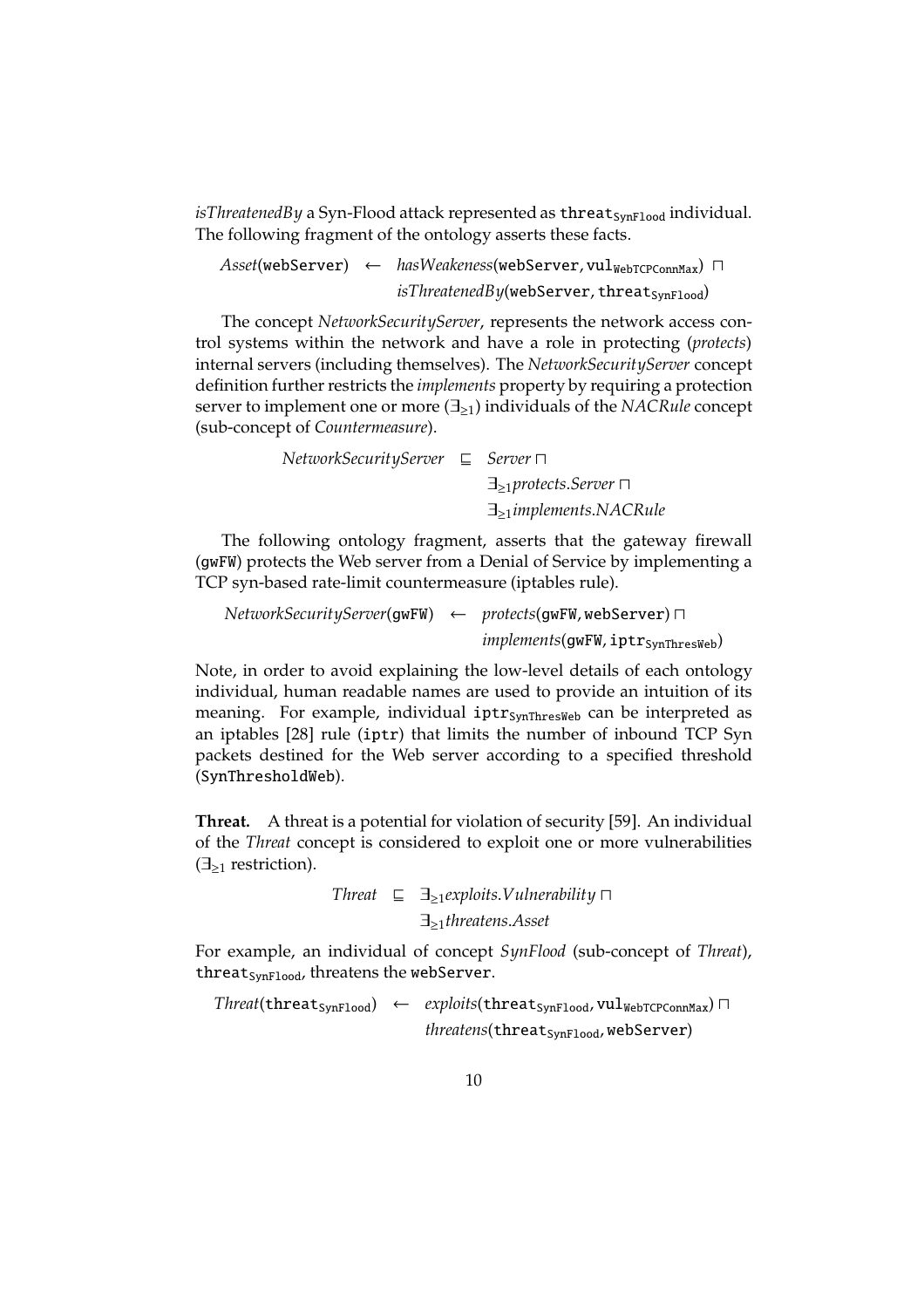*isThreatenedBy* a Syn-Flood attack represented as $\texttt{threat}_{\texttt{SynFlood}}$ individual. The following fragment of the ontology asserts these facts.

$$\begin{aligned} \mathit{Asset}(\texttt{webServer}) \;\leftarrow\; & \mathit{hasWeakeness}(\texttt{webServer}, \texttt{vul}_{\texttt{WebTCPConnMax}}) \;\sqcap \\ & \mathit{isThreatenedBy}(\texttt{webServer}, \texttt{threat}_{\texttt{SynFlood}}) \end{aligned}$$

The concept *NetworkSecurityServer*, represents the network access control systems within the network and have a role in protecting (*protects*) internal servers (including themselves). The *NetworkSecurityServer* concept definition further restricts the *implements* property by requiring a protection server to implement one or more ($\exists_{\geq 1}$) individuals of the *NACRule* concept (sub-concept of *Countermeasure*).

$$\begin{aligned} \mathit{NetworkSecurityServer} \;\sqsubseteq\; & \mathit{Server} \;\sqcap \\ & \exists_{\geq 1}\mathit{protects}.\mathit{Server} \;\sqcap \\ & \exists_{\geq 1}\mathit{implements}.\mathit{NACRule} \end{aligned}$$

The following ontology fragment, asserts that the gateway firewall (gwFW) protects the Web server from a Denial of Service by implementing a TCP syn-based rate-limit countermeasure (iptables rule).

$$\begin{aligned} \mathit{NetworkSecurityServer}(\texttt{gwFW}) \;\leftarrow\; & \mathit{protects}(\texttt{gwFW}, \texttt{webServer}) \;\sqcap \\ & \mathit{implements}(\texttt{gwFW}, \texttt{iptr}_{\texttt{SynThresWeb}}) \end{aligned}$$

Note, in order to avoid explaining the low-level details of each ontology individual, human readable names are used to provide an intuition of its meaning. For example, individual $\texttt{iptr}_{\texttt{SynThresWeb}}$ can be interpreted as an iptables [28] rule (iptr) that limits the number of inbound TCP Syn packets destined for the Web server according to a specified threshold (SynThresholdWeb).

**Threat.** A threat is a potential for violation of security [59]. An individual of the *Threat* concept is considered to exploit one or more vulnerabilities ($\exists_{\geq 1}$ restriction).

$$\begin{aligned} \mathit{Threat} \;\sqsubseteq\; & \exists_{\geq 1}\mathit{exploits}.\mathit{Vulnerability} \;\sqcap \\ & \exists_{\geq 1}\mathit{threatens}.\mathit{Asset} \end{aligned}$$

For example, an individual of concept *SynFlood* (sub-concept of *Threat*), $\texttt{threat}_{\texttt{SynFlood}}$, threatens the webServer.

$$\begin{aligned} \mathit{Threat}(\texttt{threat}_{\texttt{SynFlood}}) \;\leftarrow\; & \mathit{exploits}(\texttt{threat}_{\texttt{SynFlood}}, \texttt{vul}_{\texttt{WebTCPConnMax}}) \;\sqcap \\ & \mathit{threatens}(\texttt{threat}_{\texttt{SynFlood}}, \texttt{webServer}) \end{aligned}$$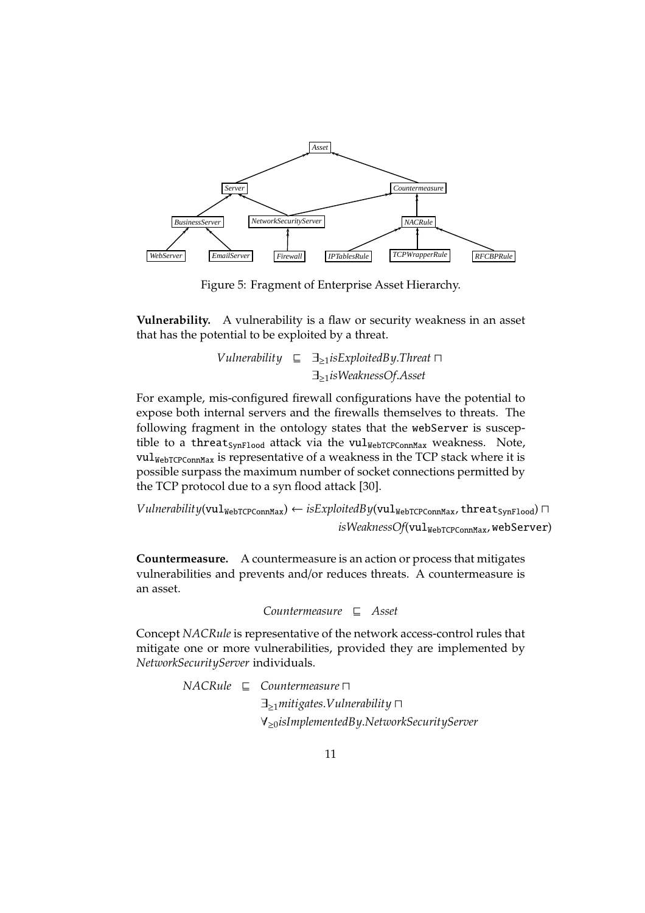Figure 5: Fragment of Enterprise Asset Hierarchy.

**Vulnerability.** A vulnerability is a flaw or security weakness in an asset that has the potential to be exploited by a threat.

$$Vulnerability \sqsubseteq \exists_{\geq 1} isExploitedBy.Threat \sqcap \exists_{\geq 1} isWeaknessOf.Asset$$

For example, mis-configured firewall configurations have the potential to expose both internal servers and the firewalls themselves to threats. The following fragment in the ontology states that the webServer is susceptible to a $\texttt{threat}_{\texttt{SynFlood}}$ attack via the $\texttt{vul}_{\texttt{WebTCPConnMax}}$ weakness. Note, $\texttt{vul}_{\texttt{WebTCPConnMax}}$ is representative of a weakness in the TCP stack where it is possible surpass the maximum number of socket connections permitted by the TCP protocol due to a syn flood attack [30].

$$Vulnerability(\texttt{vul}_{\texttt{WebTCPConnMax}}) \leftarrow isExploitedBy(\texttt{vul}_{\texttt{WebTCPConnMax}}, \texttt{threat}_{\texttt{SynFlood}}) \sqcap isWeaknessOf(\texttt{vul}_{\texttt{WebTCPConnMax}}, \texttt{webServer})$$

**Countermeasure.** A countermeasure is an action or process that mitigates vulnerabilities and prevents and/or reduces threats. A countermeasure is an asset.

$$Countermeasure \sqsubseteq Asset$$

Concept *NACRule* is representative of the network access-control rules that mitigate one or more vulnerabilities, provided they are implemented by *NetworkSecurityServer* individuals.

$$NACRule \sqsubseteq Countermeasure \sqcap \exists_{\geq 1} mitigates.Vulnerability \sqcap \forall_{\geq 0} isImplementedBy.NetworkSecurityServer$$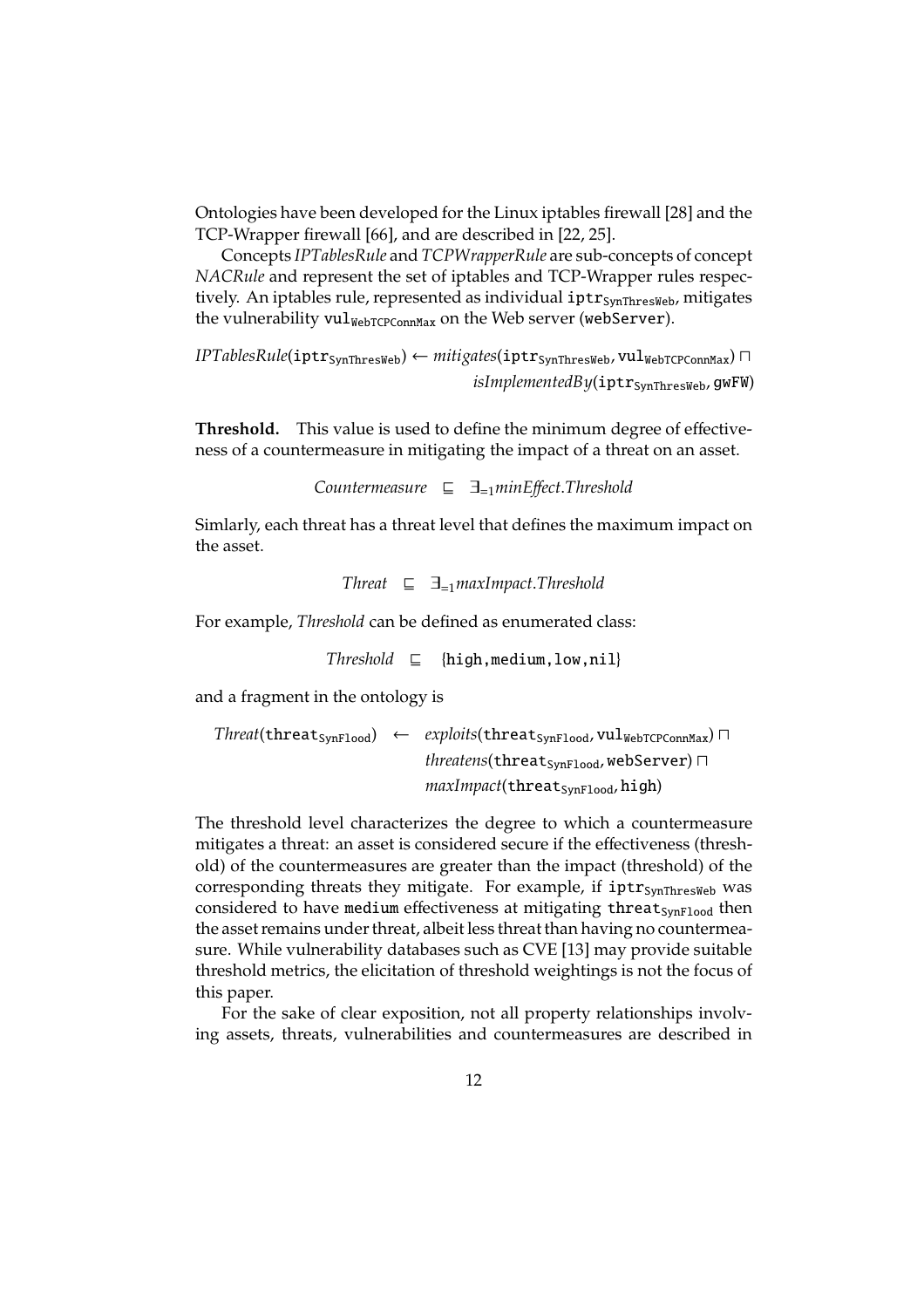Ontologies have been developed for the Linux iptables firewall [28] and the TCP-Wrapper firewall [66], and are described in [22, 25].

Concepts *IPTablesRule* and *TCPWrapperRule* are sub-concepts of concept *NACRule* and represent the set of iptables and TCP-Wrapper rules respectively. An iptables rule, represented as individual $\texttt{iptr}_{\texttt{SynThresWeb}}$, mitigates the vulnerability $\texttt{vul}_{\texttt{WebTCPConnMax}}$ on the Web server ($\texttt{webServer}$).

$$\begin{aligned} \mathit{IPTablesRule}(\texttt{iptr}_{\texttt{SynThresWeb}}) \leftarrow\ & \mathit{mitigates}(\texttt{iptr}_{\texttt{SynThresWeb}}, \texttt{vul}_{\texttt{WebTCPConnMax}}) \sqcap \\ & \mathit{isImplementedBy}(\texttt{iptr}_{\texttt{SynThresWeb}}, \texttt{gwFW}) \end{aligned}$$

**Threshold.** This value is used to define the minimum degree of effectiveness of a countermeasure in mitigating the impact of a threat on an asset.

$$\mathit{Countermeasure} \quad \sqsubseteq \quad \exists_{=1} \mathit{minEffect}.\mathit{Threshold}$$

Simlarly, each threat has a threat level that defines the maximum impact on the asset.

$$\mathit{Threat} \quad \sqsubseteq \quad \exists_{=1} \mathit{maxImpact}.\mathit{Threshold}$$

For example, *Threshold* can be defined as enumerated class:

$$\mathit{Threshold} \quad \sqsubseteq \quad \{\texttt{high}, \texttt{medium}, \texttt{low}, \texttt{nil}\}$$

and a fragment in the ontology is

$$\begin{aligned} \mathit{Threat}(\texttt{threat}_{\texttt{SynFlood}}) \quad \leftarrow \quad & \mathit{exploits}(\texttt{threat}_{\texttt{SynFlood}}, \texttt{vul}_{\texttt{WebTCPConnMax}}) \sqcap \\ & \mathit{threatens}(\texttt{threat}_{\texttt{SynFlood}}, \texttt{webServer}) \sqcap \\ & \mathit{maxImpact}(\texttt{threat}_{\texttt{SynFlood}}, \texttt{high}) \end{aligned}$$

The threshold level characterizes the degree to which a countermeasure mitigates a threat: an asset is considered secure if the effectiveness (threshold) of the countermeasures are greater than the impact (threshold) of the corresponding threats they mitigate. For example, if $\texttt{iptr}_{\texttt{SynThresWeb}}$ was considered to have $\texttt{medium}$ effectiveness at mitigating $\texttt{threat}_{\texttt{SynFlood}}$ then the asset remains under threat, albeit less threat than having no countermeasure. While vulnerability databases such as CVE [13] may provide suitable threshold metrics, the elicitation of threshold weightings is not the focus of this paper.

For the sake of clear exposition, not all property relationships involving assets, threats, vulnerabilities and countermeasures are described in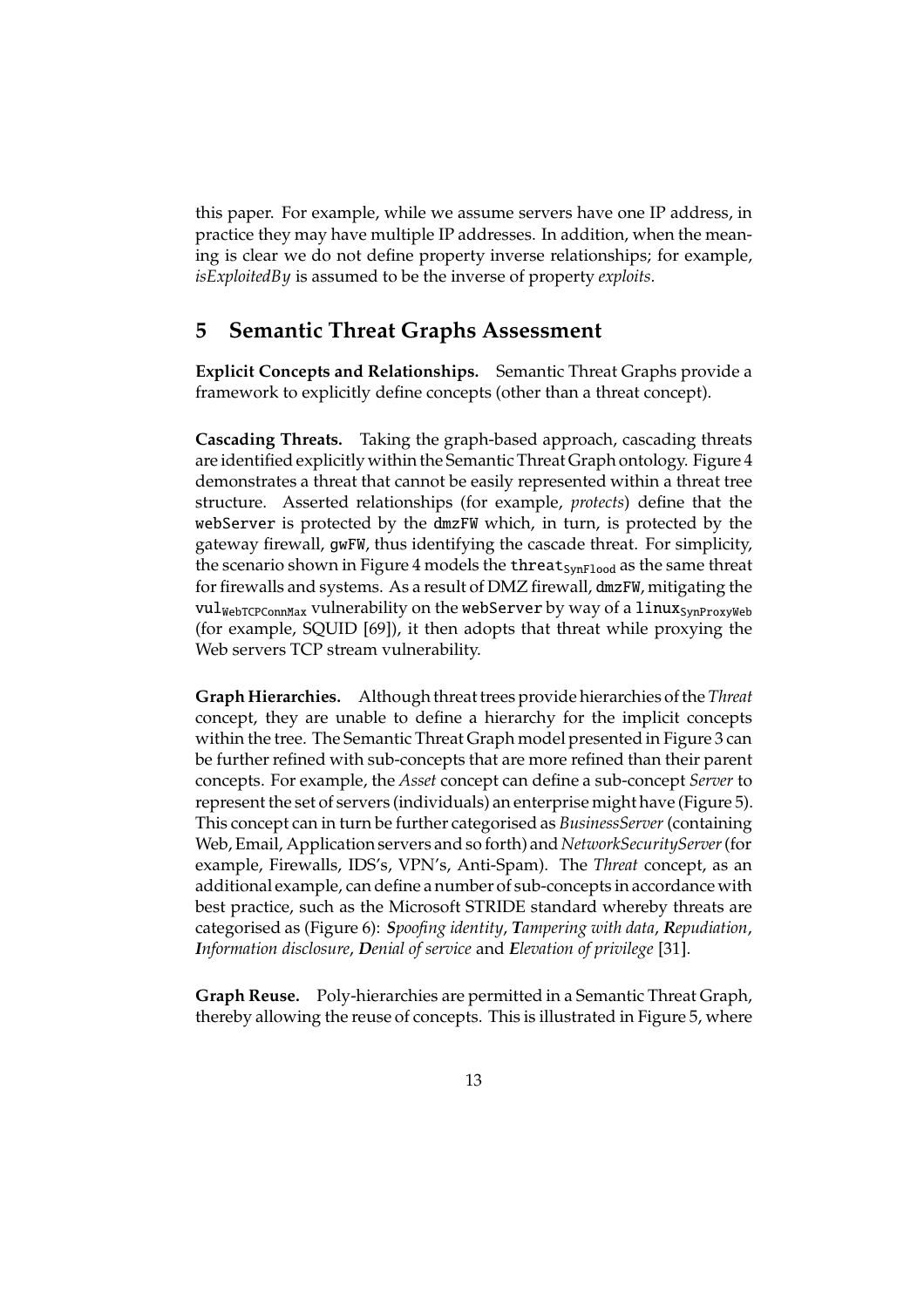this paper. For example, while we assume servers have one IP address, in practice they may have multiple IP addresses. In addition, when the meaning is clear we do not define property inverse relationships; for example, *isExploitedBy* is assumed to be the inverse of property *exploits*.

## 5 Semantic Threat Graphs Assessment

**Explicit Concepts and Relationships.** Semantic Threat Graphs provide a framework to explicitly define concepts (other than a threat concept).

**Cascading Threats.** Taking the graph-based approach, cascading threats are identified explicitly within the Semantic Threat Graph ontology. Figure 4 demonstrates a threat that cannot be easily represented within a threat tree structure. Asserted relationships (for example, *protects*) define that the `webServer` is protected by the `dmzFW` which, in turn, is protected by the gateway firewall, `gwFW`, thus identifying the cascade threat. For simplicity, the scenario shown in Figure 4 models the $\texttt{threat}_{\texttt{SynFlood}}$ as the same threat for firewalls and systems. As a result of DMZ firewall, `dmzFW`, mitigating the $\texttt{vul}_{\texttt{WebTCPConnMax}}$ vulnerability on the `webServer` by way of a $\texttt{linux}_{\texttt{SynProxyWeb}}$ (for example, SQUID [69]), it then adopts that threat while proxying the Web servers TCP stream vulnerability.

**Graph Hierarchies.** Although threat trees provide hierarchies of the *Threat* concept, they are unable to define a hierarchy for the implicit concepts within the tree. The Semantic Threat Graph model presented in Figure 3 can be further refined with sub-concepts that are more refined than their parent concepts. For example, the *Asset* concept can define a sub-concept *Server* to represent the set of servers (individuals) an enterprise might have (Figure 5). This concept can in turn be further categorised as *BusinessServer* (containing Web, Email, Application servers and so forth) and *NetworkSecurityServer* (for example, Firewalls, IDS's, VPN's, Anti-Spam). The *Threat* concept, as an additional example, can define a number of sub-concepts in accordance with best practice, such as the Microsoft STRIDE standard whereby threats are categorised as (Figure 6): ***S****poofing identity*, ***T****ampering with data*, ***R****epudiation*, ***I****nformation disclosure*, ***D****enial of service* and ***E****levation of privilege* [31].

**Graph Reuse.** Poly-hierarchies are permitted in a Semantic Threat Graph, thereby allowing the reuse of concepts. This is illustrated in Figure 5, where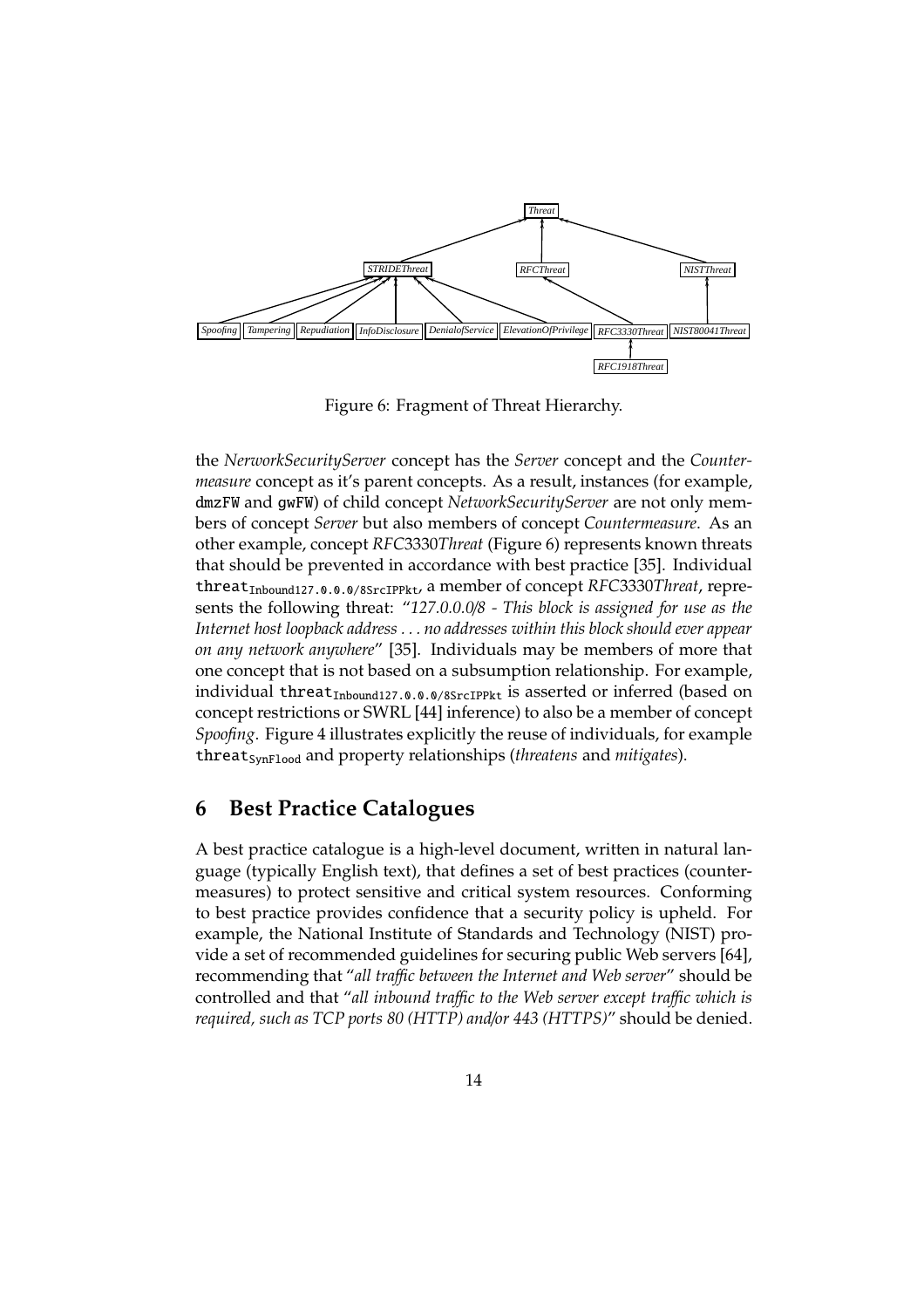Figure 6: Fragment of Threat Hierarchy.

the *NerworkSecurityServer* concept has the *Server* concept and the *Countermeasure* concept as it's parent concepts. As a result, instances (for example, `dmzFW` and `gwFW`) of child concept *NetworkSecurityServer* are not only members of concept *Server* but also members of concept *Countermeasure*. As another example, concept *RFC*3330*Threat* (Figure 6) represents known threats that should be prevented in accordance with best practice [35]. Individual $\texttt{threat}_{\texttt{Inbound127.0.0.0/8SrcIPPkt}}$, a member of concept *RFC*3330*Threat*, represents the following threat: "*127.0.0.0/8 - This block is assigned for use as the Internet host loopback address . . . no addresses within this block should ever appear on any network anywhere*" [35]. Individuals may be members of more that one concept that is not based on a subsumption relationship. For example, individual $\texttt{threat}_{\texttt{Inbound127.0.0.0/8SrcIPPkt}}$ is asserted or inferred (based on concept restrictions or SWRL [44] inference) to also be a member of concept *Spoofing*. Figure 4 illustrates explicitly the reuse of individuals, for example $\texttt{threat}_{\texttt{SynFlood}}$ and property relationships (*threatens* and *mitigates*).

## 6 Best Practice Catalogues

A best practice catalogue is a high-level document, written in natural language (typically English text), that defines a set of best practices (countermeasures) to protect sensitive and critical system resources. Conforming to best practice provides confidence that a security policy is upheld. For example, the National Institute of Standards and Technology (NIST) provide a set of recommended guidelines for securing public Web servers [64], recommending that "*all traffic between the Internet and Web server*" should be controlled and that "*all inbound traffic to the Web server except traffic which is required, such as TCP ports 80 (HTTP) and/or 443 (HTTPS)*" should be denied.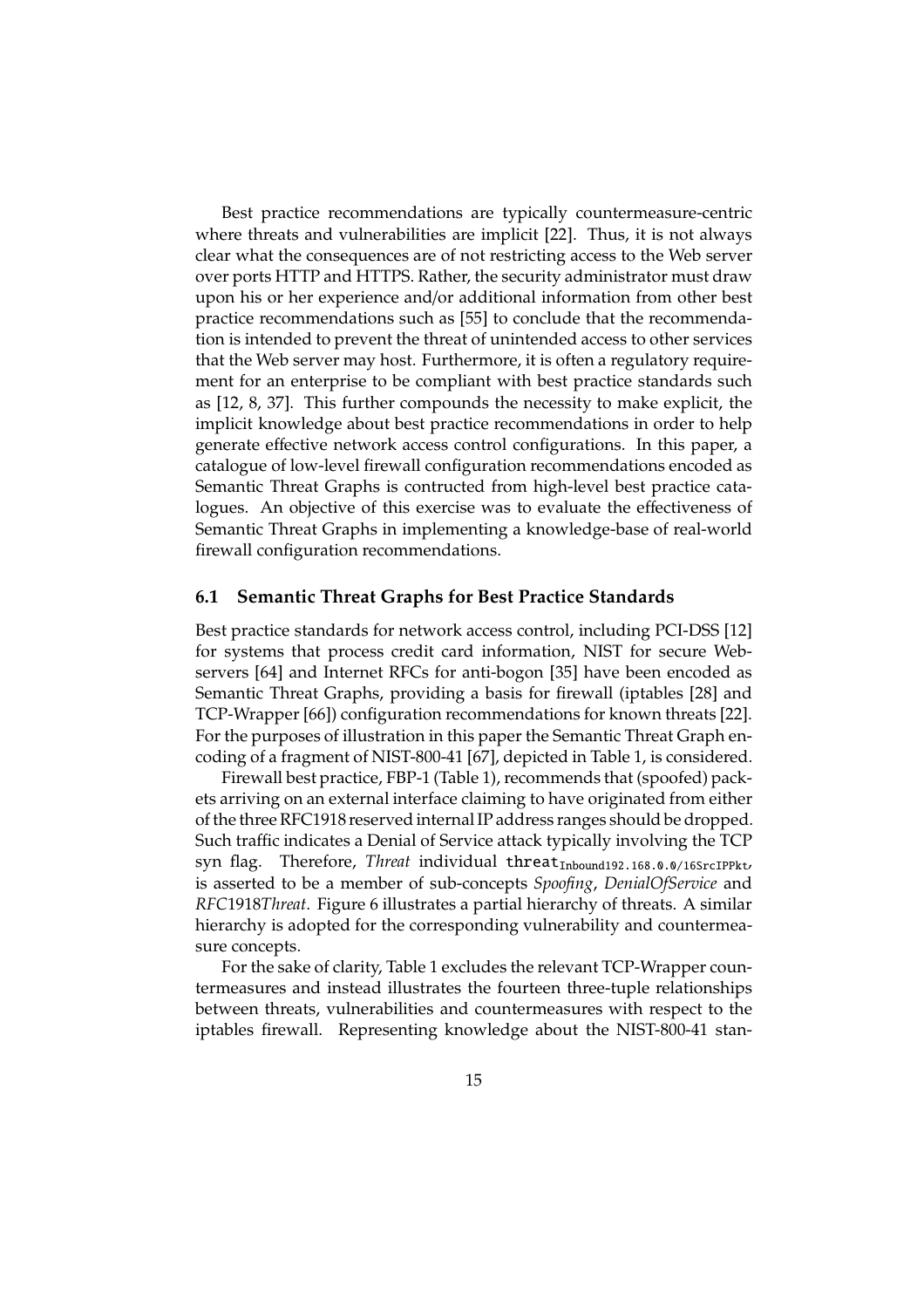Best practice recommendations are typically countermeasure-centric where threats and vulnerabilities are implicit [22]. Thus, it is not always clear what the consequences are of not restricting access to the Web server over ports HTTP and HTTPS. Rather, the security administrator must draw upon his or her experience and/or additional information from other best practice recommendations such as [55] to conclude that the recommendation is intended to prevent the threat of unintended access to other services that the Web server may host. Furthermore, it is often a regulatory requirement for an enterprise to be compliant with best practice standards such as [12, 8, 37]. This further compounds the necessity to make explicit, the implicit knowledge about best practice recommendations in order to help generate effective network access control configurations. In this paper, a catalogue of low-level firewall configuration recommendations encoded as Semantic Threat Graphs is contructed from high-level best practice catalogues. An objective of this exercise was to evaluate the effectiveness of Semantic Threat Graphs in implementing a knowledge-base of real-world firewall configuration recommendations.

### 6.1 Semantic Threat Graphs for Best Practice Standards

Best practice standards for network access control, including PCI-DSS [12] for systems that process credit card information, NIST for secure Webservers [64] and Internet RFCs for anti-bogon [35] have been encoded as Semantic Threat Graphs, providing a basis for firewall (iptables [28] and TCP-Wrapper [66]) configuration recommendations for known threats [22]. For the purposes of illustration in this paper the Semantic Threat Graph encoding of a fragment of NIST-800-41 [67], depicted in Table 1, is considered.

Firewall best practice, FBP-1 (Table 1), recommends that (spoofed) packets arriving on an external interface claiming to have originated from either of the three RFC1918 reserved internal IP address ranges should be dropped. Such traffic indicates a Denial of Service attack typically involving the TCP syn flag. Therefore, *Threat* individual $\texttt{threat}_{\texttt{Inbound192.168.0.0/16SrcIPPkt}}$ is asserted to be a member of sub-concepts *Spoofing*, *DenialOfService* and *RFC*1918*Threat*. Figure 6 illustrates a partial hierarchy of threats. A similar hierarchy is adopted for the corresponding vulnerability and countermeasure concepts.

For the sake of clarity, Table 1 excludes the relevant TCP-Wrapper countermeasures and instead illustrates the fourteen three-tuple relationships between threats, vulnerabilities and countermeasures with respect to the iptables firewall. Representing knowledge about the NIST-800-41 stan-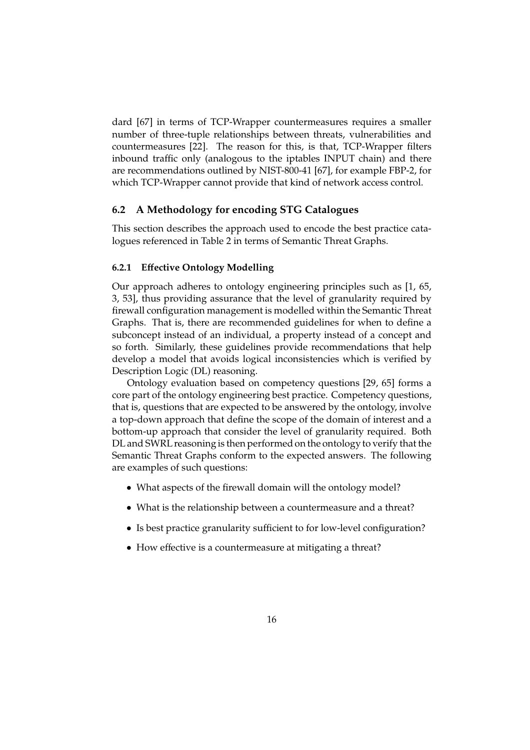dard [67] in terms of TCP-Wrapper countermeasures requires a smaller number of three-tuple relationships between threats, vulnerabilities and countermeasures [22]. The reason for this, is that, TCP-Wrapper filters inbound traffic only (analogous to the iptables INPUT chain) and there are recommendations outlined by NIST-800-41 [67], for example FBP-2, for which TCP-Wrapper cannot provide that kind of network access control.

## 6.2 A Methodology for encoding STG Catalogues

This section describes the approach used to encode the best practice catalogues referenced in Table 2 in terms of Semantic Threat Graphs.

### 6.2.1 Effective Ontology Modelling

Our approach adheres to ontology engineering principles such as [1, 65, 3, 53], thus providing assurance that the level of granularity required by firewall configuration management is modelled within the Semantic Threat Graphs. That is, there are recommended guidelines for when to define a subconcept instead of an individual, a property instead of a concept and so forth. Similarly, these guidelines provide recommendations that help develop a model that avoids logical inconsistencies which is verified by Description Logic (DL) reasoning.

Ontology evaluation based on competency questions [29, 65] forms a core part of the ontology engineering best practice. Competency questions, that is, questions that are expected to be answered by the ontology, involve a top-down approach that define the scope of the domain of interest and a bottom-up approach that consider the level of granularity required. Both DL and SWRL reasoning is then performed on the ontology to verify that the Semantic Threat Graphs conform to the expected answers. The following are examples of such questions:

- What aspects of the firewall domain will the ontology model?
- What is the relationship between a countermeasure and a threat?
- Is best practice granularity sufficient to for low-level configuration?
- How effective is a countermeasure at mitigating a threat?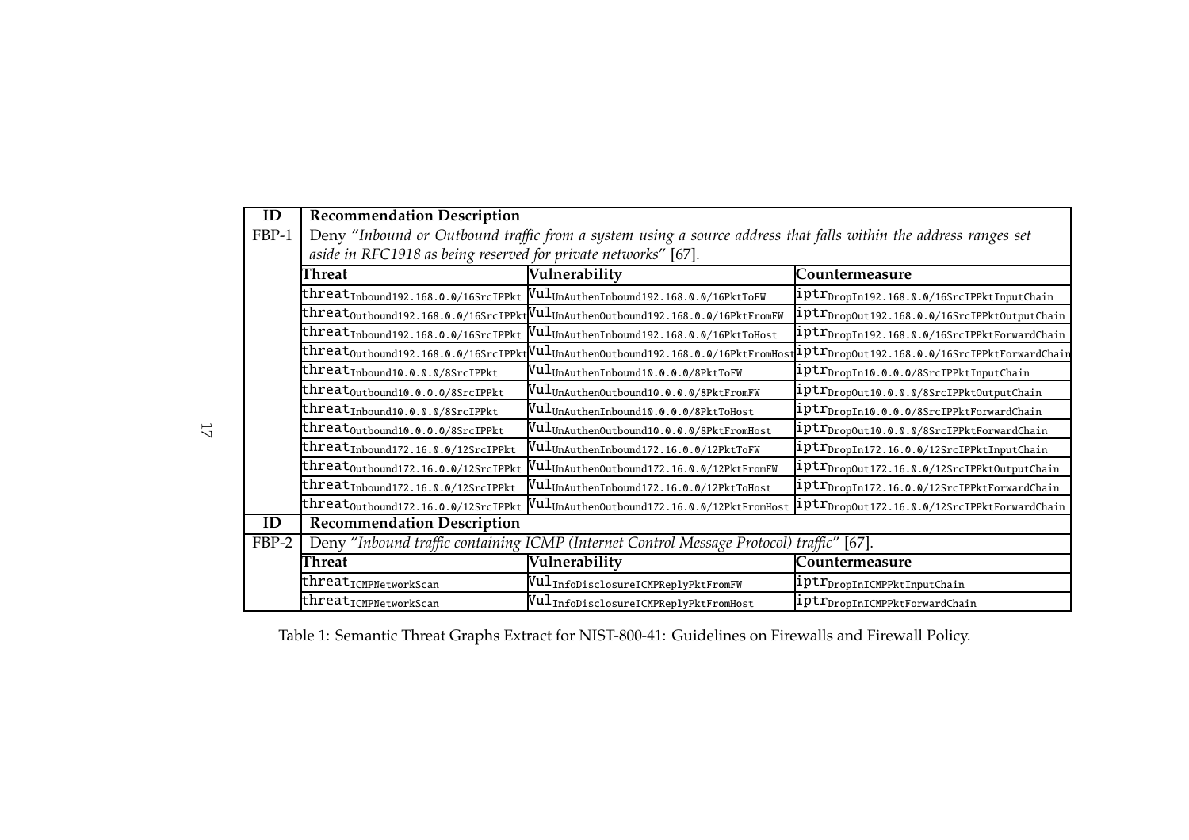| ID | Recommendation Description | | |
|---|---|---|---|
| FBP-1 | Deny *"Inbound or Outbound traffic from a system using a source address that falls within the address ranges set aside in RFC1918 as being reserved for private networks"* [67]. | | |
| | **Threat** | **Vulnerability** | **Countermeasure** |
| | $\texttt{threat}_{\texttt{Inbound192.168.0.0/16SrcIPPkt}}$ | $\texttt{Vul}_{\texttt{UnAuthenInbound192.168.0.0/16PktToFW}}$ | $\texttt{iptr}_{\texttt{DropIn192.168.0.0/16SrcIPPktInputChain}}$ |
| | $\texttt{threat}_{\texttt{Outbound192.168.0.0/16SrcIPPkt}}$ | $\texttt{Vul}_{\texttt{UnAuthenOutbound192.168.0.0/16PktFromFW}}$ | $\texttt{iptr}_{\texttt{DropOut192.168.0.0/16SrcIPPktOutputChain}}$ |
| | $\texttt{threat}_{\texttt{Inbound192.168.0.0/16SrcIPPkt}}$ | $\texttt{Vul}_{\texttt{UnAuthenInbound192.168.0.0/16PktToHost}}$ | $\texttt{iptr}_{\texttt{DropIn192.168.0.0/16SrcIPPktForwardChain}}$ |
| | $\texttt{threat}_{\texttt{Outbound192.168.0.0/16SrcIPPkt}}$ | $\texttt{Vul}_{\texttt{UnAuthenOutbound192.168.0.0/16PktFromHost}}$ | $\texttt{iptr}_{\texttt{DropOut192.168.0.0/16SrcIPPktForwardChain}}$ |
| | $\texttt{threat}_{\texttt{Inbound10.0.0.0/8SrcIPPkt}}$ | $\texttt{Vul}_{\texttt{UnAuthenInbound10.0.0.0/8PktToFW}}$ | $\texttt{iptr}_{\texttt{DropIn10.0.0.0/8SrcIPPktInputChain}}$ |
| | $\texttt{threat}_{\texttt{Outbound10.0.0.0/8SrcIPPkt}}$ | $\texttt{Vul}_{\texttt{UnAuthenOutbound10.0.0.0/8PktFromFW}}$ | $\texttt{iptr}_{\texttt{DropOut10.0.0.0/8SrcIPPktOutputChain}}$ |
| | $\texttt{threat}_{\texttt{Inbound10.0.0.0/8SrcIPPkt}}$ | $\texttt{Vul}_{\texttt{UnAuthenInbound10.0.0.0/8PktToHost}}$ | $\texttt{iptr}_{\texttt{DropIn10.0.0.0/8SrcIPPktForwardChain}}$ |
| | $\texttt{threat}_{\texttt{Outbound10.0.0.0/8SrcIPPkt}}$ | $\texttt{Vul}_{\texttt{UnAuthenOutbound10.0.0.0/8PktFromHost}}$ | $\texttt{iptr}_{\texttt{DropOut10.0.0.0/8SrcIPPktForwardChain}}$ |
| | $\texttt{threat}_{\texttt{Inbound172.16.0.0/12SrcIPPkt}}$ | $\texttt{Vul}_{\texttt{UnAuthenInbound172.16.0.0/12PktToFW}}$ | $\texttt{iptr}_{\texttt{DropIn172.16.0.0/12SrcIPPktInputChain}}$ |
| | $\texttt{threat}_{\texttt{Outbound172.16.0.0/12SrcIPPkt}}$ | $\texttt{Vul}_{\texttt{UnAuthenOutbound172.16.0.0/12PktFromFW}}$ | $\texttt{iptr}_{\texttt{DropOut172.16.0.0/12SrcIPPktOutputChain}}$ |
| | $\texttt{threat}_{\texttt{Inbound172.16.0.0/12SrcIPPkt}}$ | $\texttt{Vul}_{\texttt{UnAuthenInbound172.16.0.0/12PktToHost}}$ | $\texttt{iptr}_{\texttt{DropIn172.16.0.0/12SrcIPPktForwardChain}}$ |
| | $\texttt{threat}_{\texttt{Outbound172.16.0.0/12SrcIPPkt}}$ | $\texttt{Vul}_{\texttt{UnAuthenOutbound172.16.0.0/12PktFromHost}}$ | $\texttt{iptr}_{\texttt{DropOut172.16.0.0/12SrcIPPktForwardChain}}$ |
| **ID** | **Recommendation Description** | | |
| FBP-2 | Deny *"Inbound traffic containing ICMP (Internet Control Message Protocol) traffic"* [67]. | | |
| | **Threat** | **Vulnerability** | **Countermeasure** |
| | $\texttt{threat}_{\texttt{ICMPNetworkScan}}$ | $\texttt{Vul}_{\texttt{InfoDisclosureICMPReplyPktFromFW}}$ | $\texttt{iptr}_{\texttt{DropInICMPPktInputChain}}$ |
| | $\texttt{threat}_{\texttt{ICMPNetworkScan}}$ | $\texttt{Vul}_{\texttt{InfoDisclosureICMPReplyPktFromHost}}$ | $\texttt{iptr}_{\texttt{DropInICMPPktForwardChain}}$ |

Table 1: Semantic Threat Graphs Extract for NIST-800-41: Guidelines on Firewalls and Firewall Policy.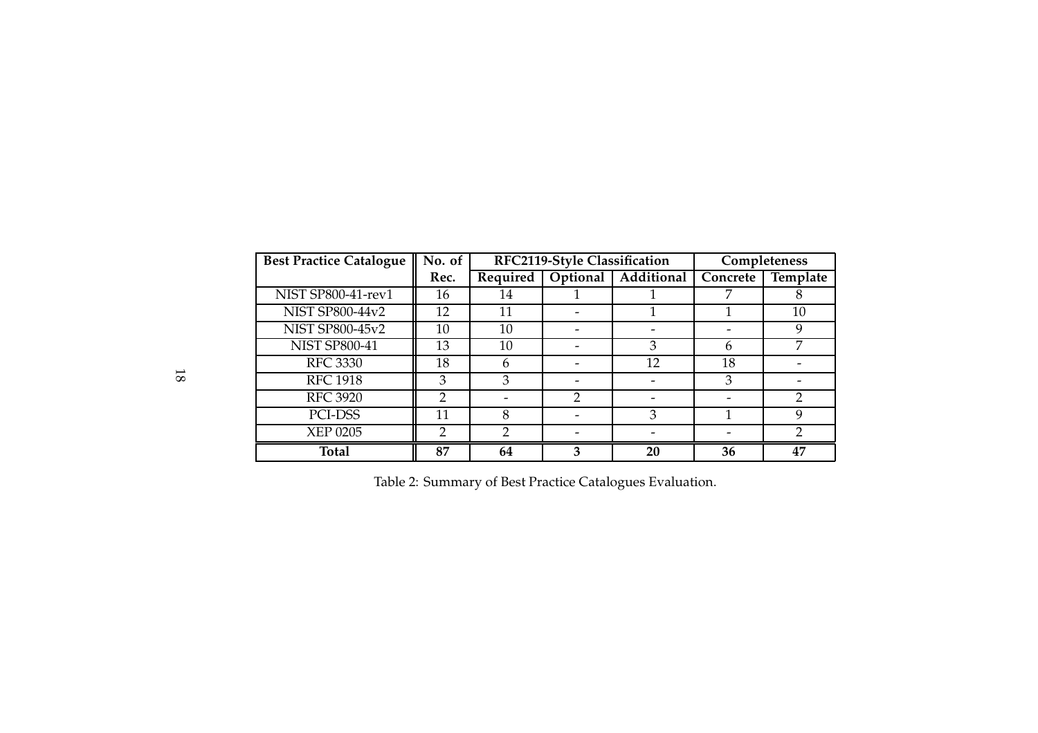| Best Practice Catalogue | No. of | RFC2119-Style Classification | | | Completeness | |
|---|---|---|---|---|---|---|
| | Rec. | Required | Optional | Additional | Concrete | Template |
| NIST SP800-41-rev1 | 16 | 14 | 1 | 1 | 7 | 8 |
| NIST SP800-44v2 | 12 | 11 | - | 1 | 1 | 10 |
| NIST SP800-45v2 | 10 | 10 | - | - | - | 9 |
| NIST SP800-41 | 13 | 10 | - | 3 | 6 | 7 |
| RFC 3330 | 18 | 6 | - | 12 | 18 | - |
| RFC 1918 | 3 | 3 | - | - | 3 | - |
| RFC 3920 | 2 | - | 2 | - | - | 2 |
| PCI-DSS | 11 | 8 | - | 3 | 1 | 9 |
| XEP 0205 | 2 | 2 | - | - | - | 2 |
| **Total** | **87** | **64** | **3** | **20** | **36** | **47** |

Table 2: Summary of Best Practice Catalogues Evaluation.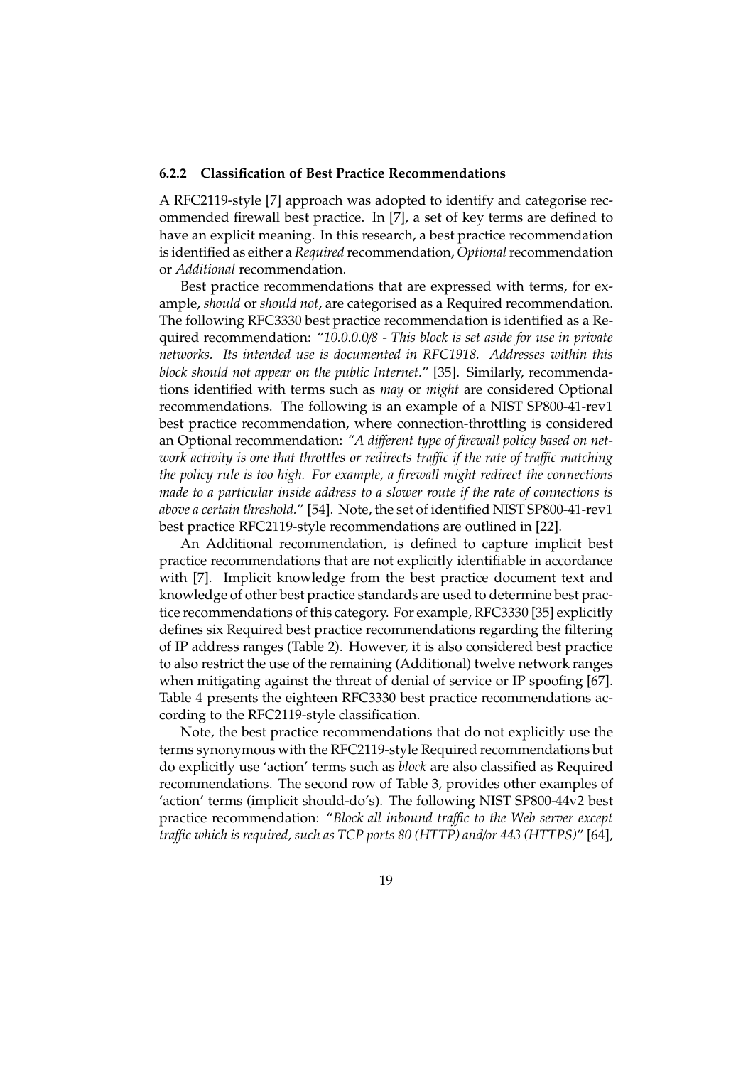### 6.2.2 Classification of Best Practice Recommendations

A RFC2119-style [7] approach was adopted to identify and categorise recommended firewall best practice. In [7], a set of key terms are defined to have an explicit meaning. In this research, a best practice recommendation is identified as either a *Required* recommendation, *Optional* recommendation or *Additional* recommendation.

Best practice recommendations that are expressed with terms, for example, *should* or *should not*, are categorised as a Required recommendation. The following RFC3330 best practice recommendation is identified as a Required recommendation: "*10.0.0.0/8 - This block is set aside for use in private networks. Its intended use is documented in RFC1918. Addresses within this block should not appear on the public Internet.*" [35]. Similarly, recommendations identified with terms such as *may* or *might* are considered Optional recommendations. The following is an example of a NIST SP800-41-rev1 best practice recommendation, where connection-throttling is considered an Optional recommendation: *"A different type of firewall policy based on network activity is one that throttles or redirects traffic if the rate of traffic matching the policy rule is too high. For example, a firewall might redirect the connections made to a particular inside address to a slower route if the rate of connections is above a certain threshold."* [54]. Note, the set of identified NIST SP800-41-rev1 best practice RFC2119-style recommendations are outlined in [22].

An Additional recommendation, is defined to capture implicit best practice recommendations that are not explicitly identifiable in accordance with [7]. Implicit knowledge from the best practice document text and knowledge of other best practice standards are used to determine best practice recommendations of this category. For example, RFC3330 [35] explicitly defines six Required best practice recommendations regarding the filtering of IP address ranges (Table 2). However, it is also considered best practice to also restrict the use of the remaining (Additional) twelve network ranges when mitigating against the threat of denial of service or IP spoofing [67]. Table 4 presents the eighteen RFC3330 best practice recommendations according to the RFC2119-style classification.

Note, the best practice recommendations that do not explicitly use the terms synonymous with the RFC2119-style Required recommendations but do explicitly use 'action' terms such as *block* are also classified as Required recommendations. The second row of Table 3, provides other examples of 'action' terms (implicit should-do's). The following NIST SP800-44v2 best practice recommendation: "*Block all inbound traffic to the Web server except traffic which is required, such as TCP ports 80 (HTTP) and/or 443 (HTTPS)*" [64],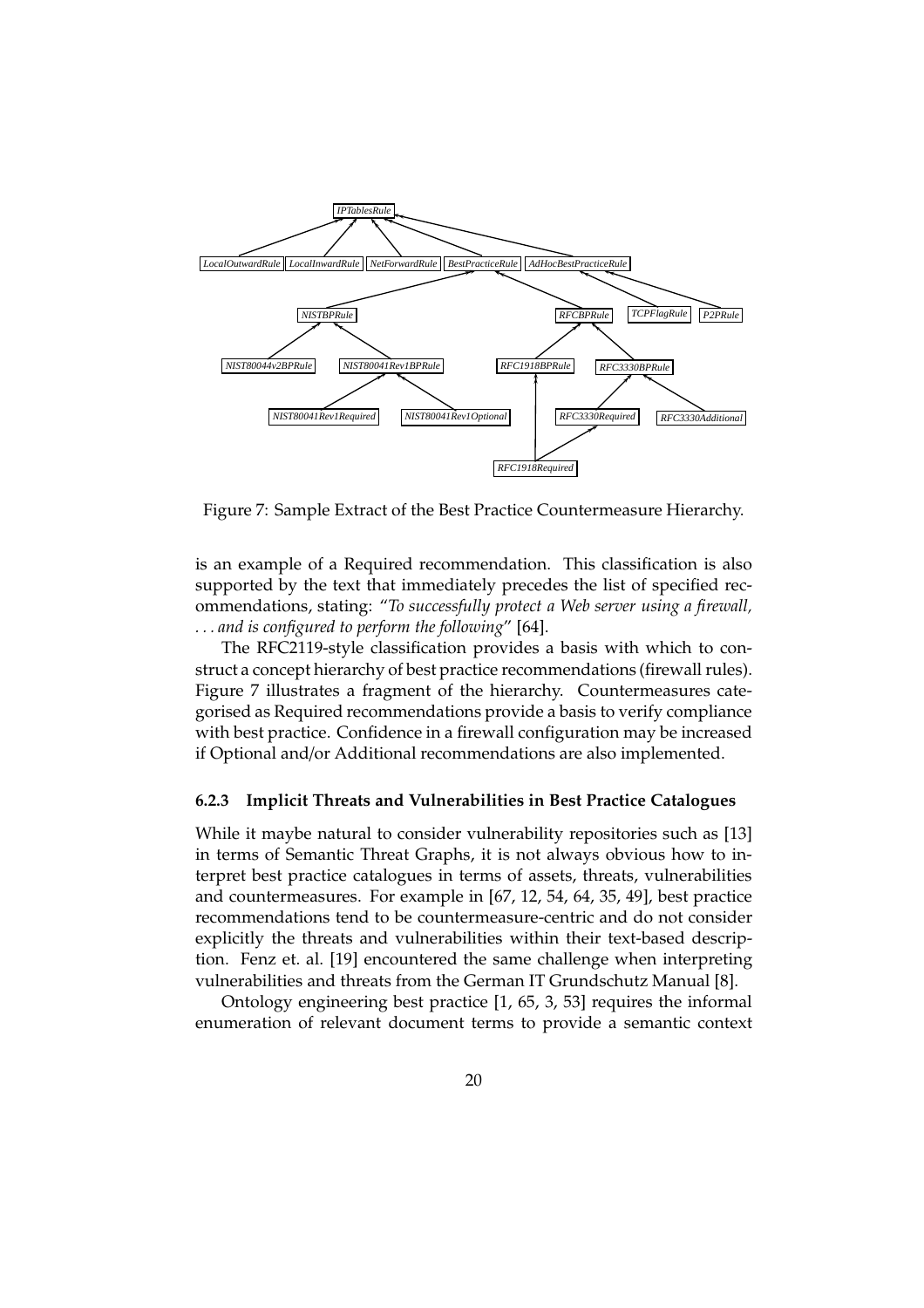Figure 7: Sample Extract of the Best Practice Countermeasure Hierarchy.

is an example of a Required recommendation. This classification is also supported by the text that immediately precedes the list of specified recommendations, stating: "*To successfully protect a Web server using a firewall, . . . and is configured to perform the following*" [64].

The RFC2119-style classification provides a basis with which to construct a concept hierarchy of best practice recommendations (firewall rules). Figure 7 illustrates a fragment of the hierarchy. Countermeasures categorised as Required recommendations provide a basis to verify compliance with best practice. Confidence in a firewall configuration may be increased if Optional and/or Additional recommendations are also implemented.

### 6.2.3 Implicit Threats and Vulnerabilities in Best Practice Catalogues

While it maybe natural to consider vulnerability repositories such as [13] in terms of Semantic Threat Graphs, it is not always obvious how to interpret best practice catalogues in terms of assets, threats, vulnerabilities and countermeasures. For example in [67, 12, 54, 64, 35, 49], best practice recommendations tend to be countermeasure-centric and do not consider explicitly the threats and vulnerabilities within their text-based description. Fenz et. al. [19] encountered the same challenge when interpreting vulnerabilities and threats from the German IT Grundschutz Manual [8].

Ontology engineering best practice [1, 65, 3, 53] requires the informal enumeration of relevant document terms to provide a semantic context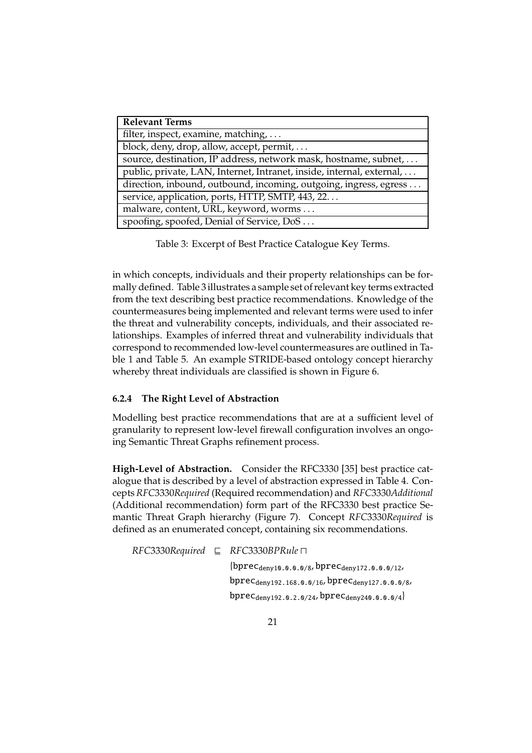| Relevant Terms |
| --- |
| filter, inspect, examine, matching, ... |
| block, deny, drop, allow, accept, permit, ... |
| source, destination, IP address, network mask, hostname, subnet, ... |
| public, private, LAN, Internet, Intranet, inside, internal, external, ... |
| direction, inbound, outbound, incoming, outgoing, ingress, egress ... |
| service, application, ports, HTTP, SMTP, 443, 22... |
| malware, content, URL, keyword, worms ... |
| spoofing, spoofed, Denial of Service, DoS ... |

Table 3: Excerpt of Best Practice Catalogue Key Terms.

in which concepts, individuals and their property relationships can be formally defined. Table 3 illustrates a sample set of relevant key terms extracted from the text describing best practice recommendations. Knowledge of the countermeasures being implemented and relevant terms were used to infer the threat and vulnerability concepts, individuals, and their associated relationships. Examples of inferred threat and vulnerability individuals that correspond to recommended low-level countermeasures are outlined in Table 1 and Table 5. An example STRIDE-based ontology concept hierarchy whereby threat individuals are classified is shown in Figure 6.

#### 6.2.4 The Right Level of Abstraction

Modelling best practice recommendations that are at a sufficient level of granularity to represent low-level firewall configuration involves an ongoing Semantic Threat Graphs refinement process.

**High-Level of Abstraction.** Consider the RFC3330 [35] best practice catalogue that is described by a level of abstraction expressed in Table 4. Concepts *RFC3330Required* (Required recommendation) and *RFC3330Additional* (Additional recommendation) form part of the RFC3330 best practice Semantic Threat Graph hierarchy (Figure 7). Concept *RFC3330Required* is defined as an enumerated concept, containing six recommendations.

$$
\begin{aligned}
\mathit{RFC3330Required} \sqsubseteq\ & \mathit{RFC3330BPRule} \sqcap \\
& \{\texttt{bprec}_{\texttt{deny10.0.0.0/8}}, \texttt{bprec}_{\texttt{deny172.0.0.0/12}}, \\
& \texttt{bprec}_{\texttt{deny192.168.0.0/16}}, \texttt{bprec}_{\texttt{deny127.0.0.0/8}}, \\
& \texttt{bprec}_{\texttt{deny192.0.2.0/24}}, \texttt{bprec}_{\texttt{deny240.0.0.0/4}}\}
\end{aligned}
$$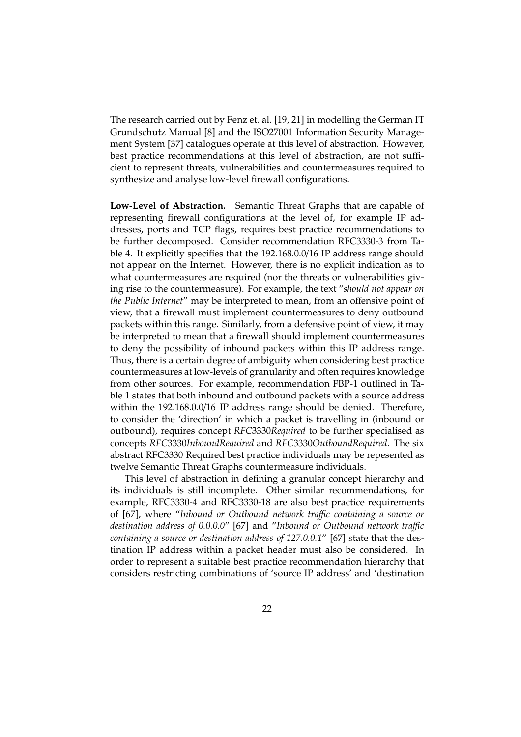The research carried out by Fenz et. al. [19, 21] in modelling the German IT Grundschutz Manual [8] and the ISO27001 Information Security Management System [37] catalogues operate at this level of abstraction. However, best practice recommendations at this level of abstraction, are not sufficient to represent threats, vulnerabilities and countermeasures required to synthesize and analyse low-level firewall configurations.

**Low-Level of Abstraction.** Semantic Threat Graphs that are capable of representing firewall configurations at the level of, for example IP addresses, ports and TCP flags, requires best practice recommendations to be further decomposed. Consider recommendation RFC3330-3 from Table 4. It explicitly specifies that the 192.168.0.0/16 IP address range should not appear on the Internet. However, there is no explicit indication as to what countermeasures are required (nor the threats or vulnerabilities giving rise to the countermeasure). For example, the text "*should not appear on the Public Internet*" may be interpreted to mean, from an offensive point of view, that a firewall must implement countermeasures to deny outbound packets within this range. Similarly, from a defensive point of view, it may be interpreted to mean that a firewall should implement countermeasures to deny the possibility of inbound packets within this IP address range. Thus, there is a certain degree of ambiguity when considering best practice countermeasures at low-levels of granularity and often requires knowledge from other sources. For example, recommendation FBP-1 outlined in Table 1 states that both inbound and outbound packets with a source address within the 192.168.0.0/16 IP address range should be denied. Therefore, to consider the 'direction' in which a packet is travelling in (inbound or outbound), requires concept *RFC*3330*Required* to be further specialised as concepts *RFC*3330*InboundRequired* and *RFC*3330*OutboundRequired*. The six abstract RFC3330 Required best practice individuals may be repesented as twelve Semantic Threat Graphs countermeasure individuals.

This level of abstraction in defining a granular concept hierarchy and its individuals is still incomplete. Other similar recommendations, for example, RFC3330-4 and RFC3330-18 are also best practice requirements of [67], where "*Inbound or Outbound network traffic containing a source or destination address of 0.0.0.0*" [67] and "*Inbound or Outbound network traffic containing a source or destination address of 127.0.0.1*" [67] state that the destination IP address within a packet header must also be considered. In order to represent a suitable best practice recommendation hierarchy that considers restricting combinations of 'source IP address' and 'destination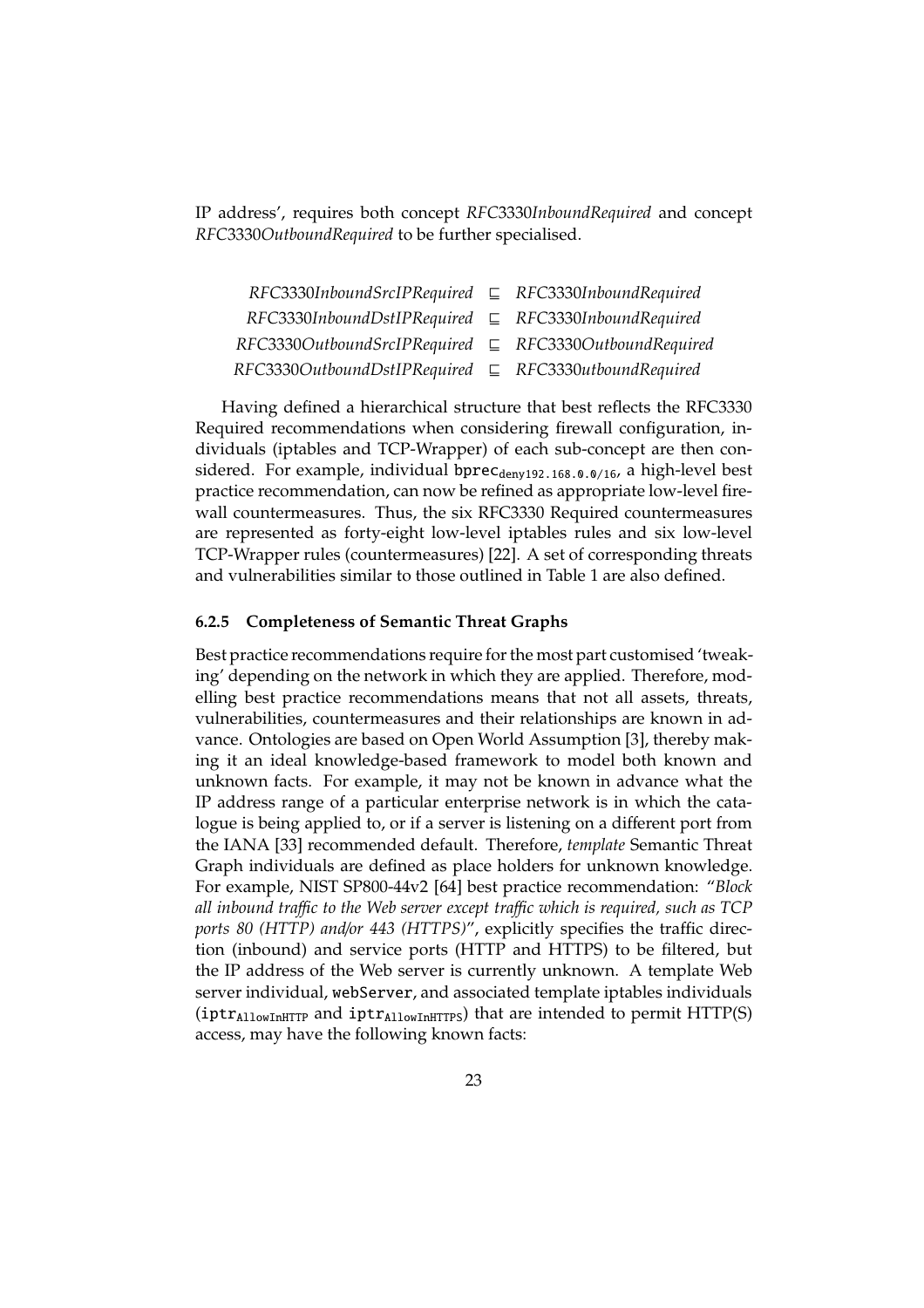IP address', requires both concept *RFC*3330*InboundRequired* and concept *RFC*3330*OutboundRequired* to be further specialised.

$$
\begin{aligned}
RFC3330InboundSrcIPRequired &\sqsubseteq RFC3330InboundRequired \\
RFC3330InboundDstIPRequired &\sqsubseteq RFC3330InboundRequired \\
RFC3330OutboundSrcIPRequired &\sqsubseteq RFC3330OutboundRequired \\
RFC3330OutboundDstIPRequired &\sqsubseteq RFC3330utboundRequired
\end{aligned}
$$

Having defined a hierarchical structure that best reflects the RFC3330 Required recommendations when considering firewall configuration, individuals (iptables and TCP-Wrapper) of each sub-concept are then considered. For example, individual $\texttt{bprec}_{\texttt{deny192.168.0.0/16}}$, a high-level best practice recommendation, can now be refined as appropriate low-level firewall countermeasures. Thus, the six RFC3330 Required countermeasures are represented as forty-eight low-level iptables rules and six low-level TCP-Wrapper rules (countermeasures) [22]. A set of corresponding threats and vulnerabilities similar to those outlined in Table 1 are also defined.

#### 6.2.5 Completeness of Semantic Threat Graphs

Best practice recommendations require for the most part customised 'tweaking' depending on the network in which they are applied. Therefore, modelling best practice recommendations means that not all assets, threats, vulnerabilities, countermeasures and their relationships are known in advance. Ontologies are based on Open World Assumption [3], thereby making it an ideal knowledge-based framework to model both known and unknown facts. For example, it may not be known in advance what the IP address range of a particular enterprise network is in which the catalogue is being applied to, or if a server is listening on a different port from the IANA [33] recommended default. Therefore, *template* Semantic Threat Graph individuals are defined as place holders for unknown knowledge. For example, NIST SP800-44v2 [64] best practice recommendation: "*Block all inbound traffic to the Web server except traffic which is required, such as TCP ports 80 (HTTP) and/or 443 (HTTPS)*", explicitly specifies the traffic direction (inbound) and service ports (HTTP and HTTPS) to be filtered, but the IP address of the Web server is currently unknown. A template Web server individual, `webServer`, and associated template iptables individuals ($\texttt{iptr}_{\texttt{AllowInHTTP}}$ and $\texttt{iptr}_{\texttt{AllowInHTTPS}}$) that are intended to permit HTTP(S) access, may have the following known facts: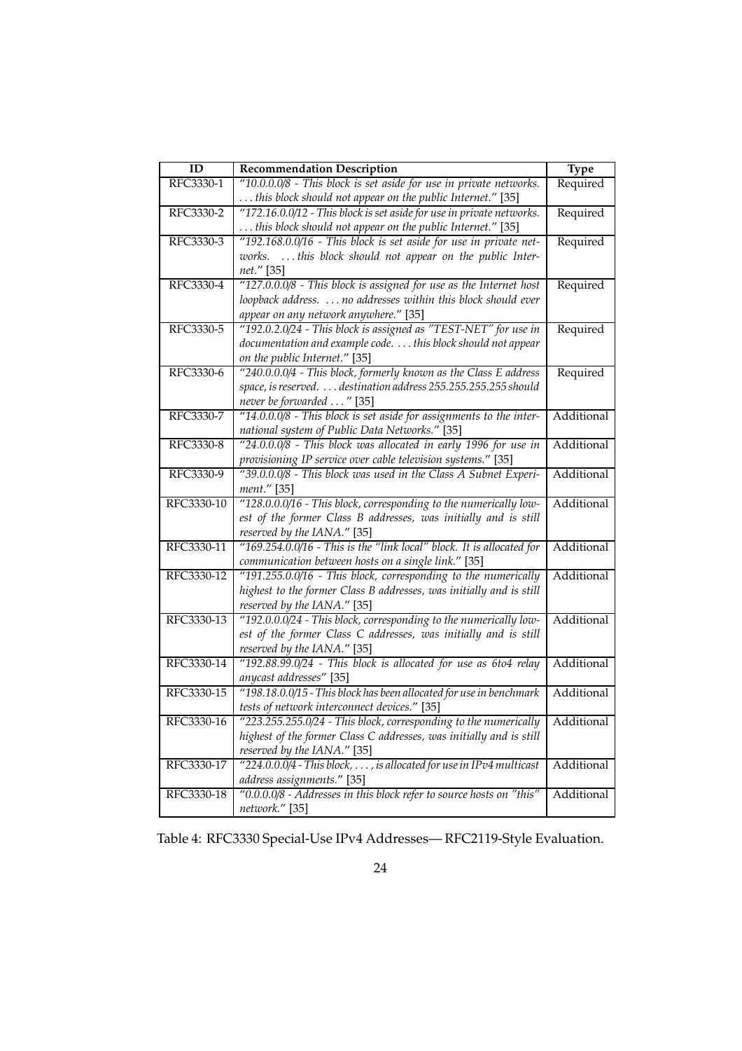| ID | Recommendation Description | Type |
|---|---|---|
| RFC3330-1 | *"10.0.0.0/8 - This block is set aside for use in private networks. ... this block should not appear on the public Internet."* [35] | Required |
| RFC3330-2 | *"172.16.0.0/12 - This block is set aside for use in private networks. ... this block should not appear on the public Internet."* [35] | Required |
| RFC3330-3 | *"192.168.0.0/16 - This block is set aside for use in private networks. ... this block should not appear on the public Internet."* [35] | Required |
| RFC3330-4 | *"127.0.0.0/8 - This block is assigned for use as the Internet host loopback address. ... no addresses within this block should ever appear on any network anywhere."* [35] | Required |
| RFC3330-5 | *"192.0.2.0/24 - This block is assigned as "TEST-NET" for use in documentation and example code. ... this block should not appear on the public Internet."* [35] | Required |
| RFC3330-6 | *"240.0.0.0/4 - This block, formerly known as the Class E address space, is reserved. ... destination address 255.255.255.255 should never be forwarded ..."* [35] | Required |
| RFC3330-7 | *"14.0.0.0/8 - This block is set aside for assignments to the international system of Public Data Networks."* [35] | Additional |
| RFC3330-8 | *"24.0.0.0/8 - This block was allocated in early 1996 for use in provisioning IP service over cable television systems."* [35] | Additional |
| RFC3330-9 | *"39.0.0.0/8 - This block was used in the Class A Subnet Experiment."* [35] | Additional |
| RFC3330-10 | *"128.0.0.0/16 - This block, corresponding to the numerically lowest of the former Class B addresses, was initially and is still reserved by the IANA."* [35] | Additional |
| RFC3330-11 | *"169.254.0.0/16 - This is the "link local" block. It is allocated for communication between hosts on a single link."* [35] | Additional |
| RFC3330-12 | *"191.255.0.0/16 - This block, corresponding to the numerically highest to the former Class B addresses, was initially and is still reserved by the IANA."* [35] | Additional |
| RFC3330-13 | *"192.0.0.0/24 - This block, corresponding to the numerically lowest of the former Class C addresses, was initially and is still reserved by the IANA."* [35] | Additional |
| RFC3330-14 | *"192.88.99.0/24 - This block is allocated for use as 6to4 relay anycast addresses"* [35] | Additional |
| RFC3330-15 | *"198.18.0.0/15 - This block has been allocated for use in benchmark tests of network interconnect devices."* [35] | Additional |
| RFC3330-16 | *"223.255.255.0/24 - This block, corresponding to the numerically highest of the former Class C addresses, was initially and is still reserved by the IANA."* [35] | Additional |
| RFC3330-17 | *"224.0.0.0/4 - This block, ..., is allocated for use in IPv4 multicast address assignments."* [35] | Additional |
| RFC3330-18 | *"0.0.0.0/8 - Addresses in this block refer to source hosts on "this" network."* [35] | Additional |

Table 4: RFC3330 Special-Use IPv4 Addresses— RFC2119-Style Evaluation.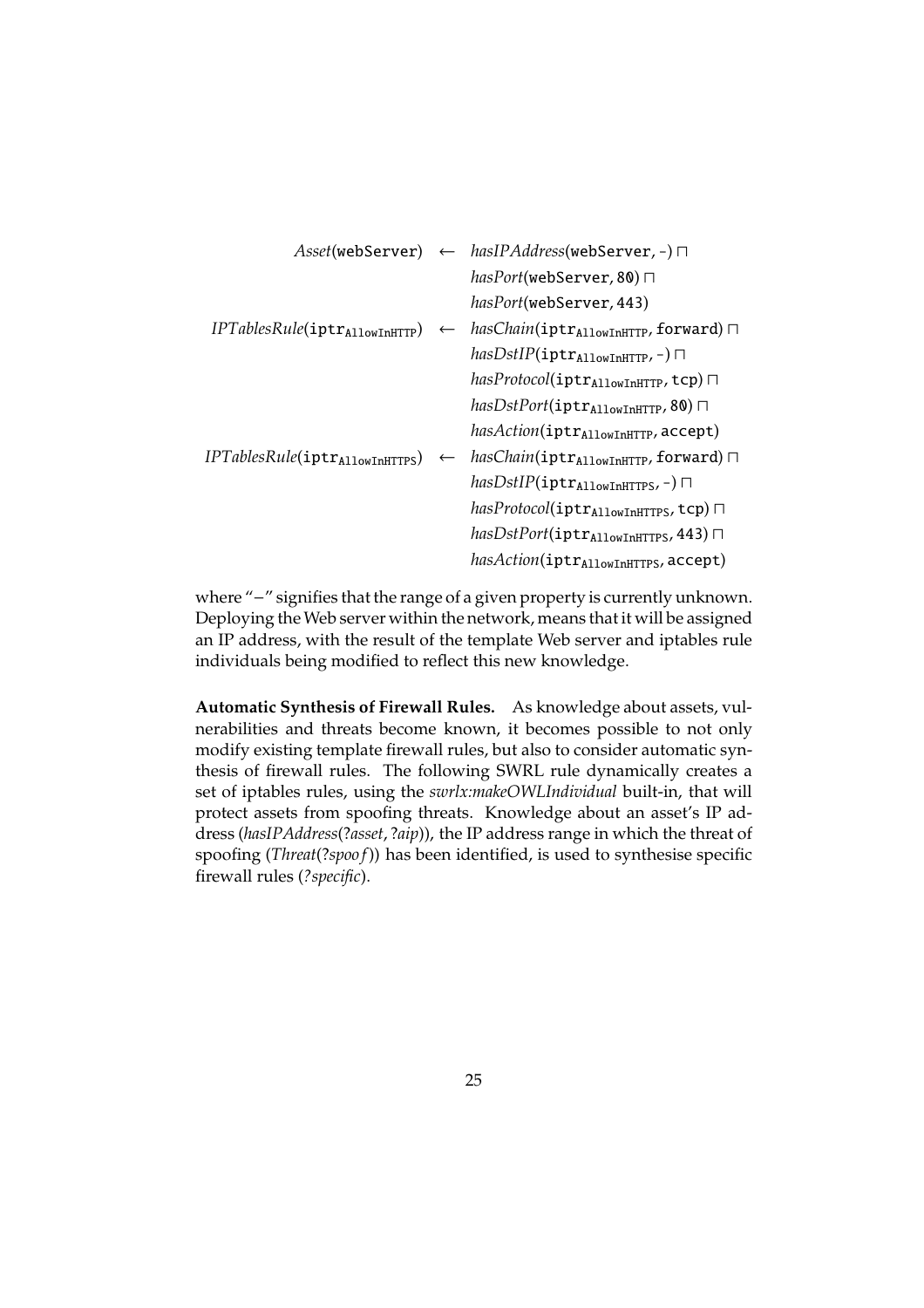$$
\begin{array}{rcl}
\textit{Asset}(\texttt{webServer}) & \leftarrow & \textit{hasIPAddress}(\texttt{webServer}, \texttt{-}) \sqcap \\
& & \textit{hasPort}(\texttt{webServer}, \texttt{80}) \sqcap \\
& & \textit{hasPort}(\texttt{webServer}, \texttt{443}) \\
\textit{IPTablesRule}(\texttt{iptr}_{\texttt{AllowInHTTP}}) & \leftarrow & \textit{hasChain}(\texttt{iptr}_{\texttt{AllowInHTTP}}, \texttt{forward}) \sqcap \\
& & \textit{hasDstIP}(\texttt{iptr}_{\texttt{AllowInHTTP}}, \texttt{-}) \sqcap \\
& & \textit{hasProtocol}(\texttt{iptr}_{\texttt{AllowInHTTP}}, \texttt{tcp}) \sqcap \\
& & \textit{hasDstPort}(\texttt{iptr}_{\texttt{AllowInHTTP}}, \texttt{80}) \sqcap \\
& & \textit{hasAction}(\texttt{iptr}_{\texttt{AllowInHTTP}}, \texttt{accept}) \\
\textit{IPTablesRule}(\texttt{iptr}_{\texttt{AllowInHTTPS}}) & \leftarrow & \textit{hasChain}(\texttt{iptr}_{\texttt{AllowInHTTP}}, \texttt{forward}) \sqcap \\
& & \textit{hasDstIP}(\texttt{iptr}_{\texttt{AllowInHTTPS}}, \texttt{-}) \sqcap \\
& & \textit{hasProtocol}(\texttt{iptr}_{\texttt{AllowInHTTPS}}, \texttt{tcp}) \sqcap \\
& & \textit{hasDstPort}(\texttt{iptr}_{\texttt{AllowInHTTPS}}, \texttt{443}) \sqcap \\
& & \textit{hasAction}(\texttt{iptr}_{\texttt{AllowInHTTPS}}, \texttt{accept})
\end{array}
$$

where "−" signifies that the range of a given property is currently unknown. Deploying the Web server within the network, means that it will be assigned an IP address, with the result of the template Web server and iptables rule individuals being modified to reflect this new knowledge.

**Automatic Synthesis of Firewall Rules.** As knowledge about assets, vulnerabilities and threats become known, it becomes possible to not only modify existing template firewall rules, but also to consider automatic synthesis of firewall rules. The following SWRL rule dynamically creates a set of iptables rules, using the *swrlx:makeOWLIndividual* built-in, that will protect assets from spoofing threats. Knowledge about an asset's IP address (*hasIPAddress*(?*asset*, ?*aip*)), the IP address range in which the threat of spoofing (*Threat*(?*spoof*)) has been identified, is used to synthesise specific firewall rules (*?specific*).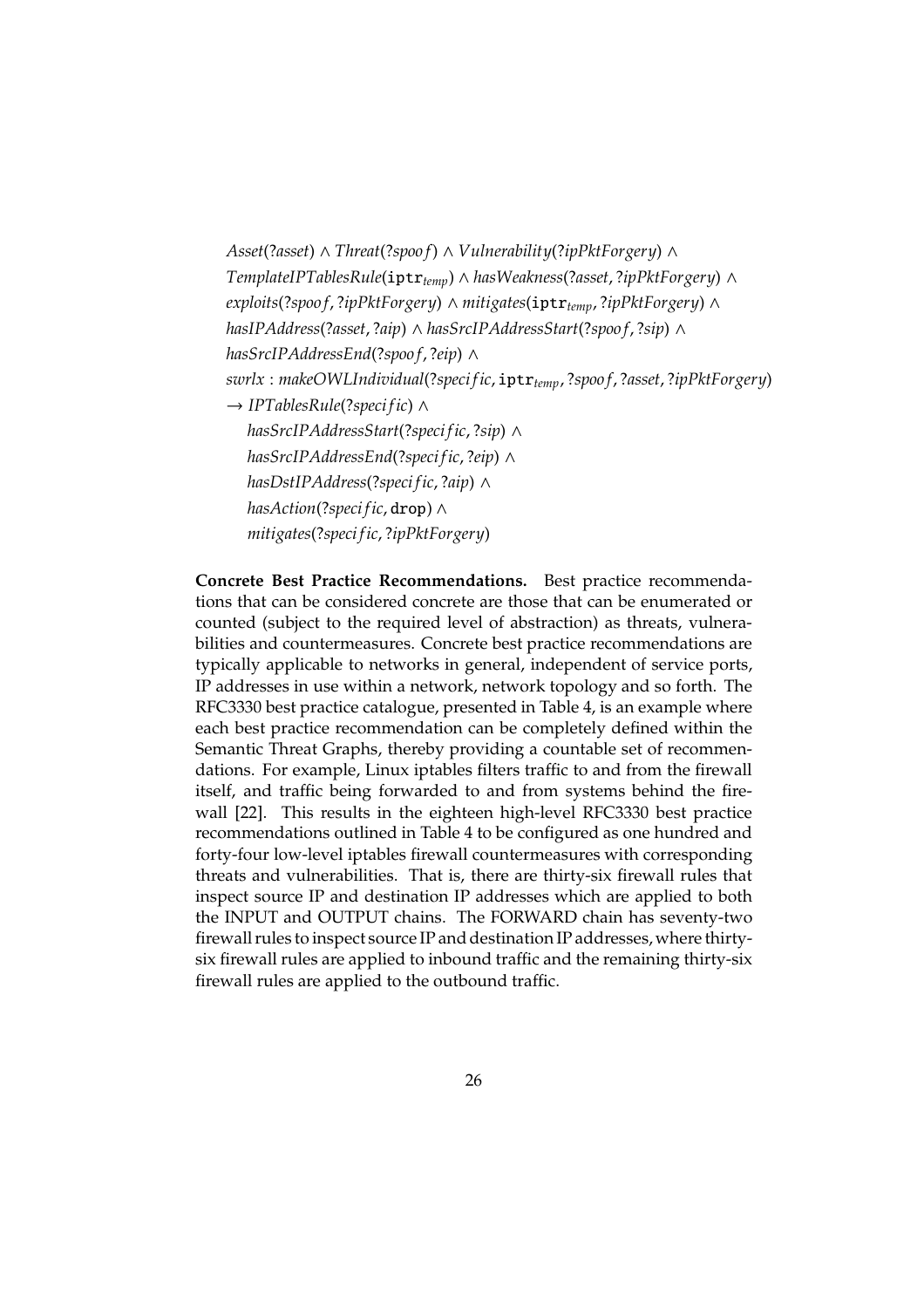$$
\begin{aligned}
&\mathit{Asset}(?\mathit{asset}) \land \mathit{Threat}(?\mathit{spoof}) \land \mathit{Vulnerability}(?\mathit{ipPktForgery}) \land \\
&\mathit{TemplateIPTablesRule}(\mathtt{iptr}_{\mathit{temp}}) \land \mathit{hasWeakness}(?\mathit{asset}, ?\mathit{ipPktForgery}) \land \\
&\mathit{exploits}(?\mathit{spoof}, ?\mathit{ipPktForgery}) \land \mathit{mitigates}(\mathtt{iptr}_{\mathit{temp}}, ?\mathit{ipPktForgery}) \land \\
&\mathit{hasIPAddress}(?\mathit{asset}, ?\mathit{aip}) \land \mathit{hasSrcIPAddressStart}(?\mathit{spoof}, ?\mathit{sip}) \land \\
&\mathit{hasSrcIPAddressEnd}(?\mathit{spoof}, ?\mathit{eip}) \land \\
&\mathit{swrlx} : \mathit{makeOWLIndividual}(?\mathit{specific}, \mathtt{iptr}_{\mathit{temp}}, ?\mathit{spoof}, ?\mathit{asset}, ?\mathit{ipPktForgery}) \\
&\rightarrow \mathit{IPTablesRule}(?\mathit{specific}) \land \\
&\quad \mathit{hasSrcIPAddressStart}(?\mathit{specific}, ?\mathit{sip}) \land \\
&\quad \mathit{hasSrcIPAddressEnd}(?\mathit{specific}, ?\mathit{eip}) \land \\
&\quad \mathit{hasDstIPAddress}(?\mathit{specific}, ?\mathit{aip}) \land \\
&\quad \mathit{hasAction}(?\mathit{specific}, \mathtt{drop}) \land \\
&\quad \mathit{mitigates}(?\mathit{specific}, ?\mathit{ipPktForgery})
\end{aligned}
$$

**Concrete Best Practice Recommendations.** Best practice recommendations that can be considered concrete are those that can be enumerated or counted (subject to the required level of abstraction) as threats, vulnerabilities and countermeasures. Concrete best practice recommendations are typically applicable to networks in general, independent of service ports, IP addresses in use within a network, network topology and so forth. The RFC3330 best practice catalogue, presented in Table 4, is an example where each best practice recommendation can be completely defined within the Semantic Threat Graphs, thereby providing a countable set of recommendations. For example, Linux iptables filters traffic to and from the firewall itself, and traffic being forwarded to and from systems behind the firewall [22]. This results in the eighteen high-level RFC3330 best practice recommendations outlined in Table 4 to be configured as one hundred and forty-four low-level iptables firewall countermeasures with corresponding threats and vulnerabilities. That is, there are thirty-six firewall rules that inspect source IP and destination IP addresses which are applied to both the INPUT and OUTPUT chains. The FORWARD chain has seventy-two firewall rules to inspect source IP and destination IP addresses, where thirty-six firewall rules are applied to inbound traffic and the remaining thirty-six firewall rules are applied to the outbound traffic.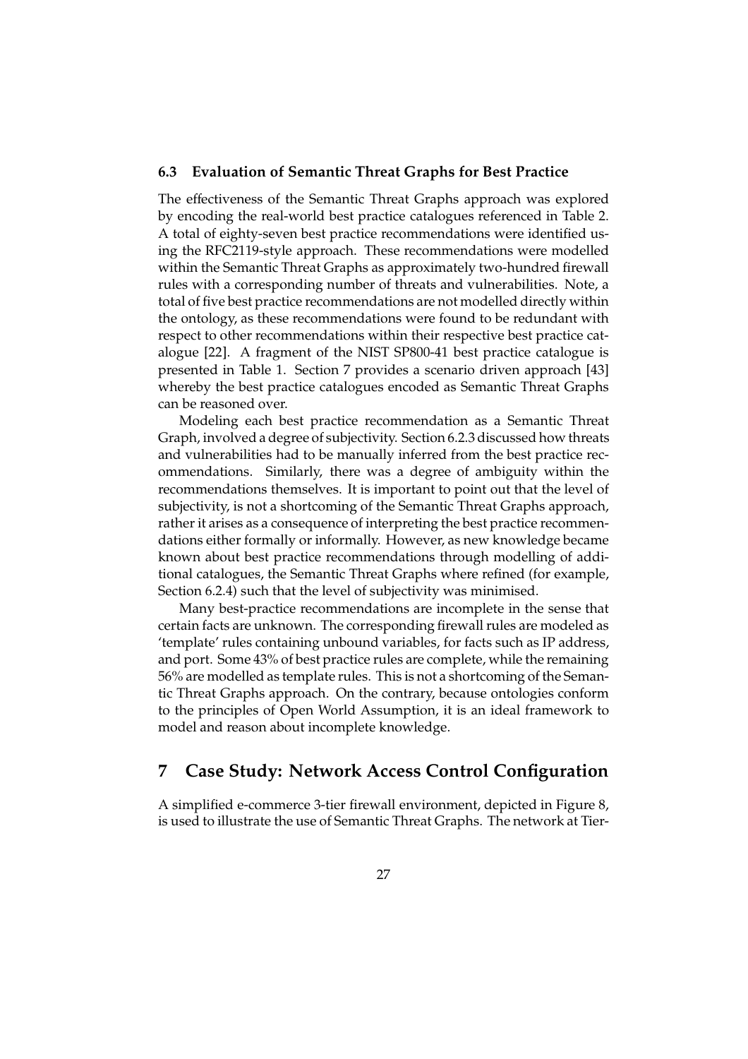### 6.3 Evaluation of Semantic Threat Graphs for Best Practice

The effectiveness of the Semantic Threat Graphs approach was explored by encoding the real-world best practice catalogues referenced in Table 2. A total of eighty-seven best practice recommendations were identified using the RFC2119-style approach. These recommendations were modelled within the Semantic Threat Graphs as approximately two-hundred firewall rules with a corresponding number of threats and vulnerabilities. Note, a total of five best practice recommendations are not modelled directly within the ontology, as these recommendations were found to be redundant with respect to other recommendations within their respective best practice catalogue [22]. A fragment of the NIST SP800-41 best practice catalogue is presented in Table 1. Section 7 provides a scenario driven approach [43] whereby the best practice catalogues encoded as Semantic Threat Graphs can be reasoned over.

Modeling each best practice recommendation as a Semantic Threat Graph, involved a degree of subjectivity. Section 6.2.3 discussed how threats and vulnerabilities had to be manually inferred from the best practice recommendations. Similarly, there was a degree of ambiguity within the recommendations themselves. It is important to point out that the level of subjectivity, is not a shortcoming of the Semantic Threat Graphs approach, rather it arises as a consequence of interpreting the best practice recommendations either formally or informally. However, as new knowledge became known about best practice recommendations through modelling of additional catalogues, the Semantic Threat Graphs where refined (for example, Section 6.2.4) such that the level of subjectivity was minimised.

Many best-practice recommendations are incomplete in the sense that certain facts are unknown. The corresponding firewall rules are modeled as 'template' rules containing unbound variables, for facts such as IP address, and port. Some 43% of best practice rules are complete, while the remaining 56% are modelled as template rules. This is not a shortcoming of the Semantic Threat Graphs approach. On the contrary, because ontologies conform to the principles of Open World Assumption, it is an ideal framework to model and reason about incomplete knowledge.

## 7 Case Study: Network Access Control Configuration

A simplified e-commerce 3-tier firewall environment, depicted in Figure 8, is used to illustrate the use of Semantic Threat Graphs. The network at Tier-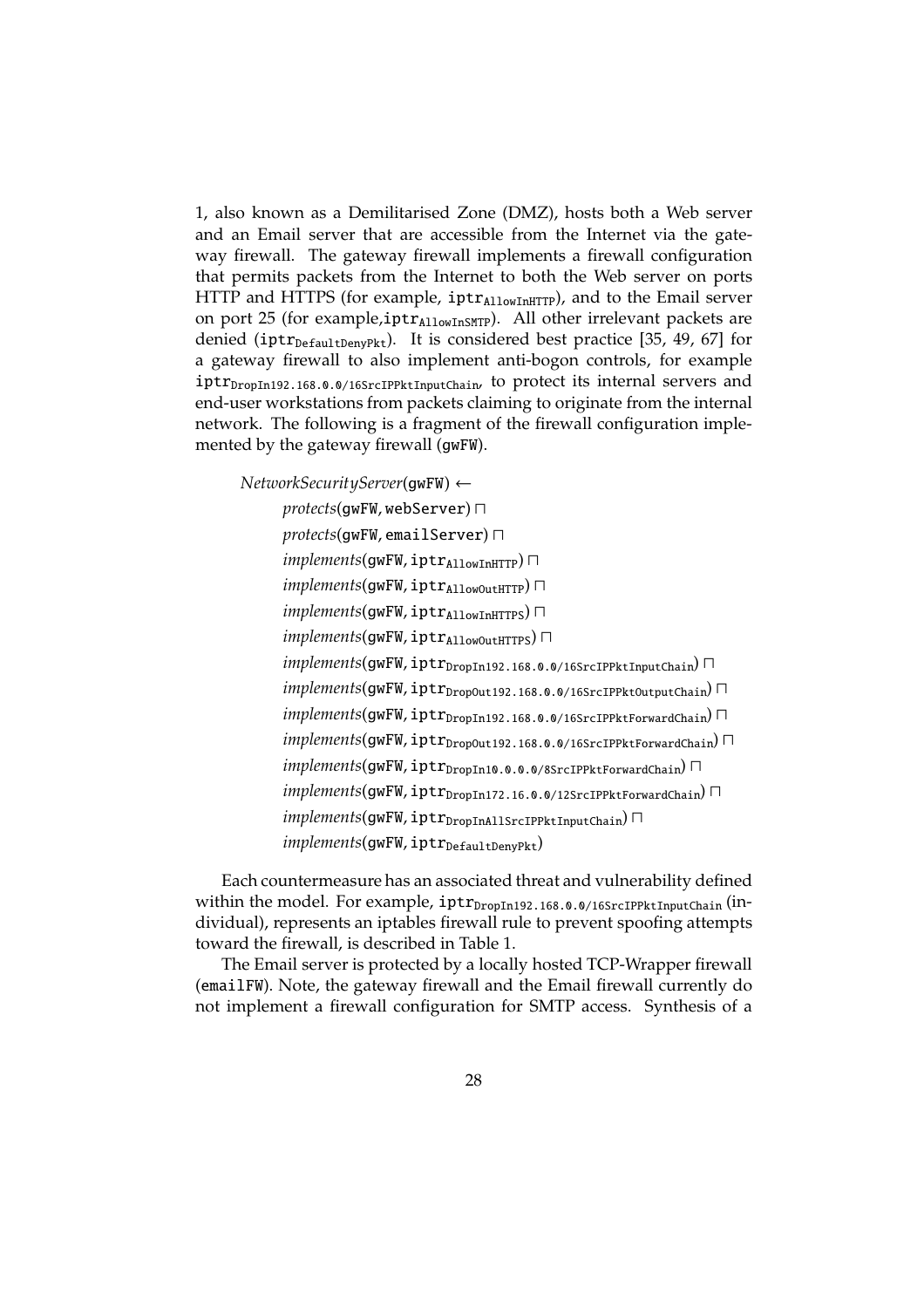1, also known as a Demilitarised Zone (DMZ), hosts both a Web server and an Email server that are accessible from the Internet via the gateway firewall. The gateway firewall implements a firewall configuration that permits packets from the Internet to both the Web server on ports HTTP and HTTPS (for example, $\mathtt{iptr}_{\mathtt{AllowInHTTP}}$), and to the Email server on port 25 (for example, $\mathtt{iptr}_{\mathtt{AllowInSMTP}}$). All other irrelevant packets are denied ($\mathtt{iptr}_{\mathtt{DefaultDenyPkt}}$). It is considered best practice [35, 49, 67] for a gateway firewall to also implement anti-bogon controls, for example $\mathtt{iptr}_{\mathtt{DropIn192.168.0.0/16SrcIPPktInputChain}}$, to protect its internal servers and end-user workstations from packets claiming to originate from the internal network. The following is a fragment of the firewall configuration implemented by the gateway firewall (gwFW).

$$
\begin{aligned}
&\mathit{NetworkSecurityServer}(\mathtt{gwFW}) \leftarrow \\
&\quad \mathit{protects}(\mathtt{gwFW}, \mathtt{webServer}) \sqcap \\
&\quad \mathit{protects}(\mathtt{gwFW}, \mathtt{emailServer}) \sqcap \\
&\quad \mathit{implements}(\mathtt{gwFW}, \mathtt{iptr}_{\mathtt{AllowInHTTP}}) \sqcap \\
&\quad \mathit{implements}(\mathtt{gwFW}, \mathtt{iptr}_{\mathtt{AllowOutHTTP}}) \sqcap \\
&\quad \mathit{implements}(\mathtt{gwFW}, \mathtt{iptr}_{\mathtt{AllowInHTTPS}}) \sqcap \\
&\quad \mathit{implements}(\mathtt{gwFW}, \mathtt{iptr}_{\mathtt{AllowOutHTTPS}}) \sqcap \\
&\quad \mathit{implements}(\mathtt{gwFW}, \mathtt{iptr}_{\mathtt{DropIn192.168.0.0/16SrcIPPktInputChain}}) \sqcap \\
&\quad \mathit{implements}(\mathtt{gwFW}, \mathtt{iptr}_{\mathtt{DropOut192.168.0.0/16SrcIPPktOutputChain}}) \sqcap \\
&\quad \mathit{implements}(\mathtt{gwFW}, \mathtt{iptr}_{\mathtt{DropIn192.168.0.0/16SrcIPPktForwardChain}}) \sqcap \\
&\quad \mathit{implements}(\mathtt{gwFW}, \mathtt{iptr}_{\mathtt{DropOut192.168.0.0/16SrcIPPktForwardChain}}) \sqcap \\
&\quad \mathit{implements}(\mathtt{gwFW}, \mathtt{iptr}_{\mathtt{DropIn10.0.0.0/8SrcIPPktForwardChain}}) \sqcap \\
&\quad \mathit{implements}(\mathtt{gwFW}, \mathtt{iptr}_{\mathtt{DropIn172.16.0.0/12SrcIPPktForwardChain}}) \sqcap \\
&\quad \mathit{implements}(\mathtt{gwFW}, \mathtt{iptr}_{\mathtt{DropInAllSrcIPPktInputChain}}) \sqcap \\
&\quad \mathit{implements}(\mathtt{gwFW}, \mathtt{iptr}_{\mathtt{DefaultDenyPkt}})
\end{aligned}
$$

Each countermeasure has an associated threat and vulnerability defined within the model. For example, $\mathtt{iptr}_{\mathtt{DropIn192.168.0.0/16SrcIPPktInputChain}}$ (individual), represents an iptables firewall rule to prevent spoofing attempts toward the firewall, is described in Table 1.

The Email server is protected by a locally hosted TCP-Wrapper firewall (emailFW). Note, the gateway firewall and the Email firewall currently do not implement a firewall configuration for SMTP access. Synthesis of a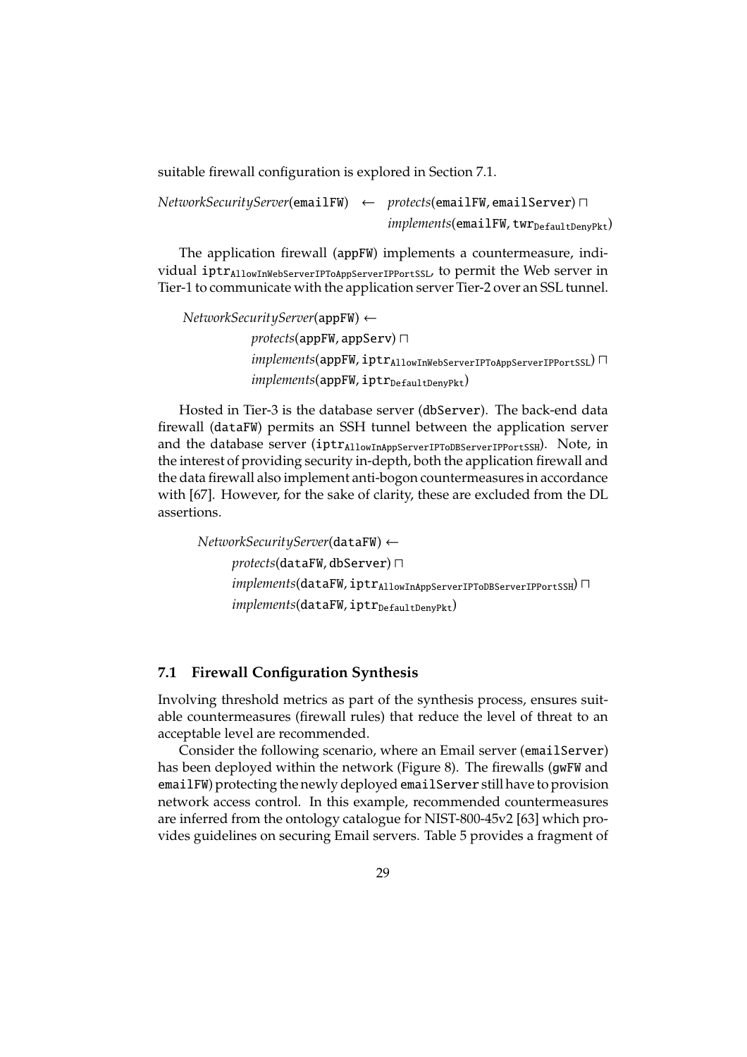suitable firewall configuration is explored in Section 7.1.

$$\mathit{NetworkSecurityServer}(\texttt{emailFW}) \leftarrow \mathit{protects}(\texttt{emailFW}, \texttt{emailServer}) \sqcap \mathit{implements}(\texttt{emailFW}, \texttt{twr}_{\texttt{DefaultDenyPkt}})$$

The application firewall (appFW) implements a countermeasure, individual $\texttt{iptr}_{\texttt{AllowInWebServerIPToAppServerIPPortSSL}}$, to permit the Web server in Tier-1 to communicate with the application server Tier-2 over an SSL tunnel.

$$\begin{aligned}
&\mathit{NetworkSecurityServer}(\texttt{appFW}) \leftarrow \\
&\quad \mathit{protects}(\texttt{appFW}, \texttt{appServ}) \sqcap \\
&\quad \mathit{implements}(\texttt{appFW}, \texttt{iptr}_{\texttt{AllowInWebServerIPToAppServerIPPortSSL}}) \sqcap \\
&\quad \mathit{implements}(\texttt{appFW}, \texttt{iptr}_{\texttt{DefaultDenyPkt}})
\end{aligned}$$

Hosted in Tier-3 is the database server (dbServer). The back-end data firewall (dataFW) permits an SSH tunnel between the application server and the database server ($\texttt{iptr}_{\texttt{AllowInAppServerIPToDBServerIPPortSSH}}$). Note, in the interest of providing security in-depth, both the application firewall and the data firewall also implement anti-bogon countermeasures in accordance with [67]. However, for the sake of clarity, these are excluded from the DL assertions.

$$\begin{aligned}
&\mathit{NetworkSecurityServer}(\texttt{dataFW}) \leftarrow \\
&\quad \mathit{protects}(\texttt{dataFW}, \texttt{dbServer}) \sqcap \\
&\quad \mathit{implements}(\texttt{dataFW}, \texttt{iptr}_{\texttt{AllowInAppServerIPToDBServerIPPortSSH}}) \sqcap \\
&\quad \mathit{implements}(\texttt{dataFW}, \texttt{iptr}_{\texttt{DefaultDenyPkt}})
\end{aligned}$$

### 7.1 Firewall Configuration Synthesis

Involving threshold metrics as part of the synthesis process, ensures suitable countermeasures (firewall rules) that reduce the level of threat to an acceptable level are recommended.

Consider the following scenario, where an Email server (emailServer) has been deployed within the network (Figure 8). The firewalls (gwFW and emailFW) protecting the newly deployed emailServer still have to provision network access control. In this example, recommended countermeasures are inferred from the ontology catalogue for NIST-800-45v2 [63] which provides guidelines on securing Email servers. Table 5 provides a fragment of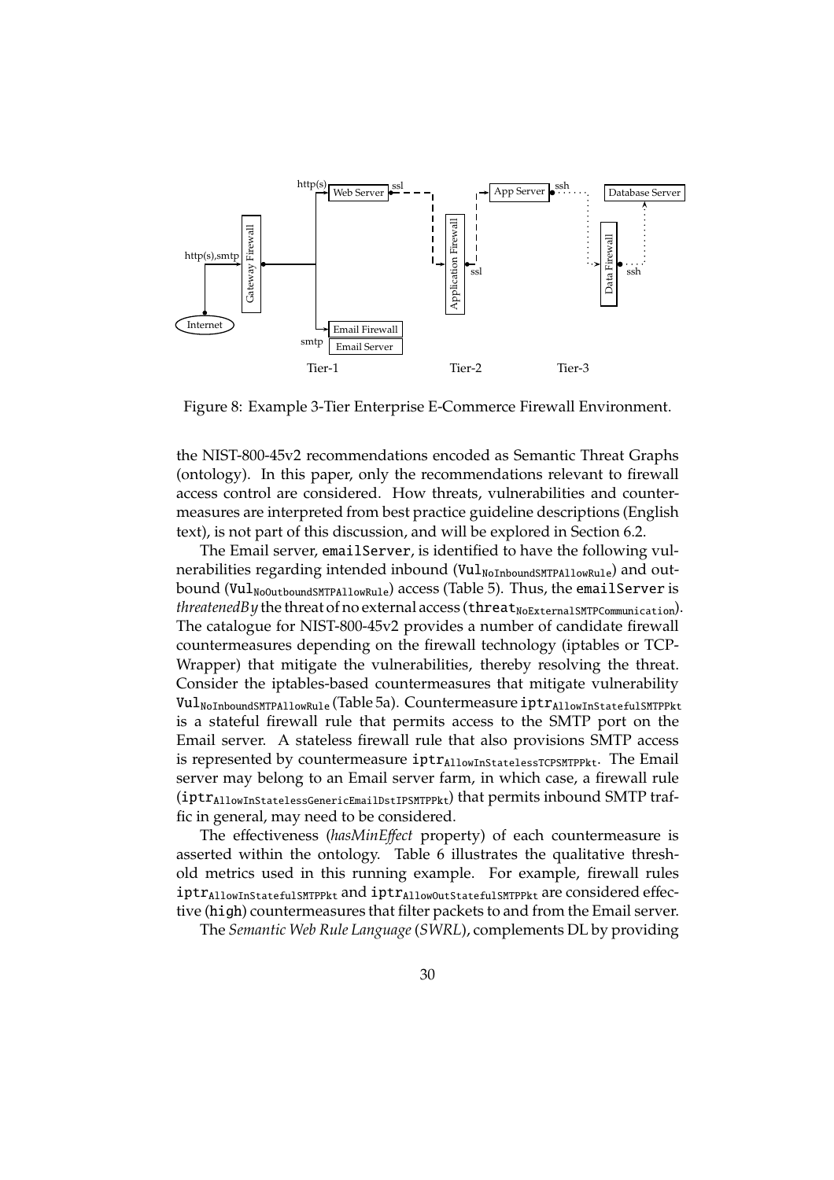Figure 8: Example 3-Tier Enterprise E-Commerce Firewall Environment.

the NIST-800-45v2 recommendations encoded as Semantic Threat Graphs (ontology). In this paper, only the recommendations relevant to firewall access control are considered. How threats, vulnerabilities and countermeasures are interpreted from best practice guideline descriptions (English text), is not part of this discussion, and will be explored in Section 6.2.

The Email server, `emailServer`, is identified to have the following vulnerabilities regarding intended inbound ($\texttt{Vul}_{\texttt{NoInboundSMTPAllowRule}}$) and outbound ($\texttt{Vul}_{\texttt{NoOutboundSMTPAllowRule}}$) access (Table 5). Thus, the `emailServer` is *threatenedBy* the threat of no external access ($\texttt{threat}_{\texttt{NoExternalSMTPCommunication}}$). The catalogue for NIST-800-45v2 provides a number of candidate firewall countermeasures depending on the firewall technology (iptables or TCP-Wrapper) that mitigate the vulnerabilities, thereby resolving the threat. Consider the iptables-based countermeasures that mitigate vulnerability $\texttt{Vul}_{\texttt{NoInboundSMTPAllowRule}}$ (Table 5a). Countermeasure $\texttt{iptr}_{\texttt{AllowInStatefulSMTPPkt}}$ is a stateful firewall rule that permits access to the SMTP port on the Email server. A stateless firewall rule that also provisions SMTP access is represented by countermeasure $\texttt{iptr}_{\texttt{AllowInStatelessTCPSMTPPkt}}$. The Email server may belong to an Email server farm, in which case, a firewall rule ($\texttt{iptr}_{\texttt{AllowInStatelessGenericEmailDstIPSMTPPkt}}$) that permits inbound SMTP traffic in general, may need to be considered.

The effectiveness (*hasMinEffect* property) of each countermeasure is asserted within the ontology. Table 6 illustrates the qualitative threshold metrics used in this running example. For example, firewall rules $\texttt{iptr}_{\texttt{AllowInStatefulSMTPPkt}}$ and $\texttt{iptr}_{\texttt{AllowOutStatefulSMTPPkt}}$ are considered effective (`high`) countermeasures that filter packets to and from the Email server.

The *Semantic Web Rule Language* (*SWRL*), complements DL by providing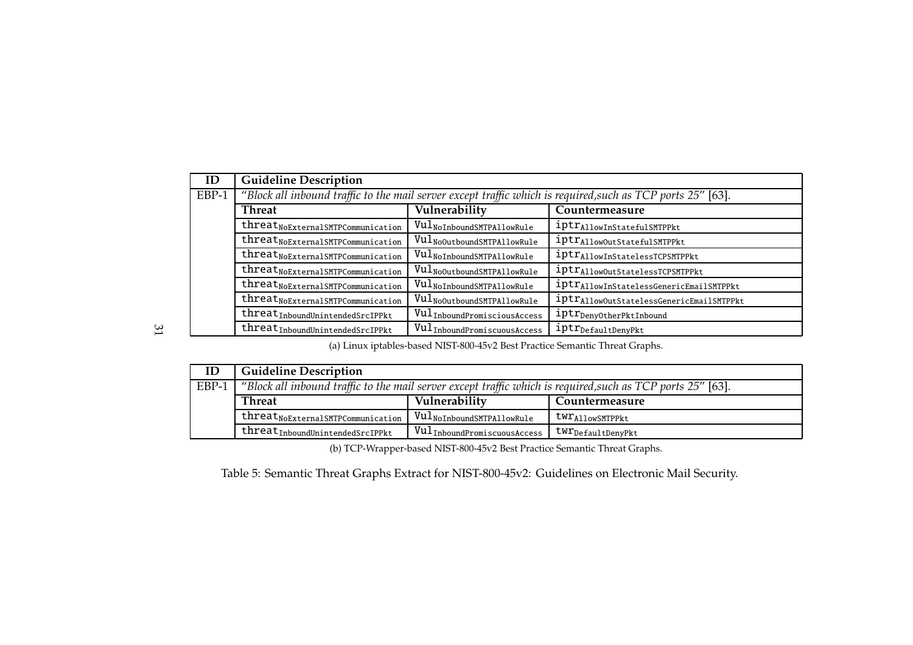| ID | Guideline Description | | |
|---|---|---|---|
| EBP-1 | *"Block all inbound traffic to the mail server except traffic which is required,such as TCP ports 25"* [63]. | | |
| | **Threat** | **Vulnerability** | **Countermeasure** |
| | $\texttt{threat}_{\texttt{NoExternalSMTPCommunication}}$ | $\texttt{Vul}_{\texttt{NoInboundSMTPAllowRule}}$ | $\texttt{iptr}_{\texttt{AllowInStatefulSMTPPkt}}$ |
| | $\texttt{threat}_{\texttt{NoExternalSMTPCommunication}}$ | $\texttt{Vul}_{\texttt{NoOutboundSMTPAllowRule}}$ | $\texttt{iptr}_{\texttt{AllowOutStatefulSMTPPkt}}$ |
| | $\texttt{threat}_{\texttt{NoExternalSMTPCommunication}}$ | $\texttt{Vul}_{\texttt{NoInboundSMTPAllowRule}}$ | $\texttt{iptr}_{\texttt{AllowInStatelessTCPSMTPPkt}}$ |
| | $\texttt{threat}_{\texttt{NoExternalSMTPCommunication}}$ | $\texttt{Vul}_{\texttt{NoOutboundSMTPAllowRule}}$ | $\texttt{iptr}_{\texttt{AllowOutStatelessTCPSMTPPkt}}$ |
| | $\texttt{threat}_{\texttt{NoExternalSMTPCommunication}}$ | $\texttt{Vul}_{\texttt{NoInboundSMTPAllowRule}}$ | $\texttt{iptr}_{\texttt{AllowInStatelessGenericEmailSMTPPkt}}$ |
| | $\texttt{threat}_{\texttt{NoExternalSMTPCommunication}}$ | $\texttt{Vul}_{\texttt{NoOutboundSMTPAllowRule}}$ | $\texttt{iptr}_{\texttt{AllowOutStatelessGenericEmailSMTPPkt}}$ |
| | $\texttt{threat}_{\texttt{InboundUnintendedSrcIPPkt}}$ | $\texttt{Vul}_{\texttt{InboundPromisciousAccess}}$ | $\texttt{iptr}_{\texttt{DenyOtherPktInbound}}$ |
| | $\texttt{threat}_{\texttt{InboundUnintendedSrcIPPkt}}$ | $\texttt{Vul}_{\texttt{InboundPromiscuousAccess}}$ | $\texttt{iptr}_{\texttt{DefaultDenyPkt}}$ |

(a) Linux iptables-based NIST-800-45v2 Best Practice Semantic Threat Graphs.

| ID | Guideline Description | | |
|---|---|---|---|
| EBP-1 | *"Block all inbound traffic to the mail server except traffic which is required,such as TCP ports 25"* [63]. | | |
| | **Threat** | **Vulnerability** | **Countermeasure** |
| | $\texttt{threat}_{\texttt{NoExternalSMTPCommunication}}$ | $\texttt{Vul}_{\texttt{NoInboundSMTPAllowRule}}$ | $\texttt{twr}_{\texttt{AllowSMTPPkt}}$ |
| | $\texttt{threat}_{\texttt{InboundUnintendedSrcIPPkt}}$ | $\texttt{Vul}_{\texttt{InboundPromiscuousAccess}}$ | $\texttt{twr}_{\texttt{DefaultDenyPkt}}$ |

(b) TCP-Wrapper-based NIST-800-45v2 Best Practice Semantic Threat Graphs.

Table 5: Semantic Threat Graphs Extract for NIST-800-45v2: Guidelines on Electronic Mail Security.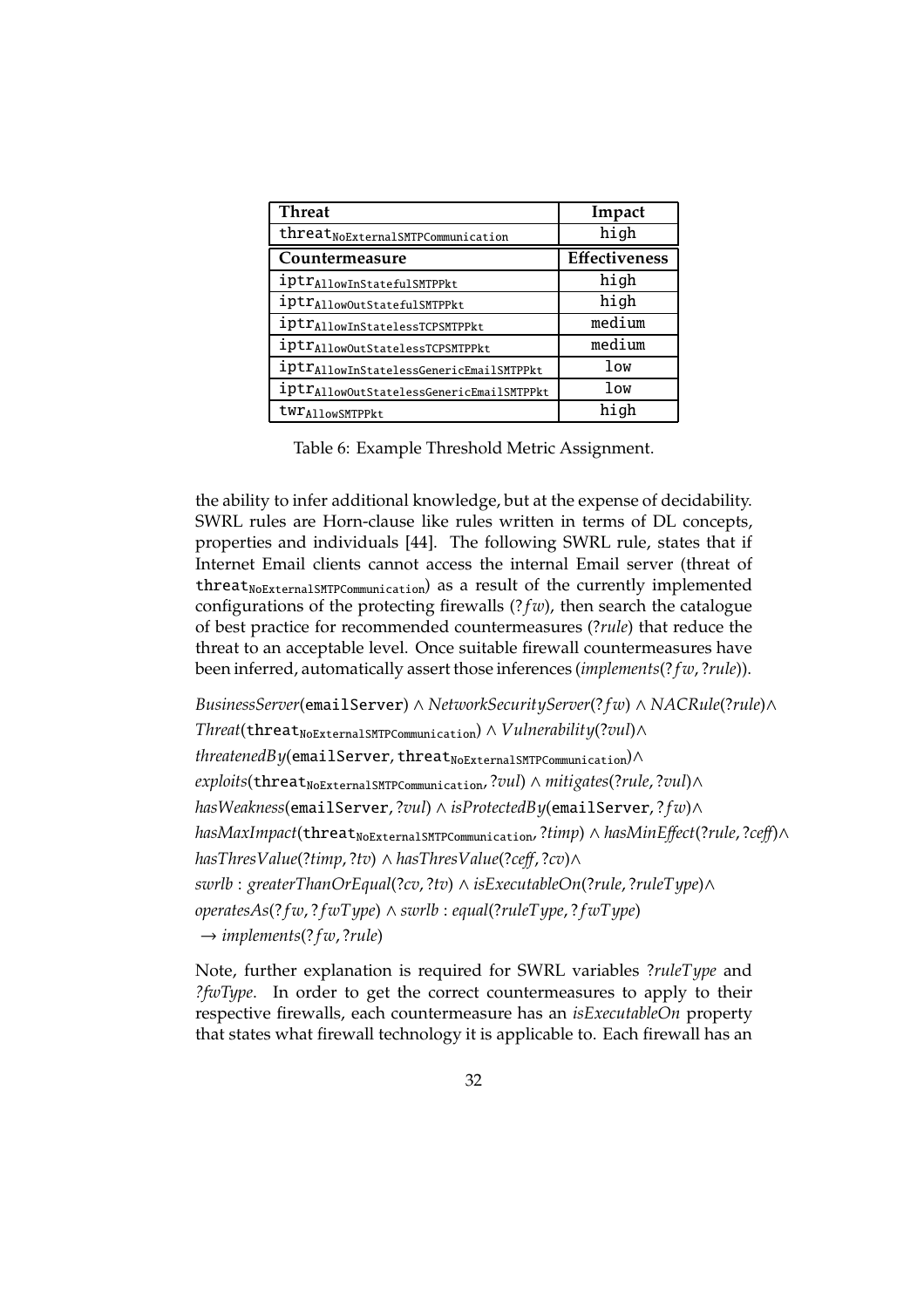| **Threat** | **Impact** |
|---|---|
| $\texttt{threat}_{\texttt{NoExternalSMTPCommunication}}$ | high |
| **Countermeasure** | **Effectiveness** |
| $\texttt{iptr}_{\texttt{AllowInStatefulSMTPPkt}}$ | high |
| $\texttt{iptr}_{\texttt{AllowOutStatefulSMTPPkt}}$ | high |
| $\texttt{iptr}_{\texttt{AllowInStatelessTCPSMTPPkt}}$ | medium |
| $\texttt{iptr}_{\texttt{AllowOutStatelessTCPSMTPPkt}}$ | medium |
| $\texttt{iptr}_{\texttt{AllowInStatelessGenericEmailSMTPPkt}}$ | low |
| $\texttt{iptr}_{\texttt{AllowOutStatelessGenericEmailSMTPPkt}}$ | low |
| $\texttt{twr}_{\texttt{AllowSMTPPkt}}$ | high |

Table 6: Example Threshold Metric Assignment.

the ability to infer additional knowledge, but at the expense of decidability. SWRL rules are Horn-clause like rules written in terms of DL concepts, properties and individuals [44]. The following SWRL rule, states that if Internet Email clients cannot access the internal Email server (threat of $\texttt{threat}_{\texttt{NoExternalSMTPCommunication}}$) as a result of the currently implemented configurations of the protecting firewalls ($?fw$), then search the catalogue of best practice for recommended countermeasures ($?rule$) that reduce the threat to an acceptable level. Once suitable firewall countermeasures have been inferred, automatically assert those inferences ($implements(?fw, ?rule)$).

$$
\begin{aligned}
&BusinessServer(\texttt{emailServer}) \wedge NetworkSecurityServer(?fw) \wedge NACRule(?rule) \wedge \\
&Threat(\texttt{threat}_{\texttt{NoExternalSMTPCommunication}}) \wedge Vulnerability(?vul) \wedge \\
&threatenedBy(\texttt{emailServer}, \texttt{threat}_{\texttt{NoExternalSMTPCommunication}}) \wedge \\
&exploits(\texttt{threat}_{\texttt{NoExternalSMTPCommunication}}, ?vul) \wedge mitigates(?rule, ?vul) \wedge \\
&hasWeakness(\texttt{emailServer}, ?vul) \wedge isProtectedBy(\texttt{emailServer}, ?fw) \wedge \\
&hasMaxImpact(\texttt{threat}_{\texttt{NoExternalSMTPCommunication}}, ?timp) \wedge hasMinEffect(?rule, ?ceff) \wedge \\
&hasThresValue(?timp, ?tv) \wedge hasThresValue(?ceff, ?cv) \wedge \\
&swrlb: greaterThanOrEqual(?cv, ?tv) \wedge isExecutableOn(?rule, ?ruleType) \wedge \\
&operatesAs(?fw, ?fwType) \wedge swrlb: equal(?ruleType, ?fwType) \\
&\rightarrow implements(?fw, ?rule)
\end{aligned}
$$

Note, further explanation is required for SWRL variables $?ruleType$ and *?fwType*. In order to get the correct countermeasures to apply to their respective firewalls, each countermeasure has an *isExecutableOn* property that states what firewall technology it is applicable to. Each firewall has an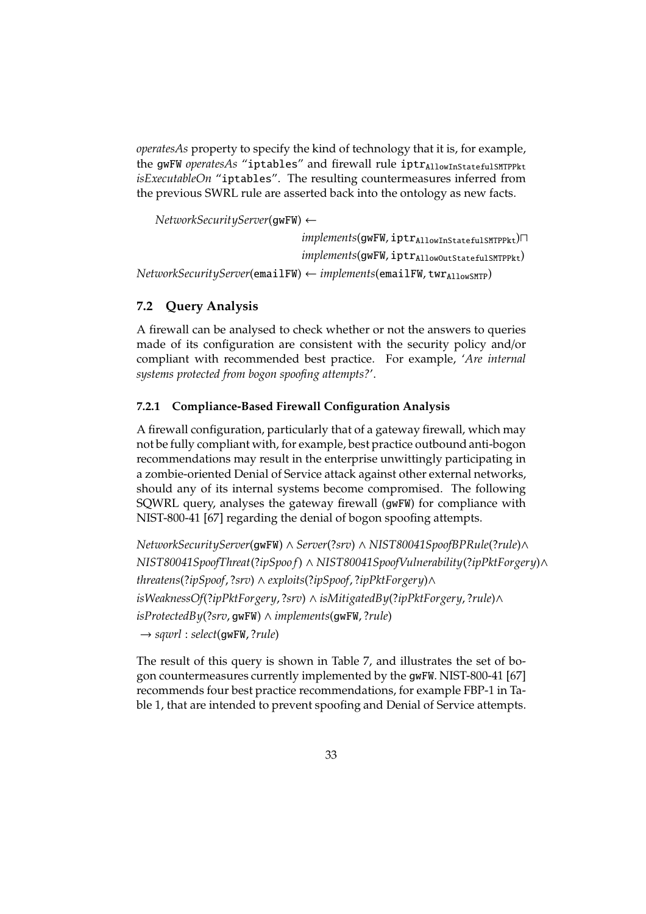*operatesAs* property to specify the kind of technology that it is, for example, the `gwFW` *operatesAs* "`iptables`" and firewall rule $\texttt{iptr}_{\texttt{AllowInStatefulSMTPPkt}}$ *isExecutableOn* "`iptables`". The resulting countermeasures inferred from the previous SWRL rule are asserted back into the ontology as new facts.

$$
\begin{aligned}
&\mathit{NetworkSecurityServer}(\texttt{gwFW}) \leftarrow \\
&\qquad\qquad \mathit{implements}(\texttt{gwFW}, \texttt{iptr}_{\texttt{AllowInStatefulSMTPPkt}}) \sqcap \\
&\qquad\qquad \mathit{implements}(\texttt{gwFW}, \texttt{iptr}_{\texttt{AllowOutStatefulSMTPPkt}}) \\
&\mathit{NetworkSecurityServer}(\texttt{emailFW}) \leftarrow \mathit{implements}(\texttt{emailFW}, \texttt{twr}_{\texttt{AllowSMTP}})
\end{aligned}
$$

## 7.2 Query Analysis

A firewall can be analysed to check whether or not the answers to queries made of its configuration are consistent with the security policy and/or compliant with recommended best practice. For example, '*Are internal systems protected from bogon spoofing attempts?*'.

### 7.2.1 Compliance-Based Firewall Configuration Analysis

A firewall configuration, particularly that of a gateway firewall, which may not be fully compliant with, for example, best practice outbound anti-bogon recommendations may result in the enterprise unwittingly participating in a zombie-oriented Denial of Service attack against other external networks, should any of its internal systems become compromised. The following SQWRL query, analyses the gateway firewall (`gwFW`) for compliance with NIST-800-41 [67] regarding the denial of bogon spoofing attempts.

$$
\begin{aligned}
&\mathit{NetworkSecurityServer}(\texttt{gwFW}) \wedge \mathit{Server}(?srv) \wedge \mathit{NIST80041SpoofBPRule}(?rule) \wedge \\
&\mathit{NIST80041SpoofThreat}(?ipSpoof) \wedge \mathit{NIST80041SpoofVulnerability}(?ipPktForgery) \wedge \\
&\mathit{threatens}(?ipSpoof, ?srv) \wedge \mathit{exploits}(?ipSpoof, ?ipPktForgery) \wedge \\
&\mathit{isWeaknessOf}(?ipPktForgery, ?srv) \wedge \mathit{isMitigatedBy}(?ipPktForgery, ?rule) \wedge \\
&\mathit{isProtectedBy}(?srv, \texttt{gwFW}) \wedge \mathit{implements}(\texttt{gwFW}, ?rule) \\
&\rightarrow \mathit{sqwrl} : \mathit{select}(\texttt{gwFW}, ?rule)
\end{aligned}
$$

The result of this query is shown in Table 7, and illustrates the set of bogon countermeasures currently implemented by the `gwFW`. NIST-800-41 [67] recommends four best practice recommendations, for example FBP-1 in Table 1, that are intended to prevent spoofing and Denial of Service attempts.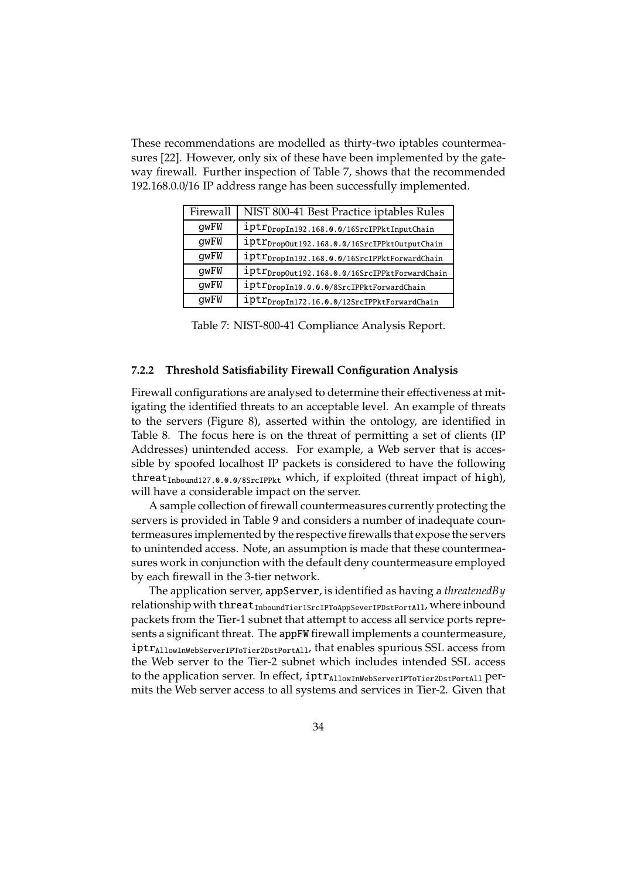These recommendations are modelled as thirty-two iptables countermeasures [22]. However, only six of these have been implemented by the gateway firewall. Further inspection of Table 7, shows that the recommended 192.168.0.0/16 IP address range has been successfully implemented.

| Firewall | NIST 800-41 Best Practice iptables Rules |
|---|---|
| gwFW | $\texttt{iptr}_{\texttt{DropIn192.168.0.0/16SrcIPPktInputChain}}$ |
| gwFW | $\texttt{iptr}_{\texttt{DropOut192.168.0.0/16SrcIPPktOutputChain}}$ |
| gwFW | $\texttt{iptr}_{\texttt{DropIn192.168.0.0/16SrcIPPktForwardChain}}$ |
| gwFW | $\texttt{iptr}_{\texttt{DropOut192.168.0.0/16SrcIPPktForwardChain}}$ |
| gwFW | $\texttt{iptr}_{\texttt{DropIn10.0.0.0/8SrcIPPktForwardChain}}$ |
| gwFW | $\texttt{iptr}_{\texttt{DropIn172.16.0.0/12SrcIPPktForwardChain}}$ |

Table 7: NIST-800-41 Compliance Analysis Report.

### 7.2.2 Threshold Satisfiability Firewall Configuration Analysis

Firewall configurations are analysed to determine their effectiveness at mitigating the identified threats to an acceptable level. An example of threats to the servers (Figure 8), asserted within the ontology, are identified in Table 8. The focus here is on the threat of permitting a set of clients (IP Addresses) unintended access. For example, a Web server that is accessible by spoofed localhost IP packets is considered to have the following $\texttt{threat}_{\texttt{Inbound127.0.0.0/8SrcIPPkt}}$ which, if exploited (threat impact of high), will have a considerable impact on the server.

A sample collection of firewall countermeasures currently protecting the servers is provided in Table 9 and considers a number of inadequate countermeasures implemented by the respective firewalls that expose the servers to unintended access. Note, an assumption is made that these countermeasures work in conjunction with the default deny countermeasure employed by each firewall in the 3-tier network.

The application server, appServer, is identified as having a *threatenedBy* relationship with $\texttt{threat}_{\texttt{InboundTier1SrcIPToAppSeverIPDstPortAll}}$, where inbound packets from the Tier-1 subnet that attempt to access all service ports represents a significant threat. The appFW firewall implements a countermeasure, $\texttt{iptr}_{\texttt{AllowInWebServerIPToTier2DstPortAll}}$, that enables spurious SSL access from the Web server to the Tier-2 subnet which includes intended SSL access to the application server. In effect, $\texttt{iptr}_{\texttt{AllowInWebServerIPToTier2DstPortAll}}$ permits the Web server access to all systems and services in Tier-2. Given that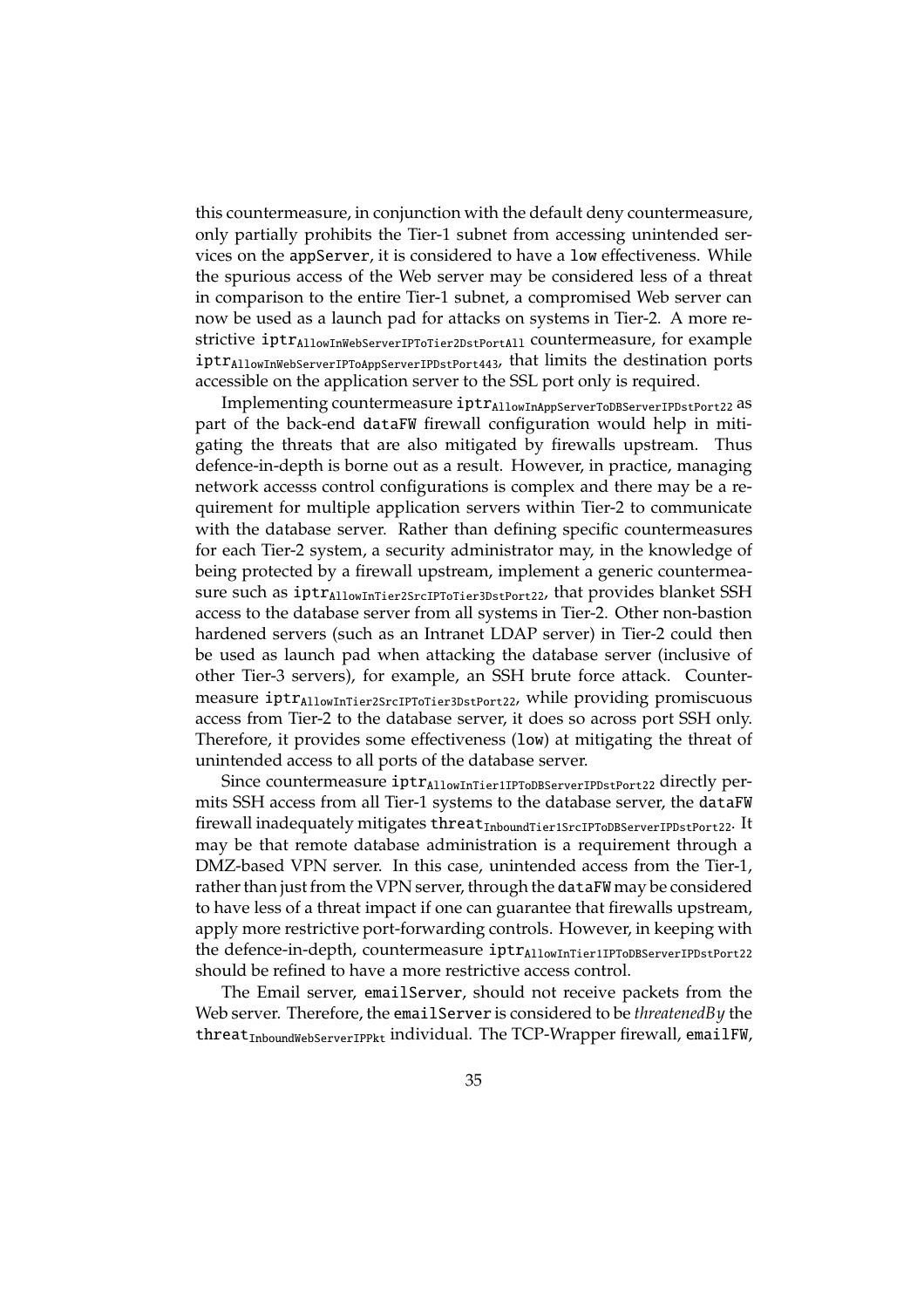this countermeasure, in conjunction with the default deny countermeasure, only partially prohibits the Tier-1 subnet from accessing unintended services on the appServer, it is considered to have a low effectiveness. While the spurious access of the Web server may be considered less of a threat in comparison to the entire Tier-1 subnet, a compromised Web server can now be used as a launch pad for attacks on systems in Tier-2. A more restrictive $\texttt{iptr}_{\texttt{AllowInWebServerIPToTier2DstPortAll}}$ countermeasure, for example $\texttt{iptr}_{\texttt{AllowInWebServerIPToAppServerIPDstPort443}}$, that limits the destination ports accessible on the application server to the SSL port only is required.

Implementing countermeasure $\texttt{iptr}_{\texttt{AllowInAppServerToDBServerIPDstPort22}}$ as part of the back-end dataFW firewall configuration would help in mitigating the threats that are also mitigated by firewalls upstream. Thus defence-in-depth is borne out as a result. However, in practice, managing network accesss control configurations is complex and there may be a requirement for multiple application servers within Tier-2 to communicate with the database server. Rather than defining specific countermeasures for each Tier-2 system, a security administrator may, in the knowledge of being protected by a firewall upstream, implement a generic countermeasure such as $\texttt{iptr}_{\texttt{AllowInTier2SrcIPToTier3DstPort22}}$, that provides blanket SSH access to the database server from all systems in Tier-2. Other non-bastion hardened servers (such as an Intranet LDAP server) in Tier-2 could then be used as launch pad when attacking the database server (inclusive of other Tier-3 servers), for example, an SSH brute force attack. Countermeasure $\texttt{iptr}_{\texttt{AllowInTier2SrcIPToTier3DstPort22}}$, while providing promiscuous access from Tier-2 to the database server, it does so across port SSH only. Therefore, it provides some effectiveness (low) at mitigating the threat of unintended access to all ports of the database server.

Since countermeasure $\texttt{iptr}_{\texttt{AllowInTier1IPToDBServerIPDstPort22}}$ directly permits SSH access from all Tier-1 systems to the database server, the dataFW firewall inadequately mitigates $\texttt{threat}_{\texttt{InboundTier1SrcIPToDBServerIPDstPort22}}$. It may be that remote database administration is a requirement through a DMZ-based VPN server. In this case, unintended access from the Tier-1, rather than just from the VPN server, through the dataFW may be considered to have less of a threat impact if one can guarantee that firewalls upstream, apply more restrictive port-forwarding controls. However, in keeping with the defence-in-depth, countermeasure $\texttt{iptr}_{\texttt{AllowInTier1IPToDBServerIPDstPort22}}$ should be refined to have a more restrictive access control.

The Email server, emailServer, should not receive packets from the Web server. Therefore, the emailServer is considered to be *threatenedBy* the $\texttt{threat}_{\texttt{InboundWebServerIPPkt}}$ individual. The TCP-Wrapper firewall, emailFW,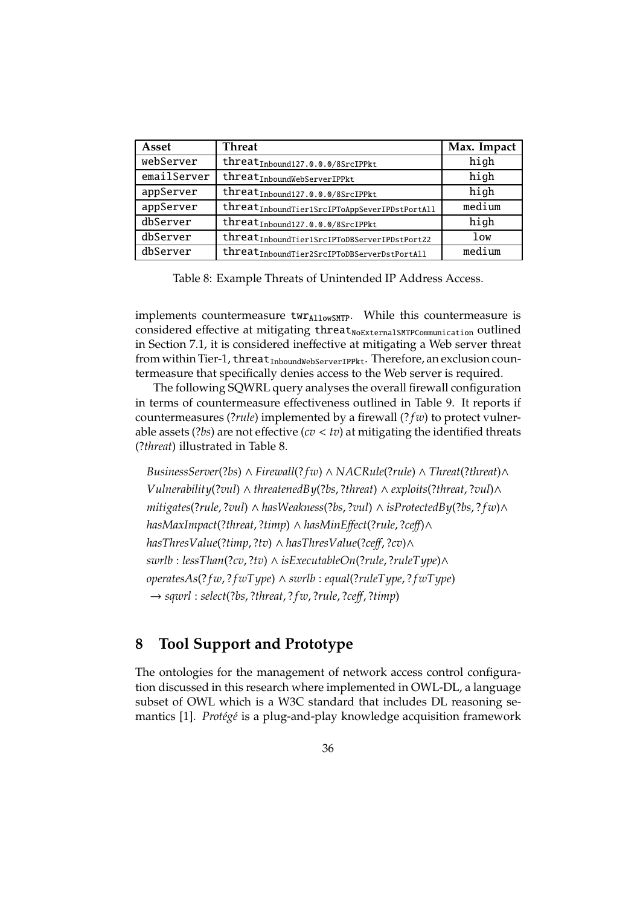| Asset | Threat | Max. Impact |
|---|---|---|
| webServer | $\texttt{threat}_{\texttt{Inbound127.0.0.0/8SrcIPPkt}}$ | high |
| emailServer | $\texttt{threat}_{\texttt{InboundWebServerIPPkt}}$ | high |
| appServer | $\texttt{threat}_{\texttt{Inbound127.0.0.0/8SrcIPPkt}}$ | high |
| appServer | $\texttt{threat}_{\texttt{InboundTier1SrcIPToAppSeverIPDstPortAll}}$ | medium |
| dbServer | $\texttt{threat}_{\texttt{Inbound127.0.0.0/8SrcIPPkt}}$ | high |
| dbServer | $\texttt{threat}_{\texttt{InboundTier1SrcIPToDBServerIPDstPort22}}$ | low |
| dbServer | $\texttt{threat}_{\texttt{InboundTier2SrcIPToDBServerDstPortAll}}$ | medium |

Table 8: Example Threats of Unintended IP Address Access.

implements countermeasure $\texttt{twr}_{\texttt{AllowSMTP}}$. While this countermeasure is considered effective at mitigating $\texttt{threat}_{\texttt{NoExternalSMTPCommunication}}$ outlined in Section 7.1, it is considered ineffective at mitigating a Web server threat from within Tier-1, $\texttt{threat}_{\texttt{InboundWebServerIPPkt}}$. Therefore, an exclusion countermeasure that specifically denies access to the Web server is required.

The following SQWRL query analyses the overall firewall configuration in terms of countermeasure effectiveness outlined in Table 9. It reports if countermeasures (*?rule*) implemented by a firewall ($?fw$) to protect vulnerable assets (*?bs*) are not effective ($cv < tv$) at mitigating the identified threats (*?threat*) illustrated in Table 8.

$$
\begin{aligned}
&BusinessServer(?bs) \wedge Firewall(?fw) \wedge NACRule(?rule) \wedge Threat(?threat) \wedge \\
&Vulnerability(?vul) \wedge threatenedBy(?bs, ?threat) \wedge exploits(?threat, ?vul) \wedge \\
&mitigates(?rule, ?vul) \wedge hasWeakness(?bs, ?vul) \wedge isProtectedBy(?bs, ?fw) \wedge \\
&hasMaxImpact(?threat, ?timp) \wedge hasMinEffect(?rule, ?ceff) \wedge \\
&hasThresValue(?timp, ?tv) \wedge hasThresValue(?ceff, ?cv) \wedge \\
&swrlb : lessThan(?cv, ?tv) \wedge isExecutableOn(?rule, ?ruleType) \wedge \\
&operatesAs(?fw, ?fwType) \wedge swrlb : equal(?ruleType, ?fwType) \\
&\rightarrow sqwrl : select(?bs, ?threat, ?fw, ?rule, ?ceff, ?timp)
\end{aligned}
$$

# 8 Tool Support and Prototype

The ontologies for the management of network access control configuration discussed in this research where implemented in OWL-DL, a language subset of OWL which is a W3C standard that includes DL reasoning semantics [1]. *Protégé* is a plug-and-play knowledge acquisition framework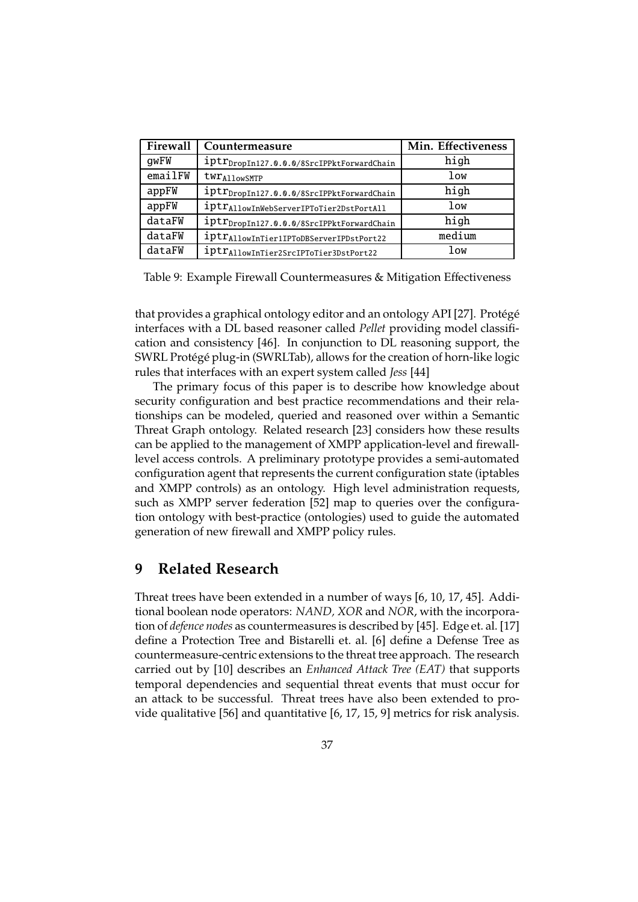| Firewall | Countermeasure | Min. Effectiveness |
|---|---|---|
| gwFW | $iptr_{DropIn127.0.0.0/8SrcIPPktForwardChain}$ | high |
| emailFW | $twr_{AllowSMTP}$ | low |
| appFW | $iptr_{DropIn127.0.0.0/8SrcIPPktForwardChain}$ | high |
| appFW | $iptr_{AllowInWebServerIPToTier2DstPortAll}$ | low |
| dataFW | $iptr_{DropIn127.0.0.0/8SrcIPPktForwardChain}$ | high |
| dataFW | $iptr_{AllowInTier1IPToDBServerIPDstPort22}$ | medium |
| dataFW | $iptr_{AllowInTier2SrcIPToTier3DstPort22}$ | low |

Table 9: Example Firewall Countermeasures & Mitigation Effectiveness

that provides a graphical ontology editor and an ontology API [27]. Protégé interfaces with a DL based reasoner called *Pellet* providing model classification and consistency [46]. In conjunction to DL reasoning support, the SWRL Protégé plug-in (SWRLTab), allows for the creation of horn-like logic rules that interfaces with an expert system called *Jess* [44]

The primary focus of this paper is to describe how knowledge about security configuration and best practice recommendations and their relationships can be modeled, queried and reasoned over within a Semantic Threat Graph ontology. Related research [23] considers how these results can be applied to the management of XMPP application-level and firewall-level access controls. A preliminary prototype provides a semi-automated configuration agent that represents the current configuration state (iptables and XMPP controls) as an ontology. High level administration requests, such as XMPP server federation [52] map to queries over the configuration ontology with best-practice (ontologies) used to guide the automated generation of new firewall and XMPP policy rules.

# 9 Related Research

Threat trees have been extended in a number of ways [6, 10, 17, 45]. Additional boolean node operators: *NAND, XOR* and *NOR*, with the incorporation of *defence nodes* as countermeasures is described by [45]. Edge et. al. [17] define a Protection Tree and Bistarelli et. al. [6] define a Defense Tree as countermeasure-centric extensions to the threat tree approach. The research carried out by [10] describes an *Enhanced Attack Tree (EAT)* that supports temporal dependencies and sequential threat events that must occur for an attack to be successful. Threat trees have also been extended to provide qualitative [56] and quantitative [6, 17, 15, 9] metrics for risk analysis.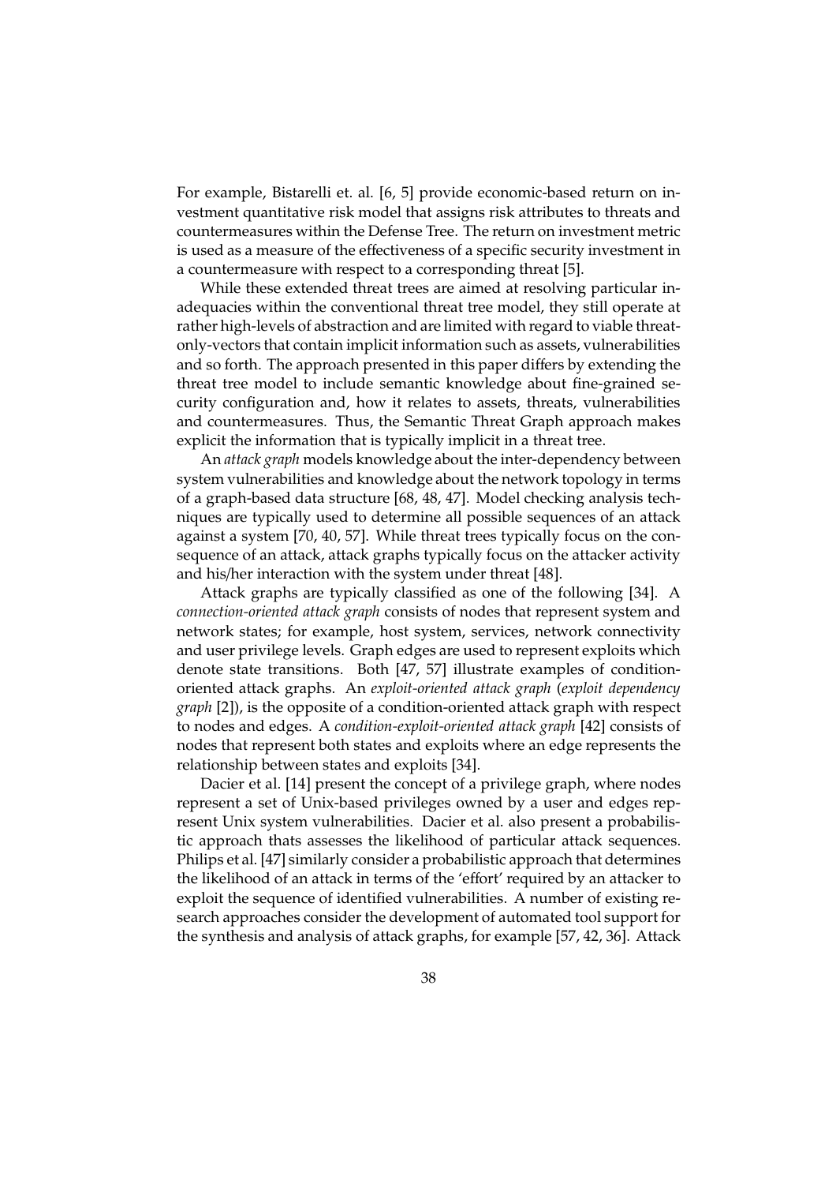For example, Bistarelli et. al. [6, 5] provide economic-based return on investment quantitative risk model that assigns risk attributes to threats and countermeasures within the Defense Tree. The return on investment metric is used as a measure of the effectiveness of a specific security investment in a countermeasure with respect to a corresponding threat [5].

While these extended threat trees are aimed at resolving particular inadequacies within the conventional threat tree model, they still operate at rather high-levels of abstraction and are limited with regard to viable threat-only-vectors that contain implicit information such as assets, vulnerabilities and so forth. The approach presented in this paper differs by extending the threat tree model to include semantic knowledge about fine-grained security configuration and, how it relates to assets, threats, vulnerabilities and countermeasures. Thus, the Semantic Threat Graph approach makes explicit the information that is typically implicit in a threat tree.

An *attack graph* models knowledge about the inter-dependency between system vulnerabilities and knowledge about the network topology in terms of a graph-based data structure [68, 48, 47]. Model checking analysis techniques are typically used to determine all possible sequences of an attack against a system [70, 40, 57]. While threat trees typically focus on the consequence of an attack, attack graphs typically focus on the attacker activity and his/her interaction with the system under threat [48].

Attack graphs are typically classified as one of the following [34]. A *connection-oriented attack graph* consists of nodes that represent system and network states; for example, host system, services, network connectivity and user privilege levels. Graph edges are used to represent exploits which denote state transitions. Both [47, 57] illustrate examples of condition-oriented attack graphs. An *exploit-oriented attack graph* (*exploit dependency graph* [2]), is the opposite of a condition-oriented attack graph with respect to nodes and edges. A *condition-exploit-oriented attack graph* [42] consists of nodes that represent both states and exploits where an edge represents the relationship between states and exploits [34].

Dacier et al. [14] present the concept of a privilege graph, where nodes represent a set of Unix-based privileges owned by a user and edges represent Unix system vulnerabilities. Dacier et al. also present a probabilistic approach thats assesses the likelihood of particular attack sequences. Philips et al. [47] similarly consider a probabilistic approach that determines the likelihood of an attack in terms of the 'effort' required by an attacker to exploit the sequence of identified vulnerabilities. A number of existing research approaches consider the development of automated tool support for the synthesis and analysis of attack graphs, for example [57, 42, 36]. Attack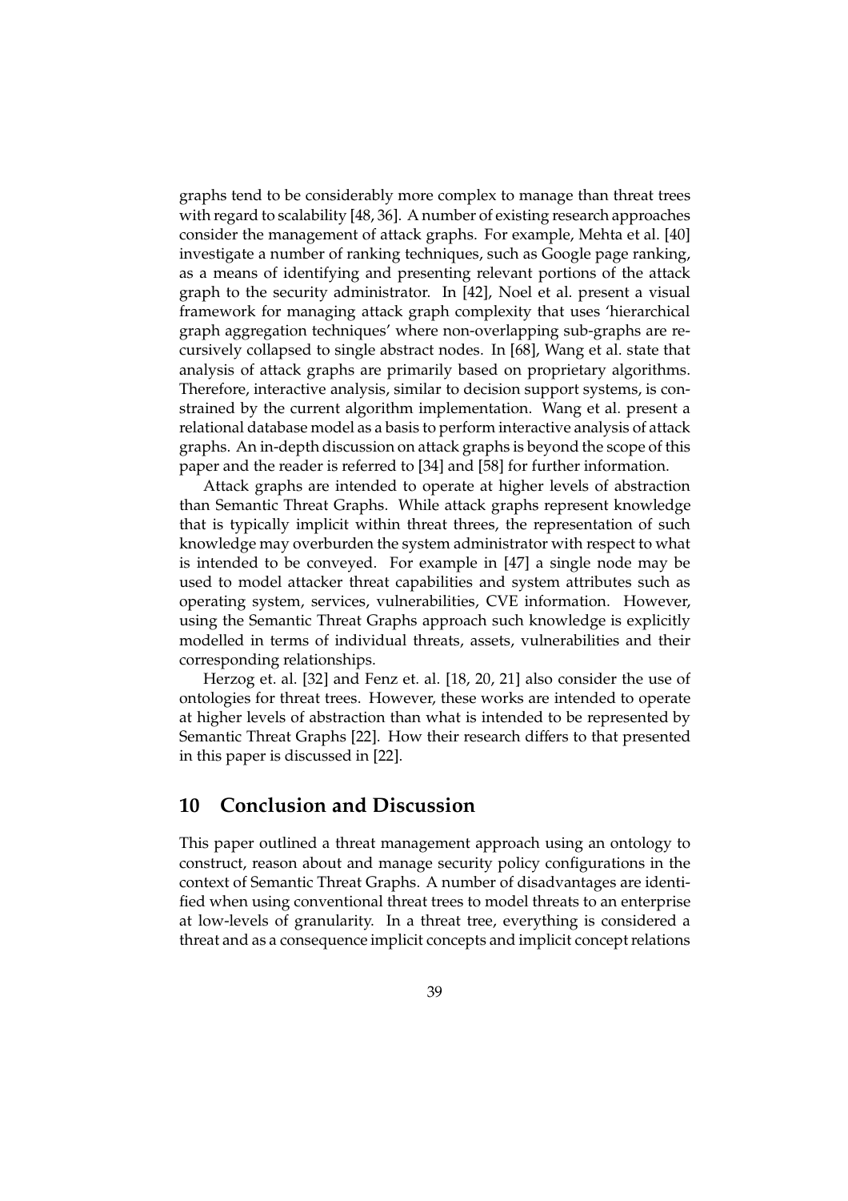graphs tend to be considerably more complex to manage than threat trees with regard to scalability [48, 36]. A number of existing research approaches consider the management of attack graphs. For example, Mehta et al. [40] investigate a number of ranking techniques, such as Google page ranking, as a means of identifying and presenting relevant portions of the attack graph to the security administrator. In [42], Noel et al. present a visual framework for managing attack graph complexity that uses 'hierarchical graph aggregation techniques' where non-overlapping sub-graphs are recursively collapsed to single abstract nodes. In [68], Wang et al. state that analysis of attack graphs are primarily based on proprietary algorithms. Therefore, interactive analysis, similar to decision support systems, is constrained by the current algorithm implementation. Wang et al. present a relational database model as a basis to perform interactive analysis of attack graphs. An in-depth discussion on attack graphs is beyond the scope of this paper and the reader is referred to [34] and [58] for further information.

Attack graphs are intended to operate at higher levels of abstraction than Semantic Threat Graphs. While attack graphs represent knowledge that is typically implicit within threat threes, the representation of such knowledge may overburden the system administrator with respect to what is intended to be conveyed. For example in [47] a single node may be used to model attacker threat capabilities and system attributes such as operating system, services, vulnerabilities, CVE information. However, using the Semantic Threat Graphs approach such knowledge is explicitly modelled in terms of individual threats, assets, vulnerabilities and their corresponding relationships.

Herzog et. al. [32] and Fenz et. al. [18, 20, 21] also consider the use of ontologies for threat trees. However, these works are intended to operate at higher levels of abstraction than what is intended to be represented by Semantic Threat Graphs [22]. How their research differs to that presented in this paper is discussed in [22].

## 10 Conclusion and Discussion

This paper outlined a threat management approach using an ontology to construct, reason about and manage security policy configurations in the context of Semantic Threat Graphs. A number of disadvantages are identified when using conventional threat trees to model threats to an enterprise at low-levels of granularity. In a threat tree, everything is considered a threat and as a consequence implicit concepts and implicit concept relations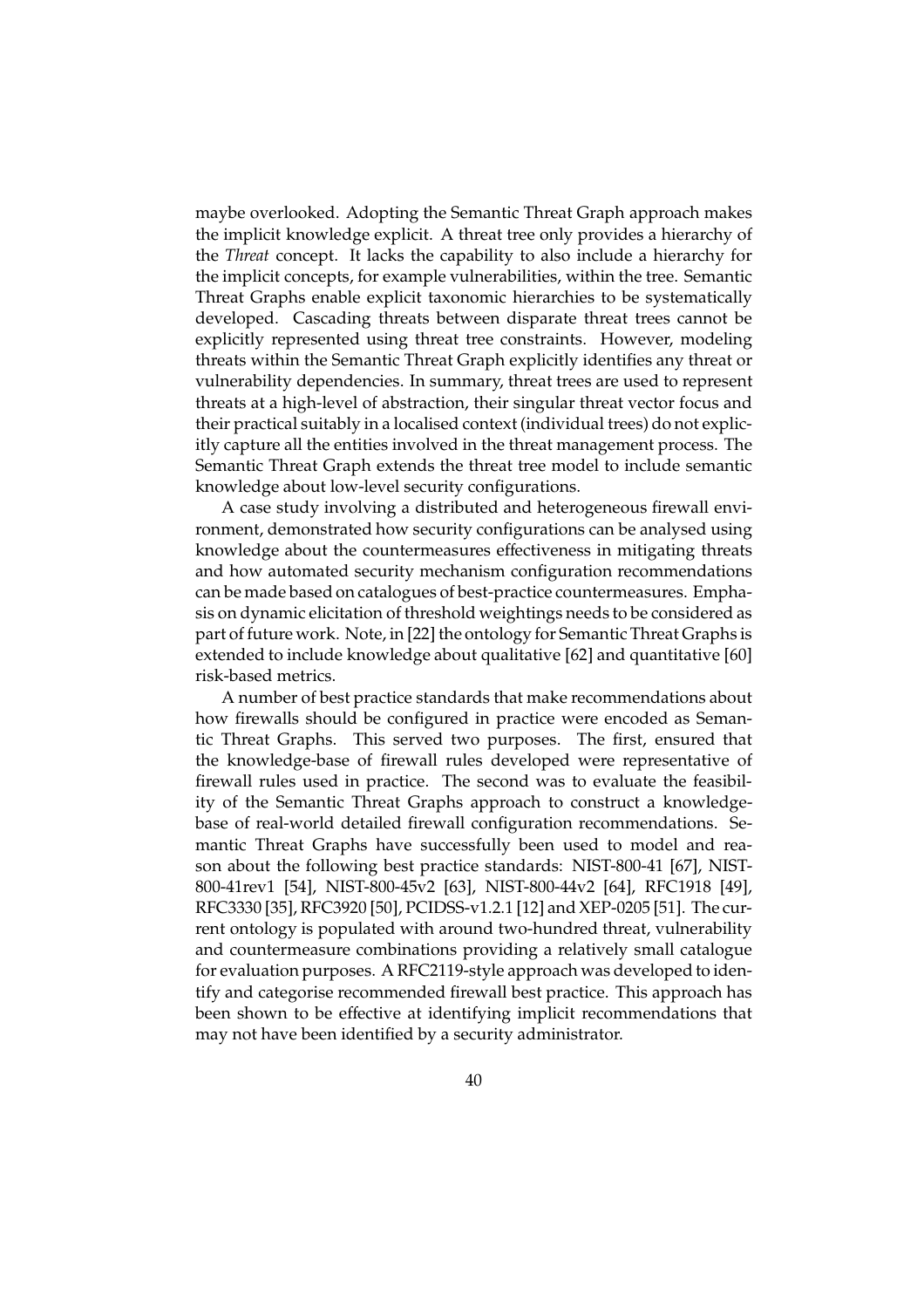maybe overlooked. Adopting the Semantic Threat Graph approach makes the implicit knowledge explicit. A threat tree only provides a hierarchy of the *Threat* concept. It lacks the capability to also include a hierarchy for the implicit concepts, for example vulnerabilities, within the tree. Semantic Threat Graphs enable explicit taxonomic hierarchies to be systematically developed. Cascading threats between disparate threat trees cannot be explicitly represented using threat tree constraints. However, modeling threats within the Semantic Threat Graph explicitly identifies any threat or vulnerability dependencies. In summary, threat trees are used to represent threats at a high-level of abstraction, their singular threat vector focus and their practical suitably in a localised context (individual trees) do not explicitly capture all the entities involved in the threat management process. The Semantic Threat Graph extends the threat tree model to include semantic knowledge about low-level security configurations.

A case study involving a distributed and heterogeneous firewall environment, demonstrated how security configurations can be analysed using knowledge about the countermeasures effectiveness in mitigating threats and how automated security mechanism configuration recommendations can be made based on catalogues of best-practice countermeasures. Emphasis on dynamic elicitation of threshold weightings needs to be considered as part of future work. Note, in [22] the ontology for Semantic Threat Graphs is extended to include knowledge about qualitative [62] and quantitative [60] risk-based metrics.

A number of best practice standards that make recommendations about how firewalls should be configured in practice were encoded as Semantic Threat Graphs. This served two purposes. The first, ensured that the knowledge-base of firewall rules developed were representative of firewall rules used in practice. The second was to evaluate the feasibility of the Semantic Threat Graphs approach to construct a knowledge-base of real-world detailed firewall configuration recommendations. Semantic Threat Graphs have successfully been used to model and reason about the following best practice standards: NIST-800-41 [67], NIST-800-41rev1 [54], NIST-800-45v2 [63], NIST-800-44v2 [64], RFC1918 [49], RFC3330 [35], RFC3920 [50], PCIDSS-v1.2.1 [12] and XEP-0205 [51]. The current ontology is populated with around two-hundred threat, vulnerability and countermeasure combinations providing a relatively small catalogue for evaluation purposes. A RFC2119-style approach was developed to identify and categorise recommended firewall best practice. This approach has been shown to be effective at identifying implicit recommendations that may not have been identified by a security administrator.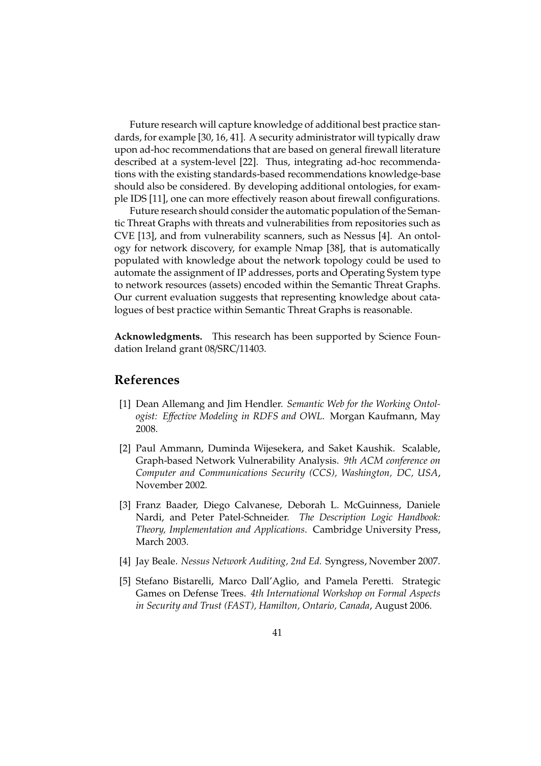Future research will capture knowledge of additional best practice standards, for example [30, 16, 41]. A security administrator will typically draw upon ad-hoc recommendations that are based on general firewall literature described at a system-level [22]. Thus, integrating ad-hoc recommendations with the existing standards-based recommendations knowledge-base should also be considered. By developing additional ontologies, for example IDS [11], one can more effectively reason about firewall configurations.

Future research should consider the automatic population of the Semantic Threat Graphs with threats and vulnerabilities from repositories such as CVE [13], and from vulnerability scanners, such as Nessus [4]. An ontology for network discovery, for example Nmap [38], that is automatically populated with knowledge about the network topology could be used to automate the assignment of IP addresses, ports and Operating System type to network resources (assets) encoded within the Semantic Threat Graphs. Our current evaluation suggests that representing knowledge about catalogues of best practice within Semantic Threat Graphs is reasonable.

**Acknowledgments.** This research has been supported by Science Foundation Ireland grant 08/SRC/11403.

# References

[1] Dean Allemang and Jim Hendler. *Semantic Web for the Working Ontologist: Effective Modeling in RDFS and OWL*. Morgan Kaufmann, May 2008.

[2] Paul Ammann, Duminda Wijesekera, and Saket Kaushik. Scalable, Graph-based Network Vulnerability Analysis. *9th ACM conference on Computer and Communications Security (CCS), Washington, DC, USA*, November 2002.

[3] Franz Baader, Diego Calvanese, Deborah L. McGuinness, Daniele Nardi, and Peter Patel-Schneider. *The Description Logic Handbook: Theory, Implementation and Applications*. Cambridge University Press, March 2003.

[4] Jay Beale. *Nessus Network Auditing, 2nd Ed.* Syngress, November 2007.

[5] Stefano Bistarelli, Marco Dall'Aglio, and Pamela Peretti. Strategic Games on Defense Trees. *4th International Workshop on Formal Aspects in Security and Trust (FAST), Hamilton, Ontario, Canada*, August 2006.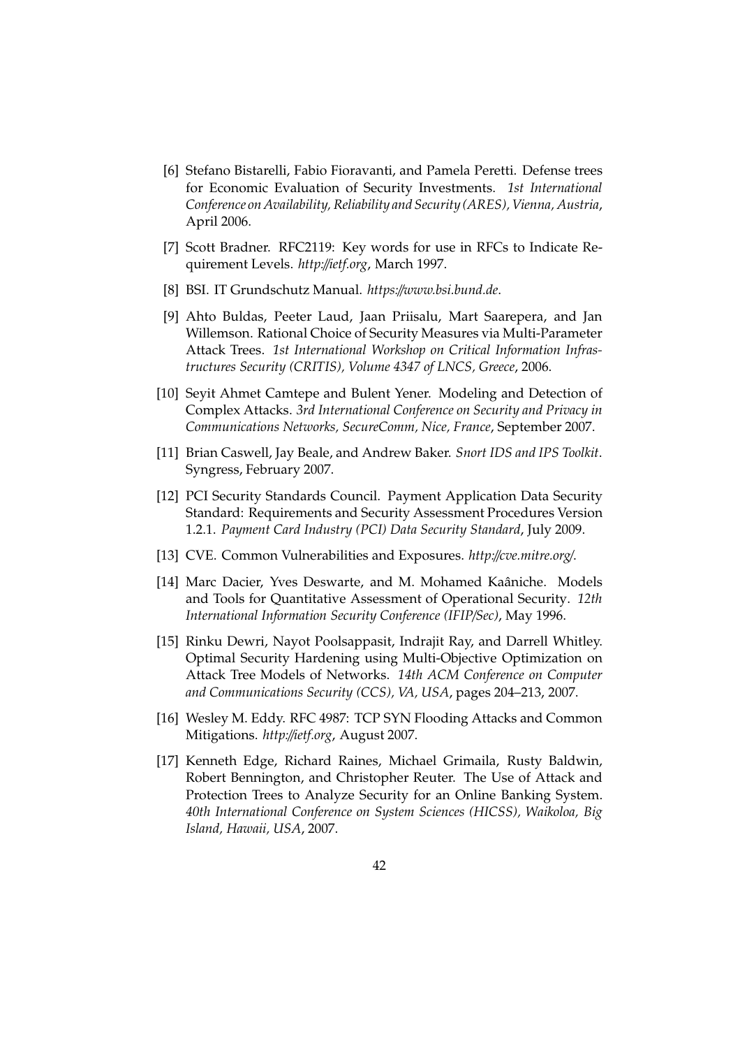[6] Stefano Bistarelli, Fabio Fioravanti, and Pamela Peretti. Defense trees for Economic Evaluation of Security Investments. *1st International Conference on Availability, Reliability and Security (ARES), Vienna, Austria*, April 2006.

[7] Scott Bradner. RFC2119: Key words for use in RFCs to Indicate Requirement Levels. *http://ietf.org*, March 1997.

[8] BSI. IT Grundschutz Manual. *https://www.bsi.bund.de*.

[9] Ahto Buldas, Peeter Laud, Jaan Priisalu, Mart Saarepera, and Jan Willemson. Rational Choice of Security Measures via Multi-Parameter Attack Trees. *1st International Workshop on Critical Information Infrastructures Security (CRITIS), Volume 4347 of LNCS, Greece*, 2006.

[10] Seyit Ahmet Camtepe and Bulent Yener. Modeling and Detection of Complex Attacks. *3rd International Conference on Security and Privacy in Communications Networks, SecureComm, Nice, France*, September 2007.

[11] Brian Caswell, Jay Beale, and Andrew Baker. *Snort IDS and IPS Toolkit*. Syngress, February 2007.

[12] PCI Security Standards Council. Payment Application Data Security Standard: Requirements and Security Assessment Procedures Version 1.2.1. *Payment Card Industry (PCI) Data Security Standard*, July 2009.

[13] CVE. Common Vulnerabilities and Exposures. *http://cve.mitre.org/*.

[14] Marc Dacier, Yves Deswarte, and M. Mohamed Kaâniche. Models and Tools for Quantitative Assessment of Operational Security. *12th International Information Security Conference (IFIP/Sec)*, May 1996.

[15] Rinku Dewri, Nayot Poolsappasit, Indrajit Ray, and Darrell Whitley. Optimal Security Hardening using Multi-Objective Optimization on Attack Tree Models of Networks. *14th ACM Conference on Computer and Communications Security (CCS), VA, USA*, pages 204–213, 2007.

[16] Wesley M. Eddy. RFC 4987: TCP SYN Flooding Attacks and Common Mitigations. *http://ietf.org*, August 2007.

[17] Kenneth Edge, Richard Raines, Michael Grimaila, Rusty Baldwin, Robert Bennington, and Christopher Reuter. The Use of Attack and Protection Trees to Analyze Security for an Online Banking System. *40th International Conference on System Sciences (HICSS), Waikoloa, Big Island, Hawaii, USA*, 2007.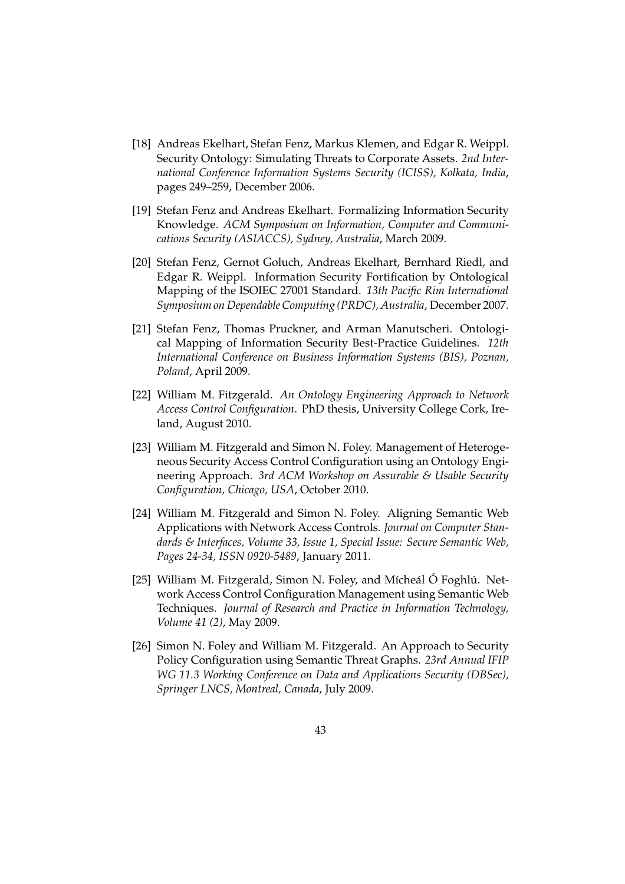[18] Andreas Ekelhart, Stefan Fenz, Markus Klemen, and Edgar R. Weippl. Security Ontology: Simulating Threats to Corporate Assets. *2nd International Conference Information Systems Security (ICISS), Kolkata, India*, pages 249–259, December 2006.

[19] Stefan Fenz and Andreas Ekelhart. Formalizing Information Security Knowledge. *ACM Symposium on Information, Computer and Communications Security (ASIACCS), Sydney, Australia*, March 2009.

[20] Stefan Fenz, Gernot Goluch, Andreas Ekelhart, Bernhard Riedl, and Edgar R. Weippl. Information Security Fortification by Ontological Mapping of the ISOIEC 27001 Standard. *13th Pacific Rim International Symposium on Dependable Computing (PRDC), Australia*, December 2007.

[21] Stefan Fenz, Thomas Pruckner, and Arman Manutscheri. Ontological Mapping of Information Security Best-Practice Guidelines. *12th International Conference on Business Information Systems (BIS), Poznan, Poland*, April 2009.

[22] William M. Fitzgerald. *An Ontology Engineering Approach to Network Access Control Configuration*. PhD thesis, University College Cork, Ireland, August 2010.

[23] William M. Fitzgerald and Simon N. Foley. Management of Heterogeneous Security Access Control Configuration using an Ontology Engineering Approach. *3rd ACM Workshop on Assurable & Usable Security Configuration, Chicago, USA*, October 2010.

[24] William M. Fitzgerald and Simon N. Foley. Aligning Semantic Web Applications with Network Access Controls. *Journal on Computer Standards & Interfaces, Volume 33, Issue 1, Special Issue: Secure Semantic Web, Pages 24-34, ISSN 0920-5489*, January 2011.

[25] William M. Fitzgerald, Simon N. Foley, and Mícheál Ó Foghlú. Network Access Control Configuration Management using Semantic Web Techniques. *Journal of Research and Practice in Information Technology, Volume 41 (2)*, May 2009.

[26] Simon N. Foley and William M. Fitzgerald. An Approach to Security Policy Configuration using Semantic Threat Graphs. *23rd Annual IFIP WG 11.3 Working Conference on Data and Applications Security (DBSec), Springer LNCS, Montreal, Canada*, July 2009.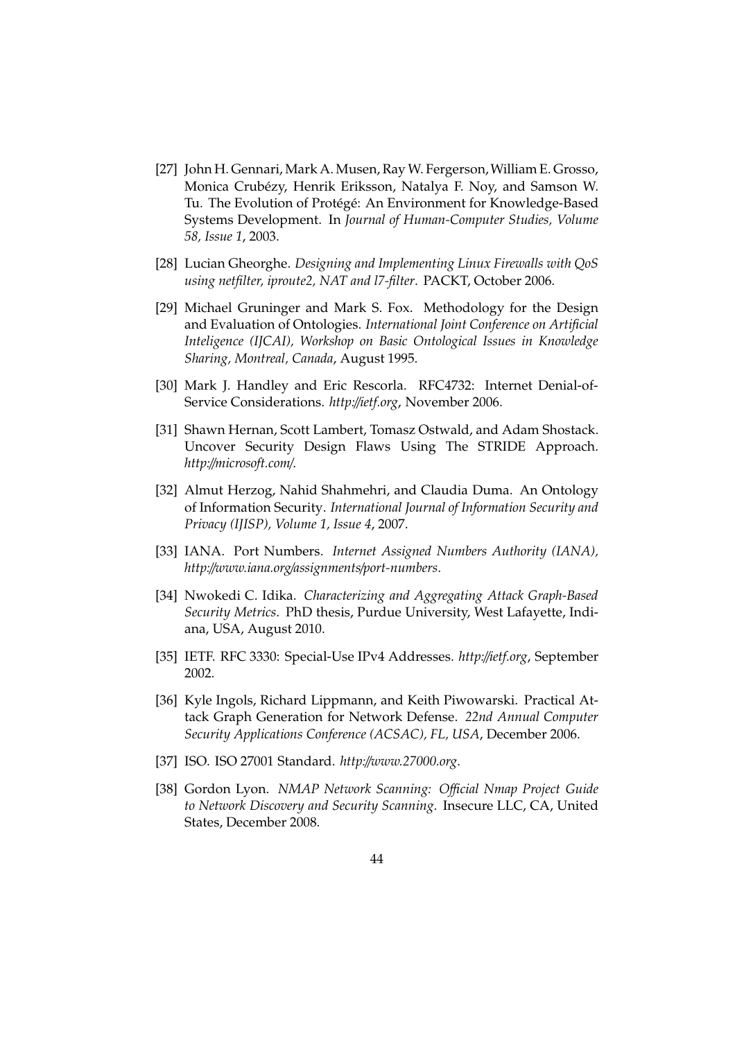[27] John H. Gennari, Mark A. Musen, Ray W. Fergerson, William E. Grosso, Monica Crubézy, Henrik Eriksson, Natalya F. Noy, and Samson W. Tu. The Evolution of Protégé: An Environment for Knowledge-Based Systems Development. In *Journal of Human-Computer Studies, Volume 58, Issue 1*, 2003.

[28] Lucian Gheorghe. *Designing and Implementing Linux Firewalls with QoS using netfilter, iproute2, NAT and l7-filter*. PACKT, October 2006.

[29] Michael Gruninger and Mark S. Fox. Methodology for the Design and Evaluation of Ontologies. *International Joint Conference on Artificial Inteligence (IJCAI), Workshop on Basic Ontological Issues in Knowledge Sharing, Montreal, Canada*, August 1995.

[30] Mark J. Handley and Eric Rescorla. RFC4732: Internet Denial-of-Service Considerations. *http://ietf.org*, November 2006.

[31] Shawn Hernan, Scott Lambert, Tomasz Ostwald, and Adam Shostack. Uncover Security Design Flaws Using The STRIDE Approach. *http://microsoft.com/*.

[32] Almut Herzog, Nahid Shahmehri, and Claudia Duma. An Ontology of Information Security. *International Journal of Information Security and Privacy (IJISP), Volume 1, Issue 4*, 2007.

[33] IANA. Port Numbers. *Internet Assigned Numbers Authority (IANA), http://www.iana.org/assignments/port-numbers*.

[34] Nwokedi C. Idika. *Characterizing and Aggregating Attack Graph-Based Security Metrics*. PhD thesis, Purdue University, West Lafayette, Indiana, USA, August 2010.

[35] IETF. RFC 3330: Special-Use IPv4 Addresses. *http://ietf.org*, September 2002.

[36] Kyle Ingols, Richard Lippmann, and Keith Piwowarski. Practical Attack Graph Generation for Network Defense. *22nd Annual Computer Security Applications Conference (ACSAC), FL, USA*, December 2006.

[37] ISO. ISO 27001 Standard. *http://www.27000.org*.

[38] Gordon Lyon. *NMAP Network Scanning: Official Nmap Project Guide to Network Discovery and Security Scanning*. Insecure LLC, CA, United States, December 2008.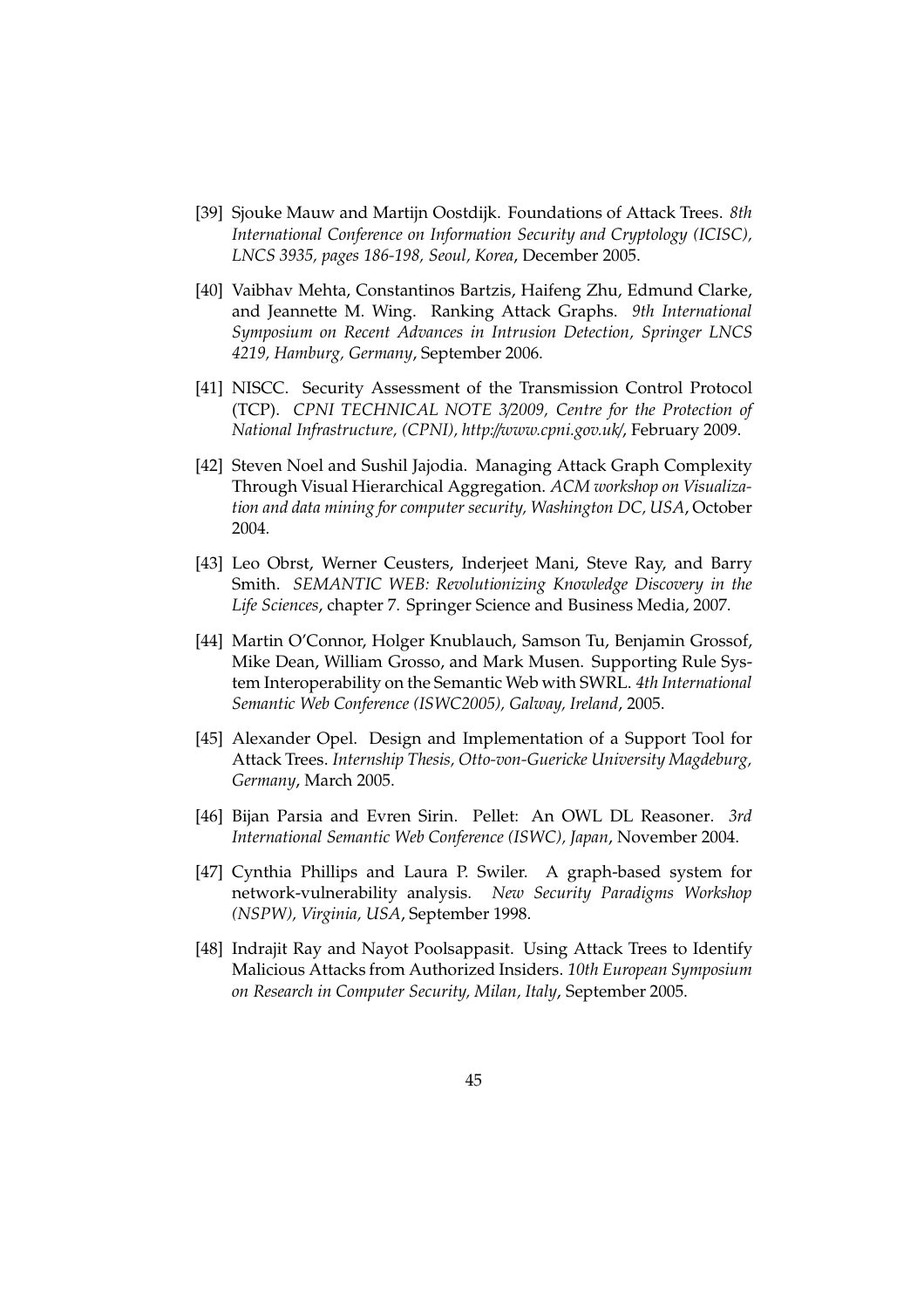[39] Sjouke Mauw and Martijn Oostdijk. Foundations of Attack Trees. *8th International Conference on Information Security and Cryptology (ICISC), LNCS 3935, pages 186-198, Seoul, Korea*, December 2005.

[40] Vaibhav Mehta, Constantinos Bartzis, Haifeng Zhu, Edmund Clarke, and Jeannette M. Wing. Ranking Attack Graphs. *9th International Symposium on Recent Advances in Intrusion Detection, Springer LNCS 4219, Hamburg, Germany*, September 2006.

[41] NISCC. Security Assessment of the Transmission Control Protocol (TCP). *CPNI TECHNICAL NOTE 3/2009, Centre for the Protection of National Infrastructure, (CPNI), http://www.cpni.gov.uk/*, February 2009.

[42] Steven Noel and Sushil Jajodia. Managing Attack Graph Complexity Through Visual Hierarchical Aggregation. *ACM workshop on Visualization and data mining for computer security, Washington DC, USA*, October 2004.

[43] Leo Obrst, Werner Ceusters, Inderjeet Mani, Steve Ray, and Barry Smith. *SEMANTIC WEB: Revolutionizing Knowledge Discovery in the Life Sciences*, chapter 7. Springer Science and Business Media, 2007.

[44] Martin O'Connor, Holger Knublauch, Samson Tu, Benjamin Grossof, Mike Dean, William Grosso, and Mark Musen. Supporting Rule System Interoperability on the Semantic Web with SWRL. *4th International Semantic Web Conference (ISWC2005), Galway, Ireland*, 2005.

[45] Alexander Opel. Design and Implementation of a Support Tool for Attack Trees. *Internship Thesis, Otto-von-Guericke University Magdeburg, Germany*, March 2005.

[46] Bijan Parsia and Evren Sirin. Pellet: An OWL DL Reasoner. *3rd International Semantic Web Conference (ISWC), Japan*, November 2004.

[47] Cynthia Phillips and Laura P. Swiler. A graph-based system for network-vulnerability analysis. *New Security Paradigms Workshop (NSPW), Virginia, USA*, September 1998.

[48] Indrajit Ray and Nayot Poolsappasit. Using Attack Trees to Identify Malicious Attacks from Authorized Insiders. *10th European Symposium on Research in Computer Security, Milan, Italy*, September 2005.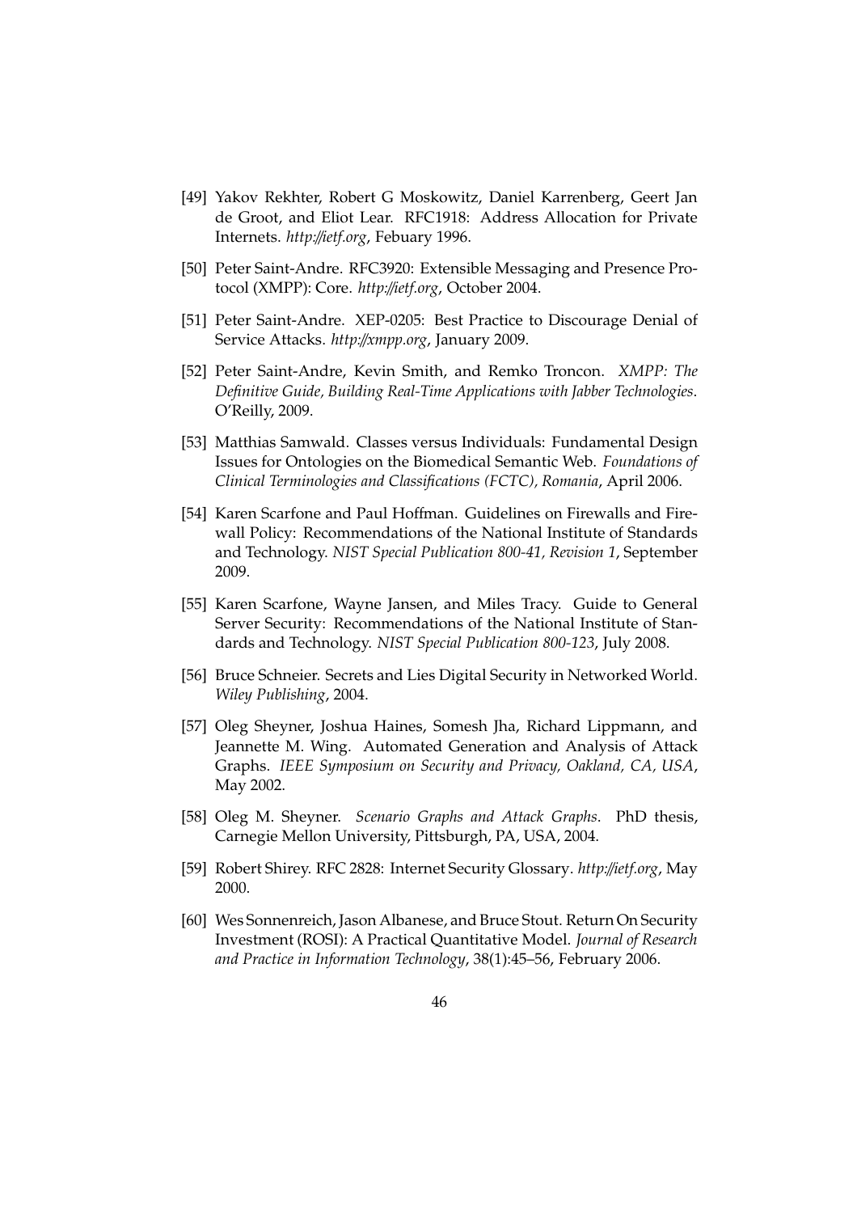[49] Yakov Rekhter, Robert G Moskowitz, Daniel Karrenberg, Geert Jan de Groot, and Eliot Lear. RFC1918: Address Allocation for Private Internets. *http://ietf.org*, Febuary 1996.

[50] Peter Saint-Andre. RFC3920: Extensible Messaging and Presence Protocol (XMPP): Core. *http://ietf.org*, October 2004.

[51] Peter Saint-Andre. XEP-0205: Best Practice to Discourage Denial of Service Attacks. *http://xmpp.org*, January 2009.

[52] Peter Saint-Andre, Kevin Smith, and Remko Troncon. *XMPP: The Definitive Guide, Building Real-Time Applications with Jabber Technologies*. O'Reilly, 2009.

[53] Matthias Samwald. Classes versus Individuals: Fundamental Design Issues for Ontologies on the Biomedical Semantic Web. *Foundations of Clinical Terminologies and Classifications (FCTC), Romania*, April 2006.

[54] Karen Scarfone and Paul Hoffman. Guidelines on Firewalls and Firewall Policy: Recommendations of the National Institute of Standards and Technology. *NIST Special Publication 800-41, Revision 1*, September 2009.

[55] Karen Scarfone, Wayne Jansen, and Miles Tracy. Guide to General Server Security: Recommendations of the National Institute of Standards and Technology. *NIST Special Publication 800-123*, July 2008.

[56] Bruce Schneier. Secrets and Lies Digital Security in Networked World. *Wiley Publishing*, 2004.

[57] Oleg Sheyner, Joshua Haines, Somesh Jha, Richard Lippmann, and Jeannette M. Wing. Automated Generation and Analysis of Attack Graphs. *IEEE Symposium on Security and Privacy, Oakland, CA, USA*, May 2002.

[58] Oleg M. Sheyner. *Scenario Graphs and Attack Graphs*. PhD thesis, Carnegie Mellon University, Pittsburgh, PA, USA, 2004.

[59] Robert Shirey. RFC 2828: Internet Security Glossary. *http://ietf.org*, May 2000.

[60] Wes Sonnenreich, Jason Albanese, and Bruce Stout. Return On Security Investment (ROSI): A Practical Quantitative Model. *Journal of Research and Practice in Information Technology*, 38(1):45–56, February 2006.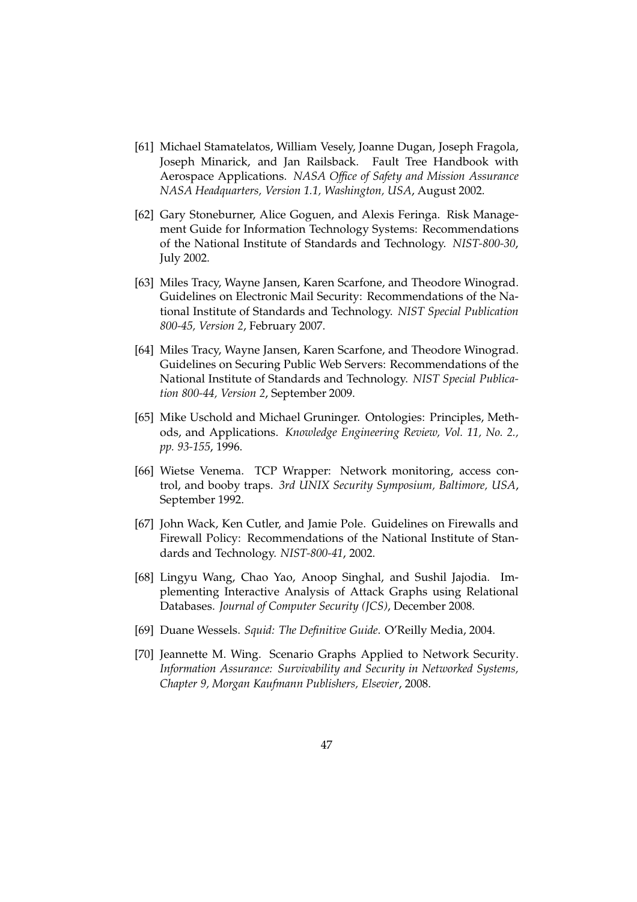[61] Michael Stamatelatos, William Vesely, Joanne Dugan, Joseph Fragola, Joseph Minarick, and Jan Railsback. Fault Tree Handbook with Aerospace Applications. *NASA Office of Safety and Mission Assurance NASA Headquarters, Version 1.1, Washington, USA*, August 2002.

[62] Gary Stoneburner, Alice Goguen, and Alexis Feringa. Risk Management Guide for Information Technology Systems: Recommendations of the National Institute of Standards and Technology. *NIST-800-30*, July 2002.

[63] Miles Tracy, Wayne Jansen, Karen Scarfone, and Theodore Winograd. Guidelines on Electronic Mail Security: Recommendations of the National Institute of Standards and Technology. *NIST Special Publication 800-45, Version 2*, February 2007.

[64] Miles Tracy, Wayne Jansen, Karen Scarfone, and Theodore Winograd. Guidelines on Securing Public Web Servers: Recommendations of the National Institute of Standards and Technology. *NIST Special Publication 800-44, Version 2*, September 2009.

[65] Mike Uschold and Michael Gruninger. Ontologies: Principles, Methods, and Applications. *Knowledge Engineering Review, Vol. 11, No. 2., pp. 93-155*, 1996.

[66] Wietse Venema. TCP Wrapper: Network monitoring, access control, and booby traps. *3rd UNIX Security Symposium, Baltimore, USA*, September 1992.

[67] John Wack, Ken Cutler, and Jamie Pole. Guidelines on Firewalls and Firewall Policy: Recommendations of the National Institute of Standards and Technology. *NIST-800-41*, 2002.

[68] Lingyu Wang, Chao Yao, Anoop Singhal, and Sushil Jajodia. Implementing Interactive Analysis of Attack Graphs using Relational Databases. *Journal of Computer Security (JCS)*, December 2008.

[69] Duane Wessels. *Squid: The Definitive Guide*. O'Reilly Media, 2004.

[70] Jeannette M. Wing. Scenario Graphs Applied to Network Security. *Information Assurance: Survivability and Security in Networked Systems, Chapter 9, Morgan Kaufmann Publishers, Elsevier*, 2008.